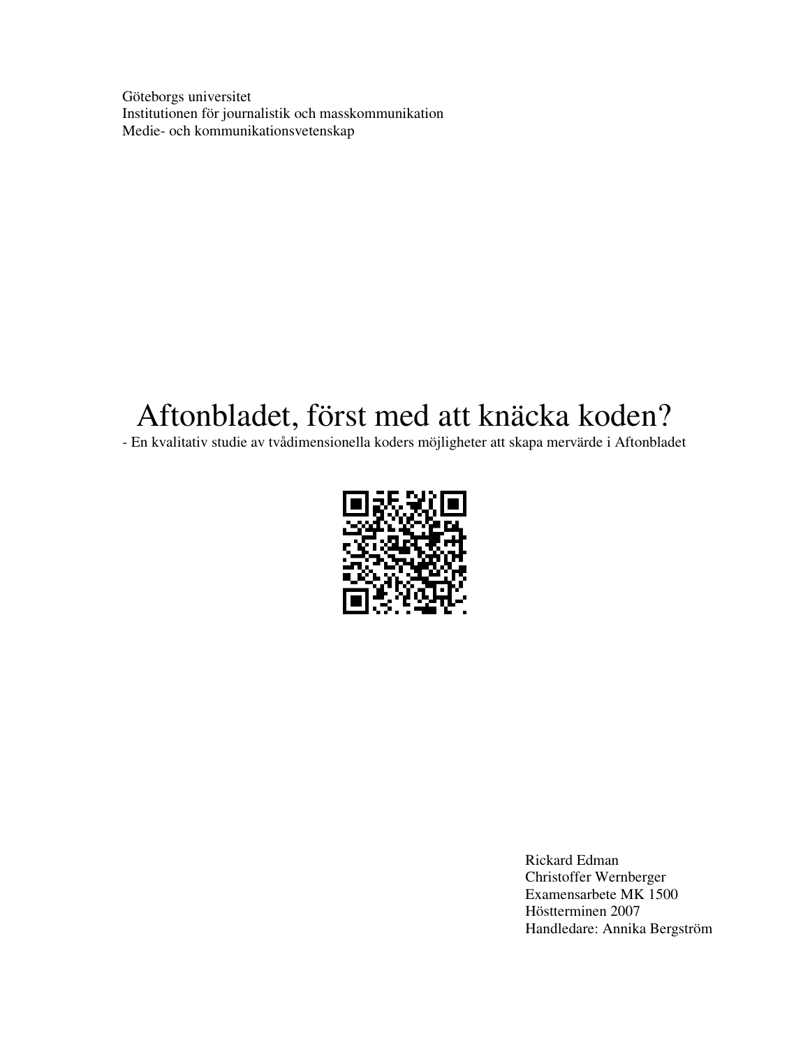Göteborgs universitet
Institutionen för journalistik och masskommunikation
Medie- och kommunikationsvetenskap

# Aftonbladet, först med att knäcka koden?

- En kvalitativ studie av tvådimensionella koders möjligheter att skapa mervärde i Aftonbladet

Rickard Edman
Christoffer Wernberger
Examensarbete MK 1500
Höstterminen 2007
Handledare: Annika Bergström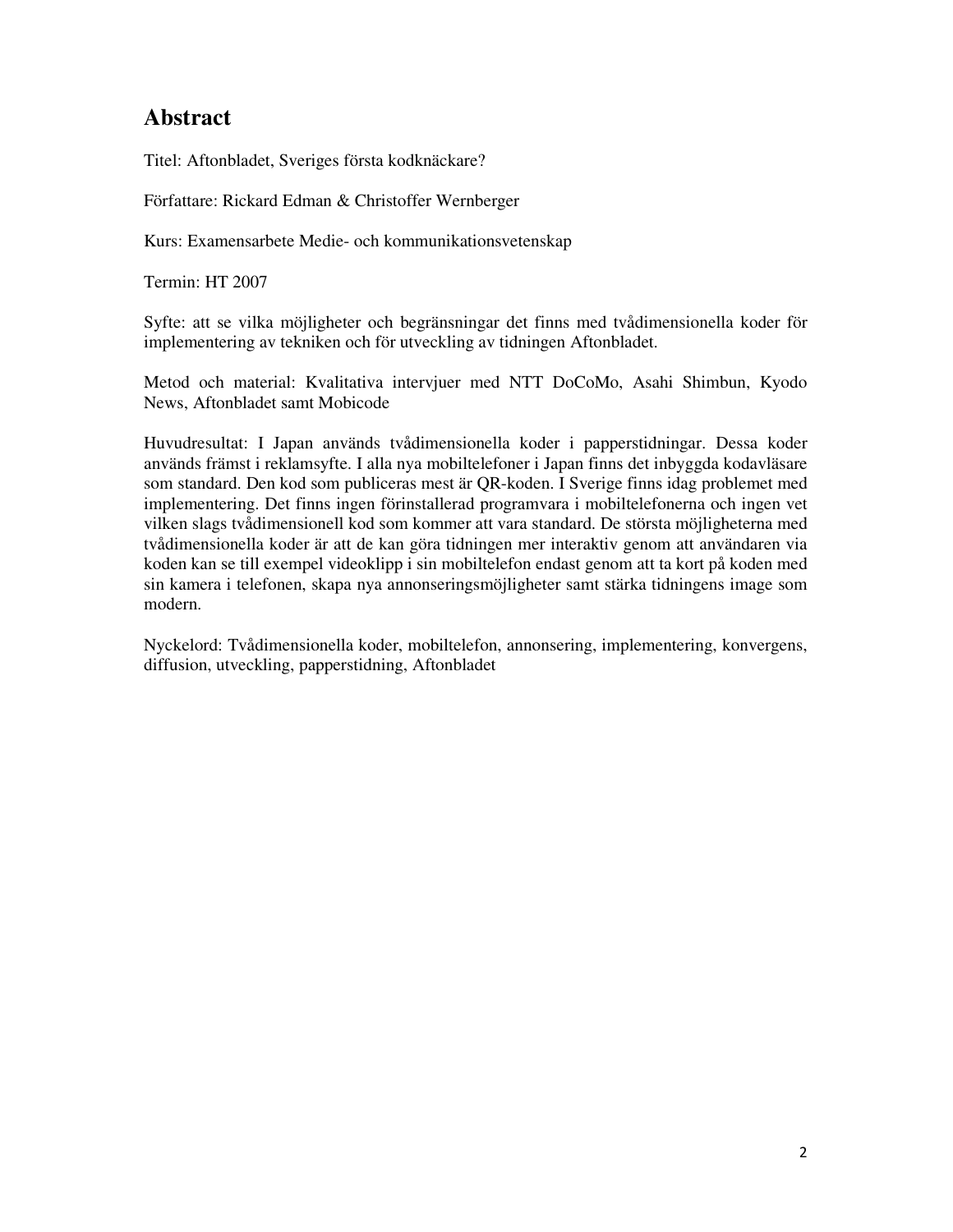# Abstract

Titel: Aftonbladet, Sveriges första kodknäckare?

Författare: Rickard Edman & Christoffer Wernberger

Kurs: Examensarbete Medie- och kommunikationsvetenskap

Termin: HT 2007

Syfte: att se vilka möjligheter och begränsningar det finns med tvådimensionella koder för implementering av tekniken och för utveckling av tidningen Aftonbladet.

Metod och material: Kvalitativa intervjuer med NTT DoCoMo, Asahi Shimbun, Kyodo News, Aftonbladet samt Mobicode

Huvudresultat: I Japan används tvådimensionella koder i papperstidningar. Dessa koder används främst i reklamsyfte. I alla nya mobiltelefoner i Japan finns det inbyggda kodavläsare som standard. Den kod som publiceras mest är QR-koden. I Sverige finns idag problemet med implementering. Det finns ingen förinstallerad programvara i mobiltelefonerna och ingen vet vilken slags tvådimensionell kod som kommer att vara standard. De största möjligheterna med tvådimensionella koder är att de kan göra tidningen mer interaktiv genom att användaren via koden kan se till exempel videoklipp i sin mobiltelefon endast genom att ta kort på koden med sin kamera i telefonen, skapa nya annonseringsmöjligheter samt stärka tidningens image som modern.

Nyckelord: Tvådimensionella koder, mobiltelefon, annonsering, implementering, konvergens, diffusion, utveckling, papperstidning, Aftonbladet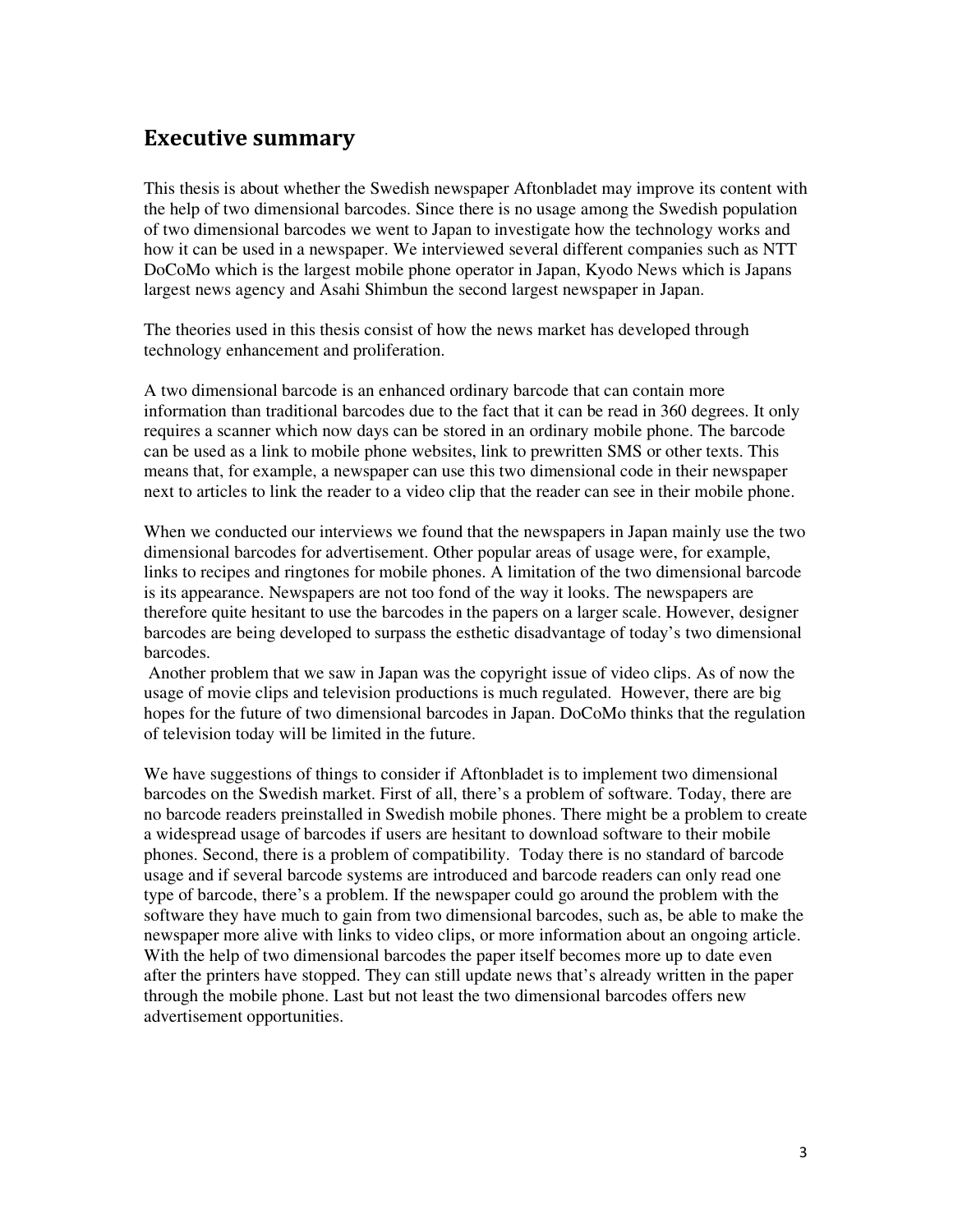## Executive summary

This thesis is about whether the Swedish newspaper Aftonbladet may improve its content with the help of two dimensional barcodes. Since there is no usage among the Swedish population of two dimensional barcodes we went to Japan to investigate how the technology works and how it can be used in a newspaper. We interviewed several different companies such as NTT DoCoMo which is the largest mobile phone operator in Japan, Kyodo News which is Japans largest news agency and Asahi Shimbun the second largest newspaper in Japan.

The theories used in this thesis consist of how the news market has developed through technology enhancement and proliferation.

A two dimensional barcode is an enhanced ordinary barcode that can contain more information than traditional barcodes due to the fact that it can be read in 360 degrees. It only requires a scanner which now days can be stored in an ordinary mobile phone. The barcode can be used as a link to mobile phone websites, link to prewritten SMS or other texts. This means that, for example, a newspaper can use this two dimensional code in their newspaper next to articles to link the reader to a video clip that the reader can see in their mobile phone.

When we conducted our interviews we found that the newspapers in Japan mainly use the two dimensional barcodes for advertisement. Other popular areas of usage were, for example, links to recipes and ringtones for mobile phones. A limitation of the two dimensional barcode is its appearance. Newspapers are not too fond of the way it looks. The newspapers are therefore quite hesitant to use the barcodes in the papers on a larger scale. However, designer barcodes are being developed to surpass the esthetic disadvantage of today's two dimensional barcodes.

Another problem that we saw in Japan was the copyright issue of video clips. As of now the usage of movie clips and television productions is much regulated. However, there are big hopes for the future of two dimensional barcodes in Japan. DoCoMo thinks that the regulation of television today will be limited in the future.

We have suggestions of things to consider if Aftonbladet is to implement two dimensional barcodes on the Swedish market. First of all, there's a problem of software. Today, there are no barcode readers preinstalled in Swedish mobile phones. There might be a problem to create a widespread usage of barcodes if users are hesitant to download software to their mobile phones. Second, there is a problem of compatibility. Today there is no standard of barcode usage and if several barcode systems are introduced and barcode readers can only read one type of barcode, there's a problem. If the newspaper could go around the problem with the software they have much to gain from two dimensional barcodes, such as, be able to make the newspaper more alive with links to video clips, or more information about an ongoing article. With the help of two dimensional barcodes the paper itself becomes more up to date even after the printers have stopped. They can still update news that's already written in the paper through the mobile phone. Last but not least the two dimensional barcodes offers new advertisement opportunities.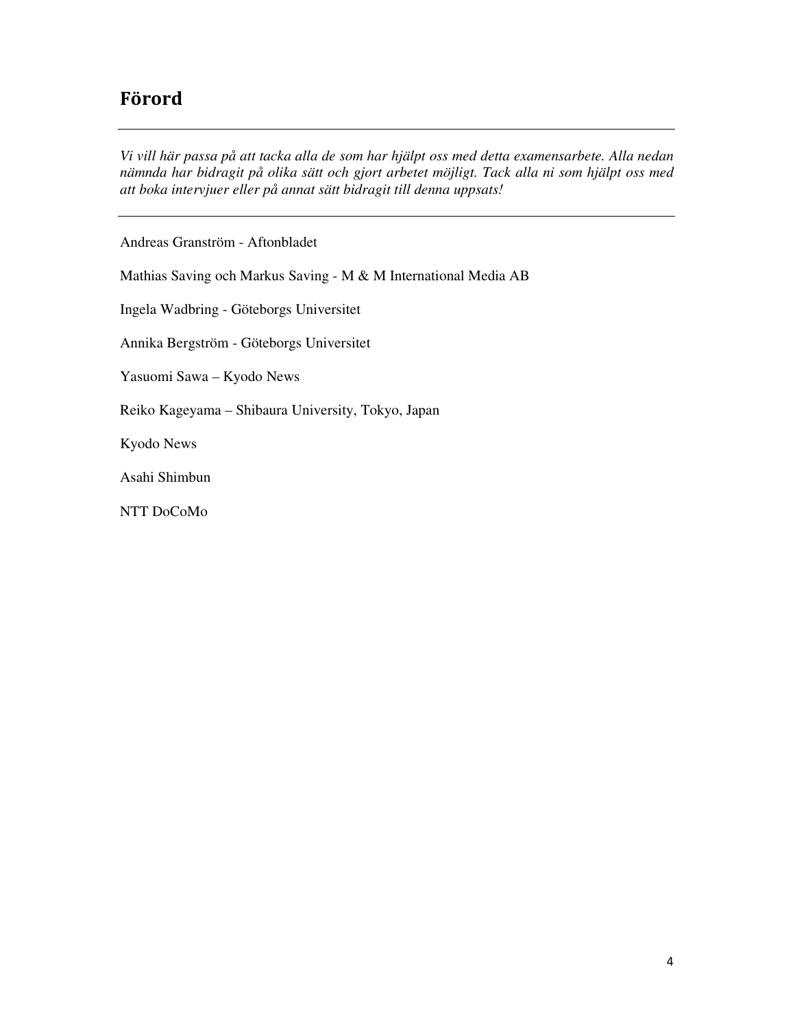# Förord

---

*Vi vill här passa på att tacka alla de som har hjälpt oss med detta examensarbete. Alla nedan nämnda har bidragit på olika sätt och gjort arbetet möjligt. Tack alla ni som hjälpt oss med att boka intervjuer eller på annat sätt bidragit till denna uppsats!*

---

Andreas Granström - Aftonbladet

Mathias Saving och Markus Saving - M & M International Media AB

Ingela Wadbring - Göteborgs Universitet

Annika Bergström - Göteborgs Universitet

Yasuomi Sawa – Kyodo News

Reiko Kageyama – Shibaura University, Tokyo, Japan

Kyodo News

Asahi Shimbun

NTT DoCoMo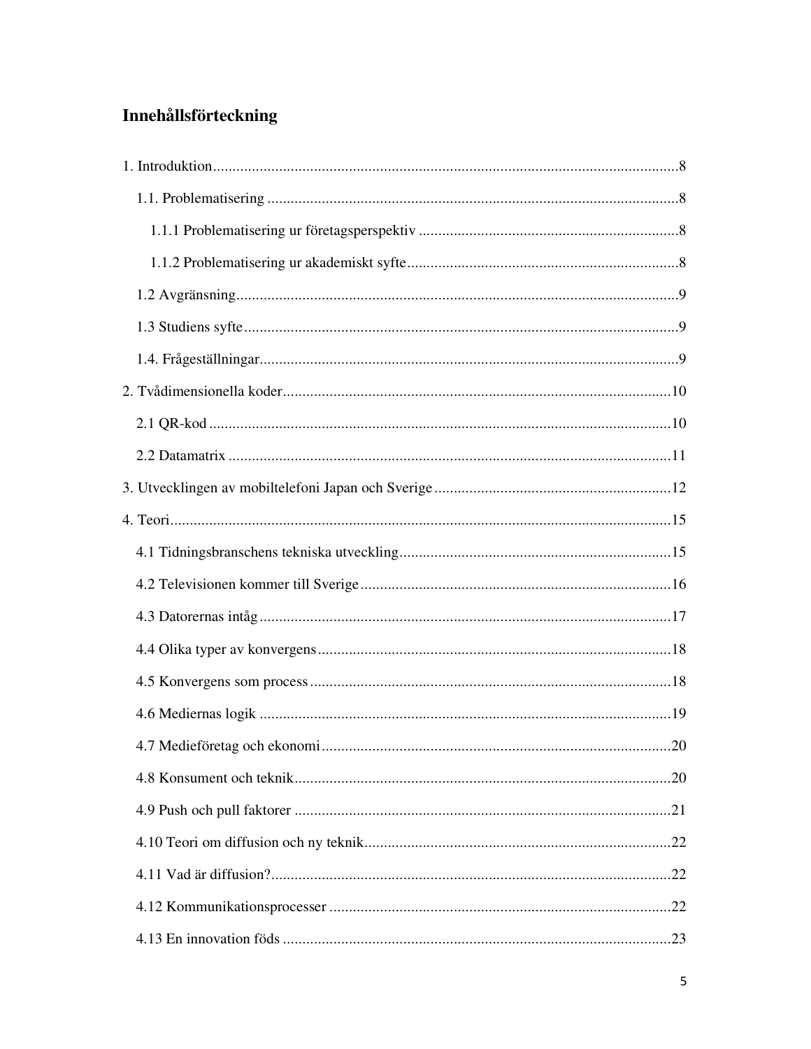# Innehållsförteckning

1. Introduktion........................................................................................................................8

   1.1. Problematisering ..........................................................................................................8

      1.1.1 Problematisering ur företagsperspektiv ...................................................................8

      1.1.2 Problematisering ur akademiskt syfte.......................................................................8

   1.2 Avgränsning..................................................................................................................9

   1.3 Studiens syfte................................................................................................................9

   1.4. Frågeställningar............................................................................................................9

2. Tvådimensionella koder....................................................................................................10

   2.1 QR-kod .......................................................................................................................10

   2.2 Datamatrix ..................................................................................................................11

3. Utvecklingen av mobiltelefoni Japan och Sverige .............................................................12

4. Teori.................................................................................................................................15

   4.1 Tidningsbranschens tekniska utveckling......................................................................15

   4.2 Televisionen kommer till Sverige................................................................................16

   4.3 Datorernas intåg..........................................................................................................17

   4.4 Olika typer av konvergens...........................................................................................18

   4.5 Konvergens som process .............................................................................................18

   4.6 Mediernas logik ..........................................................................................................19

   4.7 Medieföretag och ekonomi..........................................................................................20

   4.8 Konsument och teknik.................................................................................................20

   4.9 Push och pull faktorer .................................................................................................21

   4.10 Teori om diffusion och ny teknik...............................................................................22

   4.11 Vad är diffusion?.......................................................................................................22

   4.12 Kommunikationsprocesser ........................................................................................22

   4.13 En innovation föds ....................................................................................................23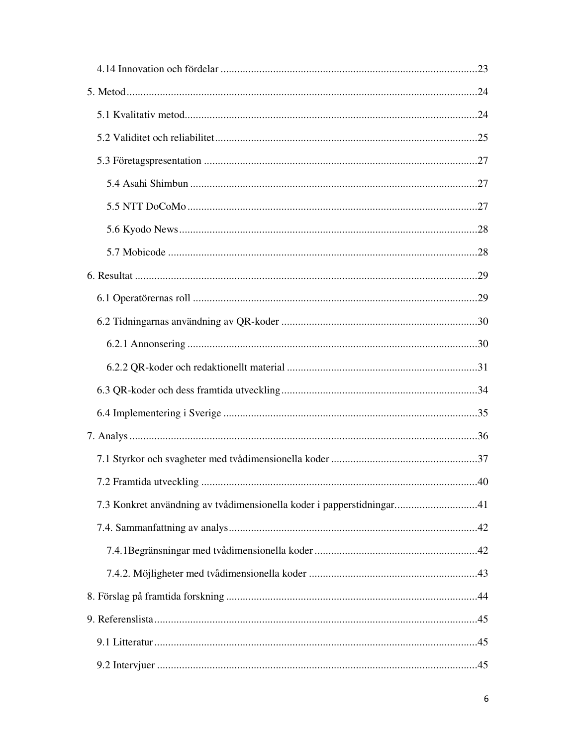4.14 Innovation och fördelar ............................................................................................23

5. Metod ..............................................................................................................................24

5.1 Kvalitativ metod ..........................................................................................................24

5.2 Validitet och reliabilitet ...............................................................................................25

5.3 Företagspresentation ..................................................................................................27

5.4 Asahi Shimbun .......................................................................................................27

5.5 NTT DoCoMo .........................................................................................................27

5.6 Kyodo News ............................................................................................................28

5.7 Mobicode ................................................................................................................28

6. Resultat ...........................................................................................................................29

6.1 Operatörernas roll .......................................................................................................29

6.2 Tidningarnas användning av QR-koder .......................................................................30

6.2.1 Annonsering .........................................................................................................30

6.2.2 QR-koder och redaktionellt material .....................................................................31

6.3 QR-koder och dess framtida utveckling .......................................................................34

6.4 Implementering i Sverige ............................................................................................35

7. Analys .............................................................................................................................36

7.1 Styrkor och svagheter med tvådimensionella koder .....................................................37

7.2 Framtida utveckling ....................................................................................................40

7.3 Konkret användning av tvådimensionella koder i papperstidningar ..............................41

7.4. Sammanfattning av analys ..........................................................................................42

7.4.1Begränsningar med tvådimensionella koder ...........................................................42

7.4.2. Möjligheter med tvådimensionella koder .............................................................43

8. Förslag på framtida forskning ...........................................................................................44

9. Referenslista ....................................................................................................................45

9.1 Litteratur ....................................................................................................................45

9.2 Intervjuer ...................................................................................................................45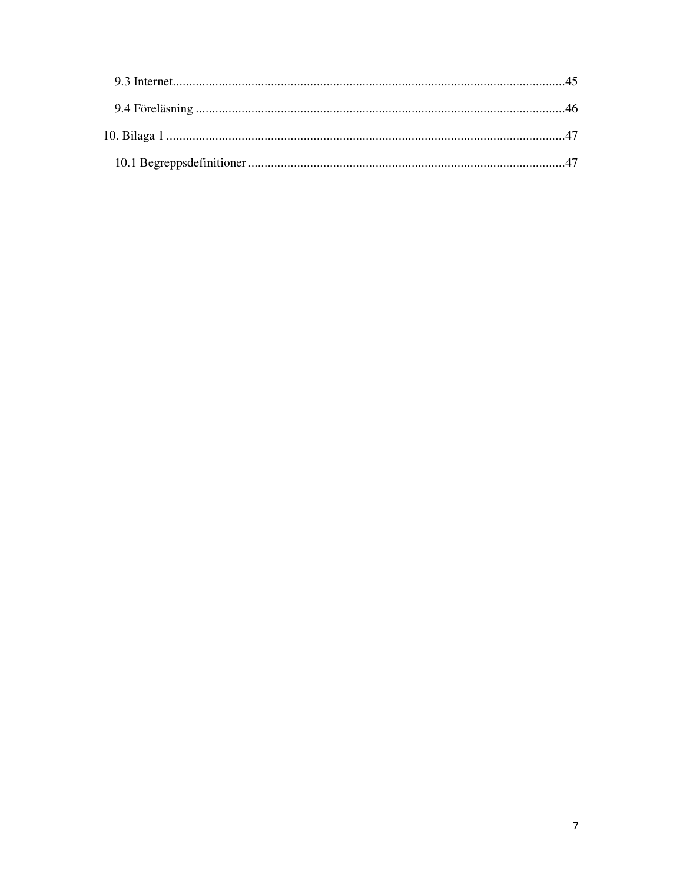9.3 Internet........................................................................................................................45

9.4 Föreläsning .................................................................................................................46

10. Bilaga 1 ..........................................................................................................................47

10.1 Begreppsdefinitioner .................................................................................................47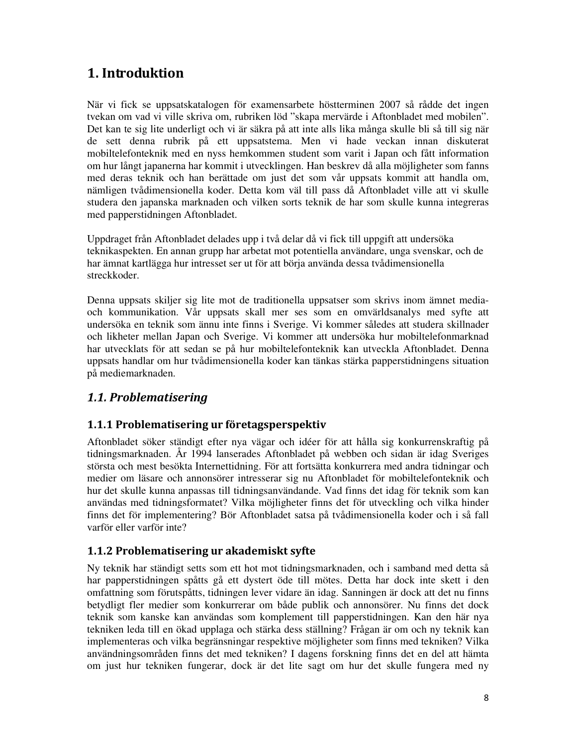# 1. Introduktion

När vi fick se uppsatskatalogen för examensarbete höstterminen 2007 så rådde det ingen tvekan om vad vi ville skriva om, rubriken löd ”skapa mervärde i Aftonbladet med mobilen”. Det kan te sig lite underligt och vi är säkra på att inte alls lika många skulle bli så till sig när de sett denna rubrik på ett uppsatstema. Men vi hade veckan innan diskuterat mobiltelefonteknik med en nyss hemkommen student som varit i Japan och fått information om hur långt japanerna har kommit i utvecklingen. Han beskrev då alla möjligheter som fanns med deras teknik och han berättade om just det som vår uppsats kommit att handla om, nämligen tvådimensionella koder. Detta kom väl till pass då Aftonbladet ville att vi skulle studera den japanska marknaden och vilken sorts teknik de har som skulle kunna integreras med papperstidningen Aftonbladet.

Uppdraget från Aftonbladet delades upp i två delar då vi fick till uppgift att undersöka teknikaspekten. En annan grupp har arbetat mot potentiella användare, unga svenskar, och de har ämnat kartlägga hur intresset ser ut för att börja använda dessa tvådimensionella streckkoder.

Denna uppsats skiljer sig lite mot de traditionella uppsatser som skrivs inom ämnet media- och kommunikation. Vår uppsats skall mer ses som en omvärldsanalys med syfte att undersöka en teknik som ännu inte finns i Sverige. Vi kommer således att studera skillnader och likheter mellan Japan och Sverige. Vi kommer att undersöka hur mobiltelefonmarknad har utvecklats för att sedan se på hur mobiltelefonteknik kan utveckla Aftonbladet. Denna uppsats handlar om hur tvådimensionella koder kan tänkas stärka papperstidningens situation på mediemarknaden.

## *1.1. Problematisering*

### 1.1.1 Problematisering ur företagsperspektiv

Aftonbladet söker ständigt efter nya vägar och idéer för att hålla sig konkurrenskraftig på tidningsmarknaden. År 1994 lanserades Aftonbladet på webben och sidan är idag Sveriges största och mest besökta Internettidning. För att fortsätta konkurrera med andra tidningar och medier om läsare och annonsörer intresserar sig nu Aftonbladet för mobiltelefonteknik och hur det skulle kunna anpassas till tidningsanvändande. Vad finns det idag för teknik som kan användas med tidningsformatet? Vilka möjligheter finns det för utveckling och vilka hinder finns det för implementering? Bör Aftonbladet satsa på tvådimensionella koder och i så fall varför eller varför inte?

### 1.1.2 Problematisering ur akademiskt syfte

Ny teknik har ständigt setts som ett hot mot tidningsmarknaden, och i samband med detta så har papperstidningen spåtts gå ett dystert öde till mötes. Detta har dock inte skett i den omfattning som förutspåtts, tidningen lever vidare än idag. Sanningen är dock att det nu finns betydligt fler medier som konkurrerar om både publik och annonsörer. Nu finns det dock teknik som kanske kan användas som komplement till papperstidningen. Kan den här nya tekniken leda till en ökad upplaga och stärka dess ställning? Frågan är om och ny teknik kan implementeras och vilka begränsningar respektive möjligheter som finns med tekniken? Vilka användningsområden finns det med tekniken? I dagens forskning finns det en del att hämta om just hur tekniken fungerar, dock är det lite sagt om hur det skulle fungera med ny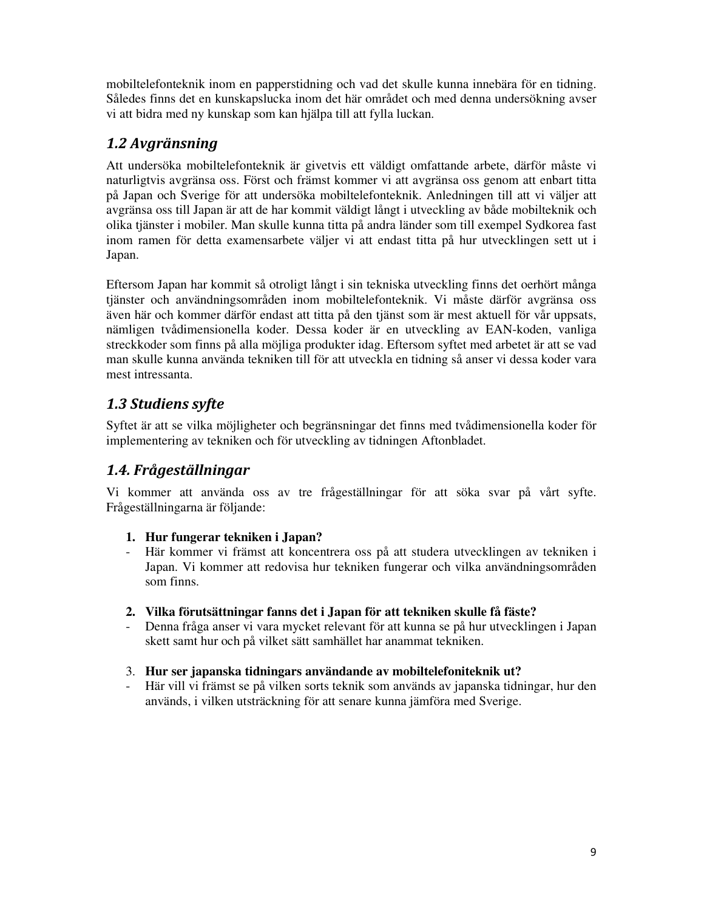mobiltelefonteknik inom en papperstidning och vad det skulle kunna innebära för en tidning. Således finns det en kunskapslucka inom det här området och med denna undersökning avser vi att bidra med ny kunskap som kan hjälpa till att fylla luckan.

## 1.2 Avgränsning

Att undersöka mobiltelefonteknik är givetvis ett väldigt omfattande arbete, därför måste vi naturligtvis avgränsa oss. Först och främst kommer vi att avgränsa oss genom att enbart titta på Japan och Sverige för att undersöka mobiltelefonteknik. Anledningen till att vi väljer att avgränsa oss till Japan är att de har kommit väldigt långt i utveckling av både mobilteknik och olika tjänster i mobiler. Man skulle kunna titta på andra länder som till exempel Sydkorea fast inom ramen för detta examensarbete väljer vi att endast titta på hur utvecklingen sett ut i Japan.

Eftersom Japan har kommit så otroligt långt i sin tekniska utveckling finns det oerhört många tjänster och användningsområden inom mobiltelefonteknik. Vi måste därför avgränsa oss även här och kommer därför endast att titta på den tjänst som är mest aktuell för vår uppsats, nämligen tvådimensionella koder. Dessa koder är en utveckling av EAN-koden, vanliga streckkoder som finns på alla möjliga produkter idag. Eftersom syftet med arbetet är att se vad man skulle kunna använda tekniken till för att utveckla en tidning så anser vi dessa koder vara mest intressanta.

## 1.3 Studiens syfte

Syftet är att se vilka möjligheter och begränsningar det finns med tvådimensionella koder för implementering av tekniken och för utveckling av tidningen Aftonbladet.

## 1.4. Frågeställningar

Vi kommer att använda oss av tre frågeställningar för att söka svar på vårt syfte. Frågeställningarna är följande:

1. **Hur fungerar tekniken i Japan?**
   - Här kommer vi främst att koncentrera oss på att studera utvecklingen av tekniken i Japan. Vi kommer att redovisa hur tekniken fungerar och vilka användningsområden som finns.

2. **Vilka förutsättningar fanns det i Japan för att tekniken skulle få fäste?**
   - Denna fråga anser vi vara mycket relevant för att kunna se på hur utvecklingen i Japan skett samt hur och på vilket sätt samhället har anammat tekniken.

3. **Hur ser japanska tidningars användande av mobiltelefoniteknik ut?**
   - Här vill vi främst se på vilken sorts teknik som används av japanska tidningar, hur den används, i vilken utsträckning för att senare kunna jämföra med Sverige.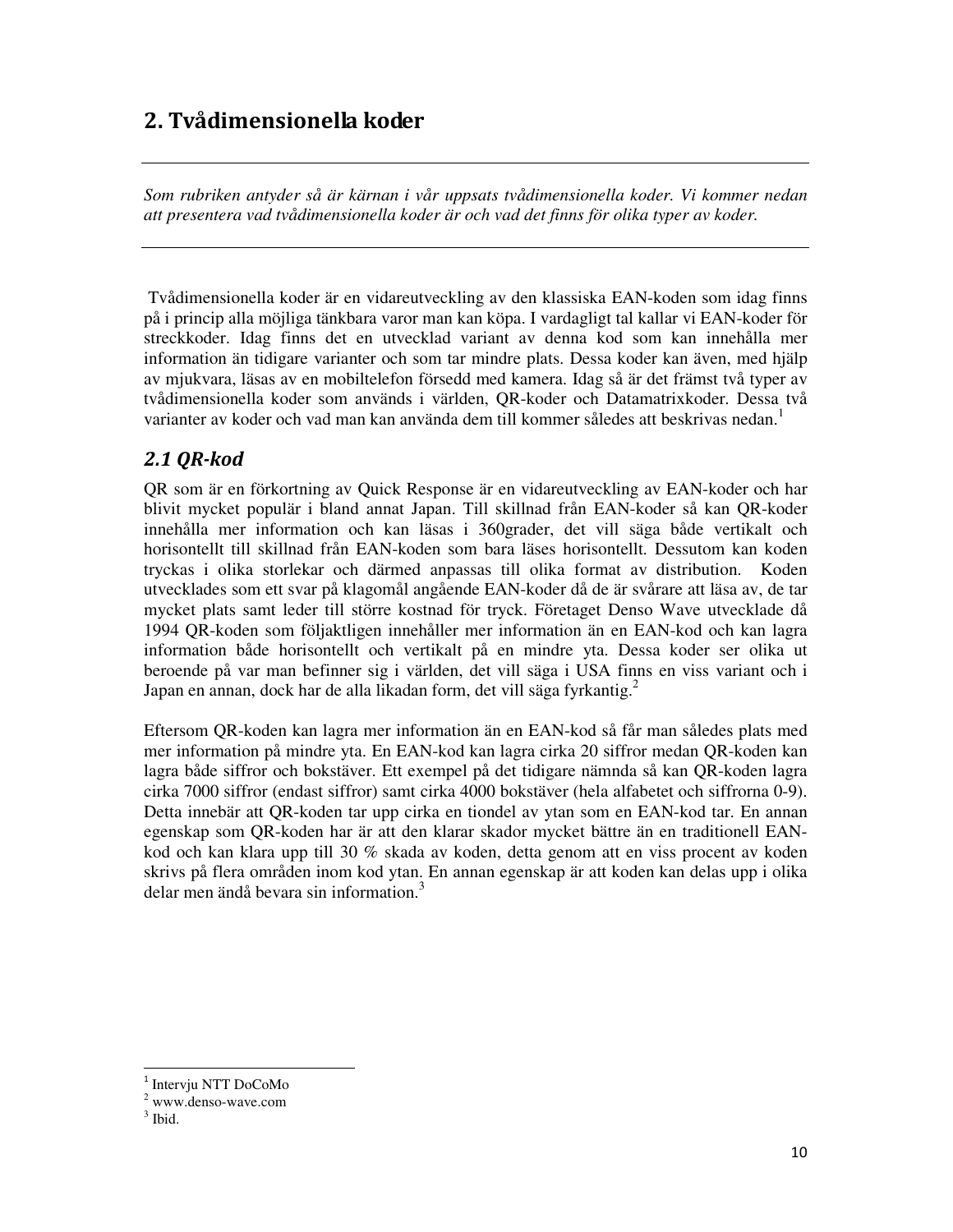## 2. Tvådimensionella koder

---

*Som rubriken antyder så är kärnan i vår uppsats tvådimensionella koder. Vi kommer nedan att presentera vad tvådimensionella koder är och vad det finns för olika typer av koder.*

---

Tvådimensionella koder är en vidareutveckling av den klassiska EAN-koden som idag finns på i princip alla möjliga tänkbara varor man kan köpa. I vardagligt tal kallar vi EAN-koder för streckkoder. Idag finns det en utvecklad variant av denna kod som kan innehålla mer information än tidigare varianter och som tar mindre plats. Dessa koder kan även, med hjälp av mjukvara, läsas av en mobiltelefon försedd med kamera. Idag så är det främst två typer av tvådimensionella koder som används i världen, QR-koder och Datamatrixkoder. Dessa två varianter av koder och vad man kan använda dem till kommer således att beskrivas nedan.[1]

### *2.1 QR-kod*

QR som är en förkortning av Quick Response är en vidareutveckling av EAN-koder och har blivit mycket populär i bland annat Japan. Till skillnad från EAN-koder så kan QR-koder innehålla mer information och kan läsas i 360grader, det vill säga både vertikalt och horisontellt till skillnad från EAN-koden som bara läses horisontellt. Dessutom kan koden tryckas i olika storlekar och därmed anpassas till olika format av distribution. Koden utvecklades som ett svar på klagomål angående EAN-koder då de är svårare att läsa av, de tar mycket plats samt leder till större kostnad för tryck. Företaget Denso Wave utvecklade då 1994 QR-koden som följaktligen innehåller mer information än en EAN-kod och kan lagra information både horisontellt och vertikalt på en mindre yta. Dessa koder ser olika ut beroende på var man befinner sig i världen, det vill säga i USA finns en viss variant och i Japan en annan, dock har de alla likadan form, det vill säga fyrkantig.[2]

Eftersom QR-koden kan lagra mer information än en EAN-kod så får man således plats med mer information på mindre yta. En EAN-kod kan lagra cirka 20 siffror medan QR-koden kan lagra både siffror och bokstäver. Ett exempel på det tidigare nämnda så kan QR-koden lagra cirka 7000 siffror (endast siffror) samt cirka 4000 bokstäver (hela alfabetet och siffrorna 0-9). Detta innebär att QR-koden tar upp cirka en tiondel av ytan som en EAN-kod tar. En annan egenskap som QR-koden har är att den klarar skador mycket bättre än en traditionell EAN-kod och kan klara upp till 30 % skada av koden, detta genom att en viss procent av koden skrivs på flera områden inom kod ytan. En annan egenskap är att koden kan delas upp i olika delar men ändå bevara sin information.[3]

---

[1] Intervju NTT DoCoMo
[2] www.denso-wave.com
[3] Ibid.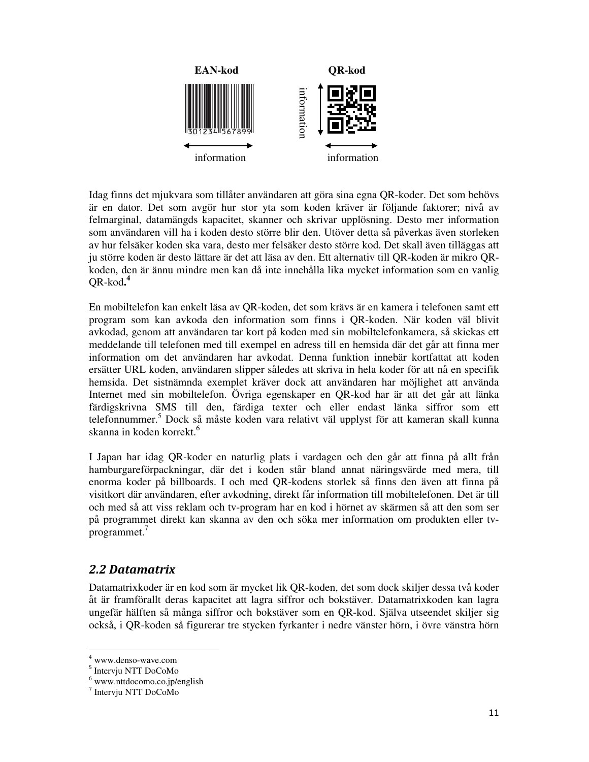EAN-kod QR-kod

information information information

Idag finns det mjukvara som tillåter användaren att göra sina egna QR-koder. Det som behövs är en dator. Det som avgör hur stor yta som koden kräver är följande faktorer; nivå av felmarginal, datamängds kapacitet, skanner och skrivar upplösning. Desto mer information som användaren vill ha i koden desto större blir den. Utöver detta så påverkas även storleken av hur felsäker koden ska vara, desto mer felsäker desto större kod. Det skall även tilläggas att ju större koden är desto lättare är det att läsa av den. Ett alternativ till QR-koden är mikro QR-koden, den är ännu mindre men kan då inte innehålla lika mycket information som en vanlig QR-kod.**[4]**

En mobiltelefon kan enkelt läsa av QR-koden, det som krävs är en kamera i telefonen samt ett program som kan avkoda den information som finns i QR-koden. När koden väl blivit avkodad, genom att användaren tar kort på koden med sin mobiltelefonkamera, så skickas ett meddelande till telefonen med till exempel en adress till en hemsida där det går att finna mer information om det användaren har avkodat. Denna funktion innebär kortfattat att koden ersätter URL koden, användaren slipper således att skriva in hela koder för att nå en specifik hemsida. Det sistnämnda exemplet kräver dock att användaren har möjlighet att använda Internet med sin mobiltelefon. Övriga egenskaper en QR-kod har är att det går att länka färdigskrivna SMS till den, färdiga texter och eller endast länka siffror som ett telefonnummer.[5] Dock så måste koden vara relativt väl upplyst för att kameran skall kunna skanna in koden korrekt.[6]

I Japan har idag QR-koder en naturlig plats i vardagen och den går att finna på allt från hamburgareförpackningar, där det i koden står bland annat näringsvärde med mera, till enorma koder på billboards. I och med QR-kodens storlek så finns den även att finna på visitkort där användaren, efter avkodning, direkt får information till mobiltelefonen. Det är till och med så att viss reklam och tv-program har en kod i hörnet av skärmen så att den som ser på programmet direkt kan skanna av den och söka mer information om produkten eller tv-programmet.[7]

## *2.2 Datamatrix*

Datamatrixkoder är en kod som är mycket lik QR-koden, det som dock skiljer dessa två koder åt är framförallt deras kapacitet att lagra siffror och bokstäver. Datamatrixkoden kan lagra ungefär hälften så många siffror och bokstäver som en QR-kod. Själva utseendet skiljer sig också, i QR-koden så figurerar tre stycken fyrkanter i nedre vänster hörn, i övre vänstra hörn

---

[4] www.denso-wave.com
[5] Intervju NTT DoCoMo
[6] www.nttdocomo.co.jp/english
[7] Intervju NTT DoCoMo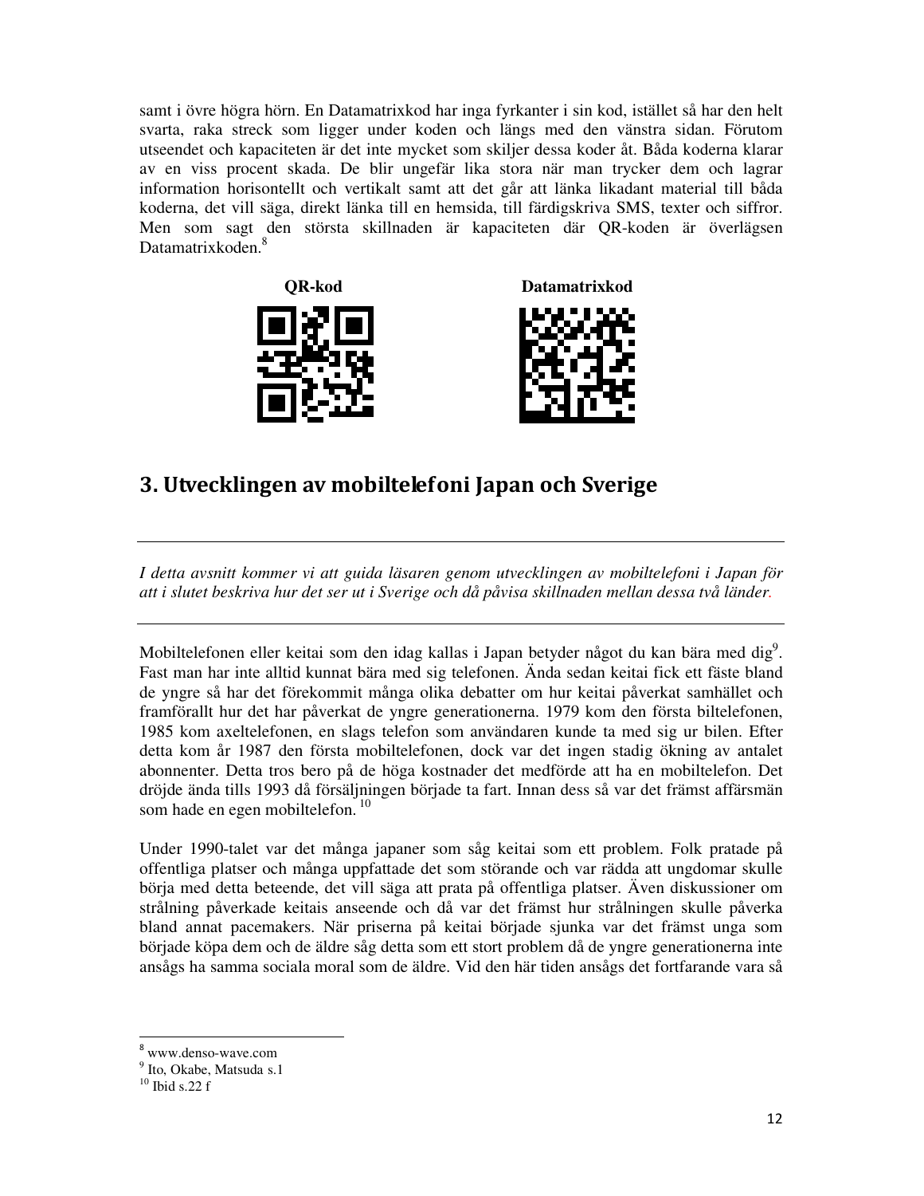samt i övre högra hörn. En Datamatrixkod har inga fyrkanter i sin kod, istället så har den helt svarta, raka streck som ligger under koden och längs med den vänstra sidan. Förutom utseendet och kapaciteten är det inte mycket som skiljer dessa koder åt. Båda koderna klarar av en viss procent skada. De blir ungefär lika stora när man trycker dem och lagrar information horisontellt och vertikalt samt att det går att länka likadant material till båda koderna, det vill säga, direkt länka till en hemsida, till färdigskriva SMS, texter och siffror. Men som sagt den största skillnaden är kapaciteten där QR-koden är överlägsen Datamatrixkoden.[8]

**QR-kod** **Datamatrixkod**

## 3. Utvecklingen av mobiltelefoni Japan och Sverige

*I detta avsnitt kommer vi att guida läsaren genom utvecklingen av mobiltelefoni i Japan för att i slutet beskriva hur det ser ut i Sverige och då påvisa skillnaden mellan dessa två länder.*

Mobiltelefonen eller keitai som den idag kallas i Japan betyder något du kan bära med dig[9]. Fast man har inte alltid kunnat bära med sig telefonen. Ända sedan keitai fick ett fäste bland de yngre så har det förekommit många olika debatter om hur keitai påverkat samhället och framförallt hur det har påverkat de yngre generationerna. 1979 kom den första biltelefonen, 1985 kom axeltelefonen, en slags telefon som användaren kunde ta med sig ur bilen. Efter detta kom år 1987 den första mobiltelefonen, dock var det ingen stadig ökning av antalet abonnenter. Detta tros bero på de höga kostnader det medförde att ha en mobiltelefon. Det dröjde ända tills 1993 då försäljningen började ta fart. Innan dess så var det främst affärsmän som hade en egen mobiltelefon.[10]

Under 1990-talet var det många japaner som såg keitai som ett problem. Folk pratade på offentliga platser och många uppfattade det som störande och var rädda att ungdomar skulle börja med detta beteende, det vill säga att prata på offentliga platser. Även diskussioner om strålning påverkade keitais anseende och då var det främst hur strålningen skulle påverka bland annat pacemakers. När priserna på keitai började sjunka var det främst unga som började köpa dem och de äldre såg detta som ett stort problem då de yngre generationerna inte ansågs ha samma sociala moral som de äldre. Vid den här tiden ansågs det fortfarande vara så

---

[8] www.denso-wave.com
[9] Ito, Okabe, Matsuda s.1
[10] Ibid s.22 f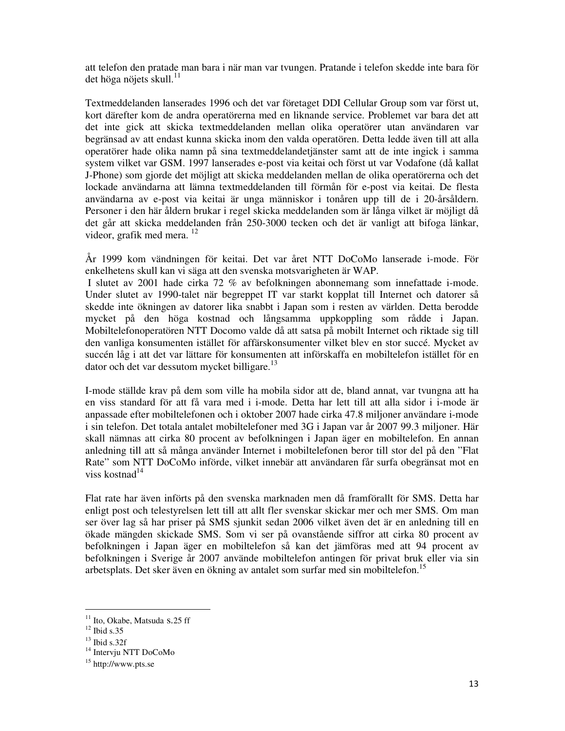att telefon den pratade man bara i när man var tvungen. Pratande i telefon skedde inte bara för det höga nöjets skull.[11]

Textmeddelanden lanserades 1996 och det var företaget DDI Cellular Group som var först ut, kort därefter kom de andra operatörerna med en liknande service. Problemet var bara det att det inte gick att skicka textmeddelanden mellan olika operatörer utan användaren var begränsad av att endast kunna skicka inom den valda operatören. Detta ledde även till att alla operatörer hade olika namn på sina textmeddelandetjänster samt att de inte ingick i samma system vilket var GSM. 1997 lanserades e-post via keitai och först ut var Vodafone (då kallat J-Phone) som gjorde det möjligt att skicka meddelanden mellan de olika operatörerna och det lockade användarna att lämna textmeddelanden till förmån för e-post via keitai. De flesta användarna av e-post via keitai är unga människor i tonåren upp till de i 20-årsåldern. Personer i den här åldern brukar i regel skicka meddelanden som är långa vilket är möjligt då det går att skicka meddelanden från 250-3000 tecken och det är vanligt att bifoga länkar, videor, grafik med mera. [12]

År 1999 kom vändningen för keitai. Det var året NTT DoCoMo lanserade i-mode. För enkelhetens skull kan vi säga att den svenska motsvarigheten är WAP.

I slutet av 2001 hade cirka 72 % av befolkningen abonnemang som innefattade i-mode. Under slutet av 1990-talet när begreppet IT var starkt kopplat till Internet och datorer så skedde inte ökningen av datorer lika snabbt i Japan som i resten av världen. Detta berodde mycket på den höga kostnad och långsamma uppkoppling som rådde i Japan. Mobiltelefonoperatören NTT Docomo valde då att satsa på mobilt Internet och riktade sig till den vanliga konsumenten istället för affärskonsumenter vilket blev en stor succé. Mycket av succén låg i att det var lättare för konsumenten att införskaffa en mobiltelefon istället för en dator och det var dessutom mycket billigare.[13]

I-mode ställde krav på dem som ville ha mobila sidor att de, bland annat, var tvungna att ha en viss standard för att få vara med i i-mode. Detta har lett till att alla sidor i i-mode är anpassade efter mobiltelefonen och i oktober 2007 hade cirka 47.8 miljoner användare i-mode i sin telefon. Det totala antalet mobiltelefoner med 3G i Japan var år 2007 99.3 miljoner. Här skall nämnas att cirka 80 procent av befolkningen i Japan äger en mobiltelefon. En annan anledning till att så många använder Internet i mobiltelefonen beror till stor del på den "Flat Rate" som NTT DoCoMo införde, vilket innebär att användaren får surfa obegränsat mot en viss kostnad[14]

Flat rate har även införts på den svenska marknaden men då framförallt för SMS. Detta har enligt post och telestyrelsen lett till att allt fler svenskar skickar mer och mer SMS. Om man ser över lag så har priser på SMS sjunkit sedan 2006 vilket även det är en anledning till en ökade mängden skickade SMS. Som vi ser på ovanstående siffror att cirka 80 procent av befolkningen i Japan äger en mobiltelefon så kan det jämföras med att 94 procent av befolkningen i Sverige år 2007 använde mobiltelefon antingen för privat bruk eller via sin arbetsplats. Det sker även en ökning av antalet som surfar med sin mobiltelefon.[15]

---

[11] Ito, Okabe, Matsuda s.25 ff
[12] Ibid s.35
[13] Ibid s.32f
[14] Intervju NTT DoCoMo
[15] http://www.pts.se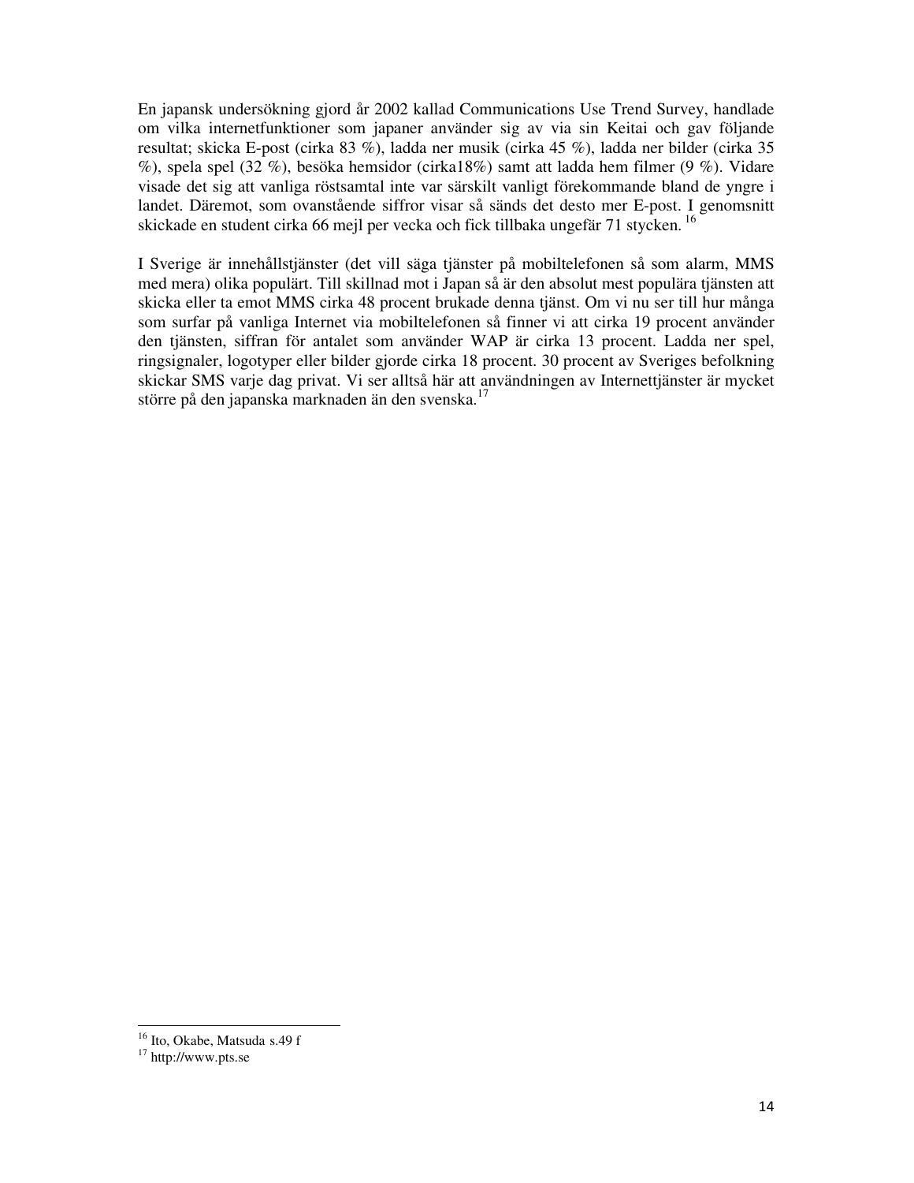En japansk undersökning gjord år 2002 kallad Communications Use Trend Survey, handlade om vilka internetfunktioner som japaner använder sig av via sin Keitai och gav följande resultat; skicka E-post (cirka 83 %), ladda ner musik (cirka 45 %), ladda ner bilder (cirka 35 %), spela spel (32 %), besöka hemsidor (cirka18%) samt att ladda hem filmer (9 %). Vidare visade det sig att vanliga röstsamtal inte var särskilt vanligt förekommande bland de yngre i landet. Däremot, som ovanstående siffror visar så sänds det desto mer E-post. I genomsnitt skickade en student cirka 66 mejl per vecka och fick tillbaka ungefär 71 stycken. [16]

I Sverige är innehållstjänster (det vill säga tjänster på mobiltelefonen så som alarm, MMS med mera) olika populärt. Till skillnad mot i Japan så är den absolut mest populära tjänsten att skicka eller ta emot MMS cirka 48 procent brukade denna tjänst. Om vi nu ser till hur många som surfar på vanliga Internet via mobiltelefonen så finner vi att cirka 19 procent använder den tjänsten, siffran för antalet som använder WAP är cirka 13 procent. Ladda ner spel, ringsignaler, logotyper eller bilder gjorde cirka 18 procent. 30 procent av Sveriges befolkning skickar SMS varje dag privat. Vi ser alltså här att användningen av Internettjänster är mycket större på den japanska marknaden än den svenska.[17]

---

[16] Ito, Okabe, Matsuda s.49 f

[17] http://www.pts.se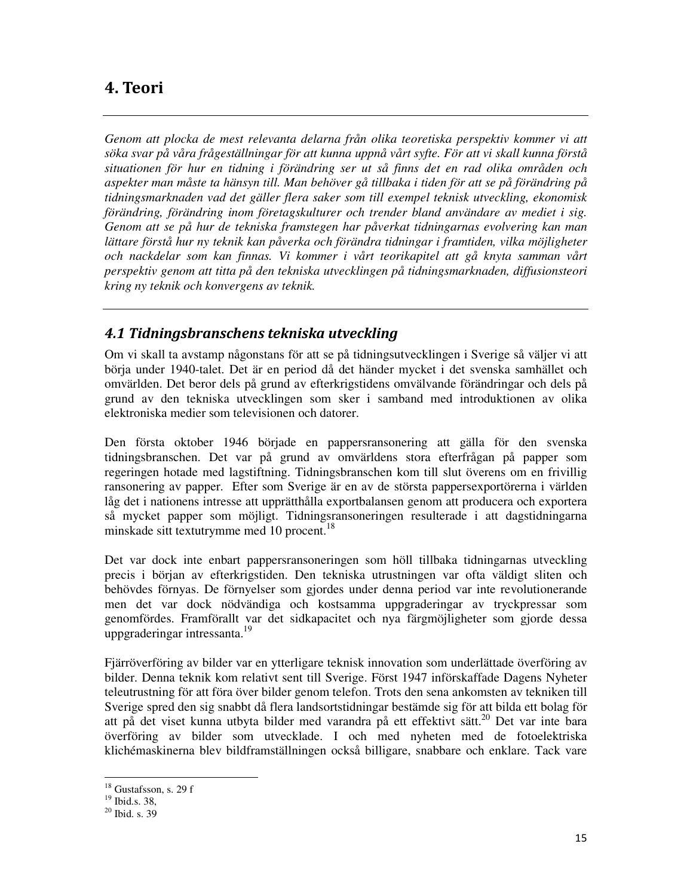# 4. Teori

*Genom att plocka de mest relevanta delarna från olika teoretiska perspektiv kommer vi att söka svar på våra frågeställningar för att kunna uppnå vårt syfte. För att vi skall kunna förstå situationen för hur en tidning i förändring ser ut så finns det en rad olika områden och aspekter man måste ta hänsyn till. Man behöver gå tillbaka i tiden för att se på förändring på tidningsmarknaden vad det gäller flera saker som till exempel teknisk utveckling, ekonomisk förändring, förändring inom företagskulturer och trender bland användare av mediet i sig. Genom att se på hur de tekniska framstegen har påverkat tidningarnas evolvering kan man lättare förstå hur ny teknik kan påverka och förändra tidningar i framtiden, vilka möjligheter och nackdelar som kan finnas. Vi kommer i vårt teorikapitel att gå knyta samman vårt perspektiv genom att titta på den tekniska utvecklingen på tidningsmarknaden, diffusionsteori kring ny teknik och konvergens av teknik.*

## *4.1 Tidningsbranschens tekniska utveckling*

Om vi skall ta avstamp någonstans för att se på tidningsutvecklingen i Sverige så väljer vi att börja under 1940-talet. Det är en period då det händer mycket i det svenska samhället och omvärlden. Det beror dels på grund av efterkrigstidens omvälvande förändringar och dels på grund av den tekniska utvecklingen som sker i samband med introduktionen av olika elektroniska medier som televisionen och datorer.

Den första oktober 1946 började en pappersransonering att gälla för den svenska tidningsbranschen. Det var på grund av omvärldens stora efterfrågan på papper som regeringen hotade med lagstiftning. Tidningsbranschen kom till slut överens om en frivillig ransonering av papper. Efter som Sverige är en av de största pappersexportörerna i världen låg det i nationens intresse att upprätthålla exportbalansen genom att producera och exportera så mycket papper som möjligt. Tidningsransoneringen resulterade i att dagstidningarna minskade sitt textutrymme med 10 procent.[18]

Det var dock inte enbart pappersransoneringen som höll tillbaka tidningarnas utveckling precis i början av efterkrigstiden. Den tekniska utrustningen var ofta väldigt sliten och behövdes förnyas. De förnyelser som gjordes under denna period var inte revolutionerande men det var dock nödvändiga och kostsamma uppgraderingar av tryckpressar som genomfördes. Framförallt var det sidkapacitet och nya färgmöjligheter som gjorde dessa uppgraderingar intressanta.[19]

Fjärröverföring av bilder var en ytterligare teknisk innovation som underlättade överföring av bilder. Denna teknik kom relativt sent till Sverige. Först 1947 införskaffade Dagens Nyheter teleutrustning för att föra över bilder genom telefon. Trots den sena ankomsten av tekniken till Sverige spred den sig snabbt då flera landsortstidningar bestämde sig för att bilda ett bolag för att på det viset kunna utbyta bilder med varandra på ett effektivt sätt.[20] Det var inte bara överföring av bilder som utvecklade. I och med nyheten med de fotoelektriska klichémaskinerna blev bildframställningen också billigare, snabbare och enklare. Tack vare

[18] Gustafsson, s. 29 f
[19] Ibid.s. 38,
[20] Ibid. s. 39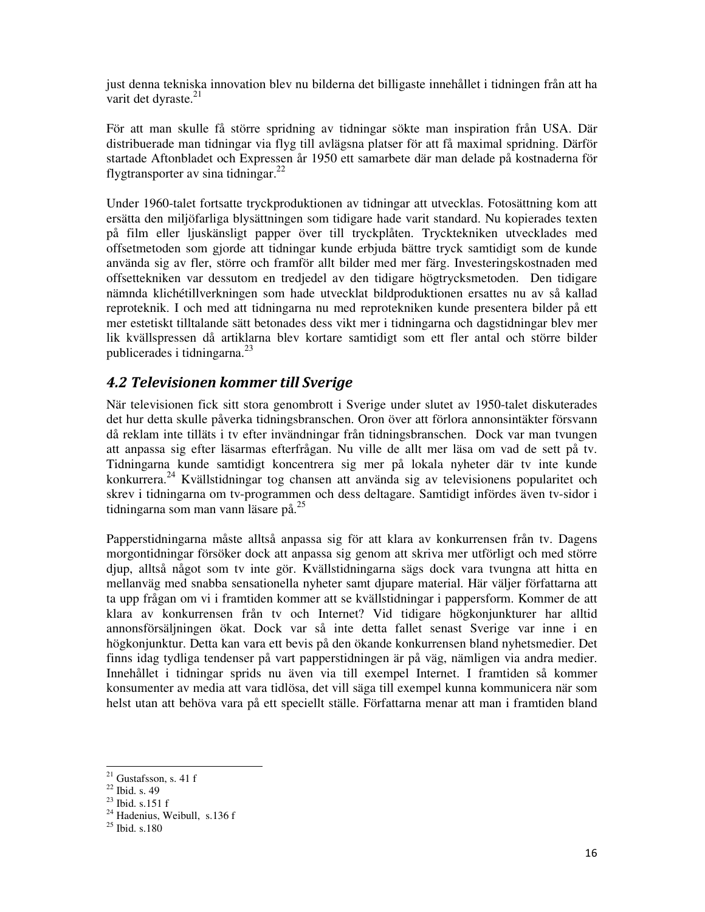just denna tekniska innovation blev nu bilderna det billigaste innehållet i tidningen från att ha varit det dyraste.[21]

För att man skulle få större spridning av tidningar sökte man inspiration från USA. Där distribuerade man tidningar via flyg till avlägsna platser för att få maximal spridning. Därför startade Aftonbladet och Expressen år 1950 ett samarbete där man delade på kostnaderna för flygtransporter av sina tidningar.[22]

Under 1960-talet fortsatte tryckproduktionen av tidningar att utvecklas. Fotosättning kom att ersätta den miljöfarliga blysättningen som tidigare hade varit standard. Nu kopierades texten på film eller ljuskänsligt papper över till tryckplåten. Trycktekniken utvecklades med offsetmetoden som gjorde att tidningar kunde erbjuda bättre tryck samtidigt som de kunde använda sig av fler, större och framför allt bilder med mer färg. Investeringskostnaden med offsettekniken var dessutom en tredjedel av den tidigare högtrycksmetoden. Den tidigare nämnda klichétillverkningen som hade utvecklat bildproduktionen ersattes nu av så kallad reproteknik. I och med att tidningarna nu med reprotekniken kunde presentera bilder på ett mer estetiskt tilltalande sätt betonades dess vikt mer i tidningarna och dagstidningar blev mer lik kvällspressen då artiklarna blev kortare samtidigt som ett fler antal och större bilder publicerades i tidningarna.[23]

## 4.2 Televisionen kommer till Sverige

När televisionen fick sitt stora genombrott i Sverige under slutet av 1950-talet diskuterades det hur detta skulle påverka tidningsbranschen. Oron över att förlora annonsintäkter försvann då reklam inte tilläts i tv efter invändningar från tidningsbranschen. Dock var man tvungen att anpassa sig efter läsarnas efterfrågan. Nu ville de allt mer läsa om vad de sett på tv. Tidningarna kunde samtidigt koncentrera sig mer på lokala nyheter där tv inte kunde konkurrera.[24] Kvällstidningar tog chansen att använda sig av televisionens popularitet och skrev i tidningarna om tv-programmen och dess deltagare. Samtidigt infördes även tv-sidor i tidningarna som man vann läsare på.[25]

Papperstidningarna måste alltså anpassa sig för att klara av konkurrensen från tv. Dagens morgontidningar försöker dock att anpassa sig genom att skriva mer utförligt och med större djup, alltså något som tv inte gör. Kvällstidningarna sägs dock vara tvungna att hitta en mellanväg med snabba sensationella nyheter samt djupare material. Här väljer författarna att ta upp frågan om vi i framtiden kommer att se kvällstidningar i pappersform. Kommer de att klara av konkurrensen från tv och Internet? Vid tidigare högkonjunkturer har alltid annonsförsäljningen ökat. Dock var så inte detta fallet senast Sverige var inne i en högkonjunktur. Detta kan vara ett bevis på den ökande konkurrensen bland nyhetsmedier. Det finns idag tydliga tendenser på vart papperstidningen är på väg, nämligen via andra medier. Innehållet i tidningar sprids nu även via till exempel Internet. I framtiden så kommer konsumenter av media att vara tidlösa, det vill säga till exempel kunna kommunicera när som helst utan att behöva vara på ett speciellt ställe. Författarna menar att man i framtiden bland

---

[21] Gustafsson, s. 41 f
[22] Ibid. s. 49
[23] Ibid. s.151 f
[24] Hadenius, Weibull, s.136 f
[25] Ibid. s.180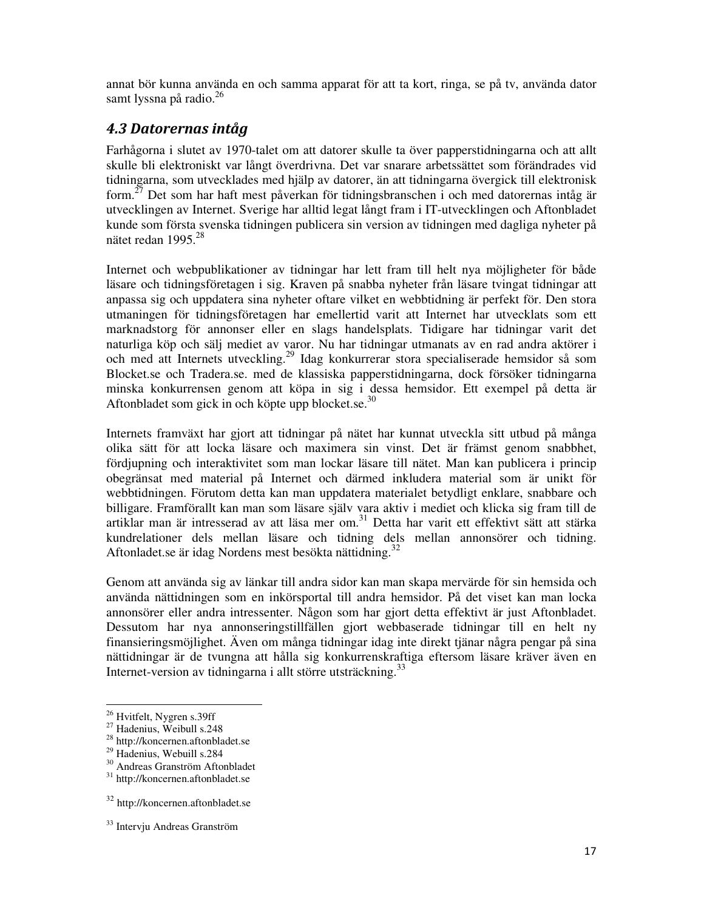annat bör kunna använda en och samma apparat för att ta kort, ringa, se på tv, använda dator samt lyssna på radio.[26]

### 4.3 Datorernas intåg

Farhågorna i slutet av 1970-talet om att datorer skulle ta över papperstidningarna och att allt skulle bli elektroniskt var långt överdrivna. Det var snarare arbetssättet som förändrades vid tidningarna, som utvecklades med hjälp av datorer, än att tidningarna övergick till elektronisk form.[27] Det som har haft mest påverkan för tidningsbranschen i och med datorernas intåg är utvecklingen av Internet. Sverige har alltid legat långt fram i IT-utvecklingen och Aftonbladet kunde som första svenska tidningen publicera sin version av tidningen med dagliga nyheter på nätet redan 1995.[28]

Internet och webpublikationer av tidningar har lett fram till helt nya möjligheter för både läsare och tidningsföretagen i sig. Kraven på snabba nyheter från läsare tvingat tidningar att anpassa sig och uppdatera sina nyheter oftare vilket en webbtidning är perfekt för. Den stora utmaningen för tidningsföretagen har emellertid varit att Internet har utvecklats som ett marknadstorg för annonser eller en slags handelsplats. Tidigare har tidningar varit det naturliga köp och sälj mediet av varor. Nu har tidningar utmanats av en rad andra aktörer i och med att Internets utveckling.[29] Idag konkurrerar stora specialiserade hemsidor så som Blocket.se och Tradera.se. med de klassiska papperstidningarna, dock försöker tidningarna minska konkurrensen genom att köpa in sig i dessa hemsidor. Ett exempel på detta är Aftonbladet som gick in och köpte upp blocket.se.[30]

Internets framväxt har gjort att tidningar på nätet har kunnat utveckla sitt utbud på många olika sätt för att locka läsare och maximera sin vinst. Det är främst genom snabbhet, fördjupning och interaktivitet som man lockar läsare till nätet. Man kan publicera i princip obegränsat med material på Internet och därmed inkludera material som är unikt för webbtidningen. Förutom detta kan man uppdatera materialet betydligt enklare, snabbare och billigare. Framförallt kan man som läsare själv vara aktiv i mediet och klicka sig fram till de artiklar man är intresserad av att läsa mer om.[31] Detta har varit ett effektivt sätt att stärka kundrelationer dels mellan läsare och tidning dels mellan annonsörer och tidning. Aftonladet.se är idag Nordens mest besökta nättidning.[32]

Genom att använda sig av länkar till andra sidor kan man skapa mervärde för sin hemsida och använda nättidningen som en inkörsportal till andra hemsidor. På det viset kan man locka annonsörer eller andra intressenter. Någon som har gjort detta effektivt är just Aftonbladet. Dessutom har nya annonseringstillfällen gjort webbaserade tidningar till en helt ny finansieringsmöjlighet. Även om många tidningar idag inte direkt tjänar några pengar på sina nättidningar är de tvungna att hålla sig konkurrenskraftiga eftersom läsare kräver även en Internet-version av tidningarna i allt större utsträckning.[33]

---

[26] Hvitfelt, Nygren s.39ff
[27] Hadenius, Weibull s.248
[28] http://koncernen.aftonbladet.se
[29] Hadenius, Webuill s.284
[30] Andreas Granström Aftonbladet
[31] http://koncernen.aftonbladet.se

[32] http://koncernen.aftonbladet.se

[33] Intervju Andreas Granström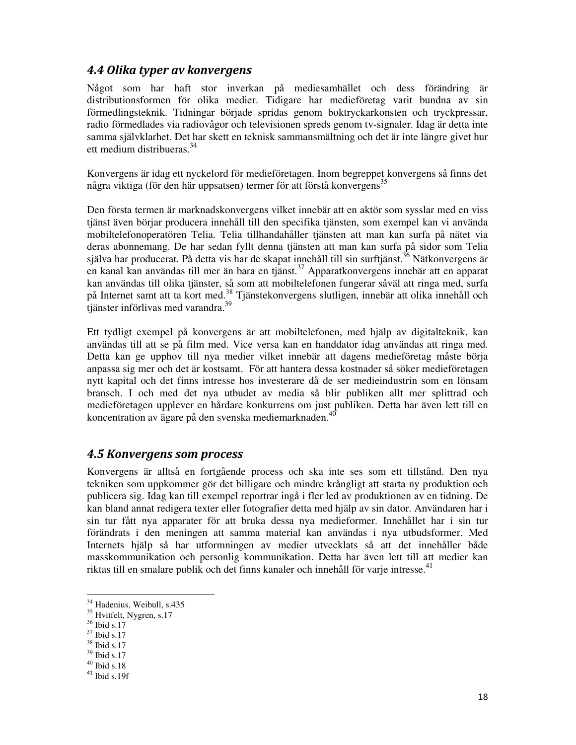## 4.4 Olika typer av konvergens

Något som har haft stor inverkan på mediesamhället och dess förändring är distributionsformen för olika medier. Tidigare har medieföretag varit bundna av sin förmedlingsteknik. Tidningar började spridas genom boktryckarkonsten och tryckpressar, radio förmedlades via radiovågor och televisionen spreds genom tv-signaler. Idag är detta inte samma självklarhet. Det har skett en teknisk sammansmältning och det är inte längre givet hur ett medium distribueras.[34]

Konvergens är idag ett nyckelord för medieföretagen. Inom begreppet konvergens så finns det några viktiga (för den här uppsatsen) termer för att förstå konvergens[35]

Den första termen är marknadskonvergens vilket innebär att en aktör som sysslar med en viss tjänst även börjar producera innehåll till den specifika tjänsten, som exempel kan vi använda mobiltelefonoperatören Telia. Telia tillhandahåller tjänsten att man kan surfa på nätet via deras abonnemang. De har sedan fyllt denna tjänsten att man kan surfa på sidor som Telia själva har producerat. På detta vis har de skapat innehåll till sin surftjänst.[36] Nätkonvergens är en kanal kan användas till mer än bara en tjänst.[37] Apparatkonvergens innebär att en apparat kan användas till olika tjänster, så som att mobiltelefonen fungerar såväl att ringa med, surfa på Internet samt att ta kort med.[38] Tjänstekonvergens slutligen, innebär att olika innehåll och tjänster införlivas med varandra.[39]

Ett tydligt exempel på konvergens är att mobiltelefonen, med hjälp av digitalteknik, kan användas till att se på film med. Vice versa kan en handdator idag användas att ringa med. Detta kan ge upphov till nya medier vilket innebär att dagens medieföretag måste börja anpassa sig mer och det är kostsamt. För att hantera dessa kostnader så söker medieföretagen nytt kapital och det finns intresse hos investerare då de ser medieindustrin som en lönsam bransch. I och med det nya utbudet av media så blir publiken allt mer splittrad och medieföretagen upplever en hårdare konkurrens om just publiken. Detta har även lett till en koncentration av ägare på den svenska mediemarknaden.[40]

## 4.5 Konvergens som process

Konvergens är alltså en fortgående process och ska inte ses som ett tillstånd. Den nya tekniken som uppkommer gör det billigare och mindre krångligt att starta ny produktion och publicera sig. Idag kan till exempel reportrar ingå i fler led av produktionen av en tidning. De kan bland annat redigera texter eller fotografier detta med hjälp av sin dator. Användaren har i sin tur fått nya apparater för att bruka dessa nya medieformer. Innehållet har i sin tur förändrats i den meningen att samma material kan användas i nya utbudsformer. Med Internets hjälp så har utformningen av medier utvecklats så att det innehåller både masskommunikation och personlig kommunikation. Detta har även lett till att medier kan riktas till en smalare publik och det finns kanaler och innehåll för varje intresse.[41]

---

[34] Hadenius, Weibull, s.435
[35] Hvitfelt, Nygren, s.17
[36] Ibid s.17
[37] Ibid s.17
[38] Ibid s.17
[39] Ibid s.17
[40] Ibid s.18
[41] Ibid s.19f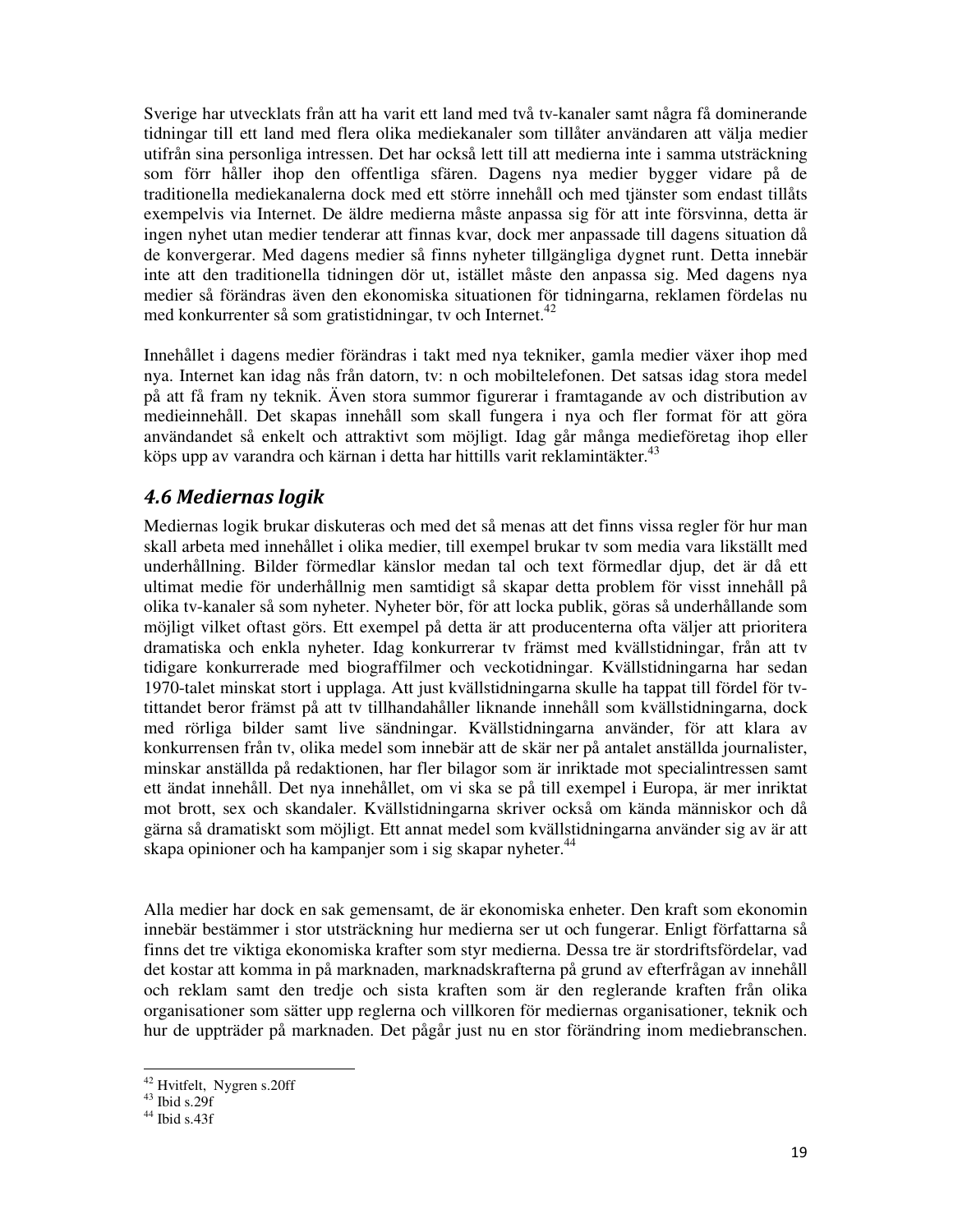Sverige har utvecklats från att ha varit ett land med två tv-kanaler samt några få dominerande tidningar till ett land med flera olika mediekanaler som tillåter användaren att välja medier utifrån sina personliga intressen. Det har också lett till att medierna inte i samma utsträckning som förr håller ihop den offentliga sfären. Dagens nya medier bygger vidare på de traditionella mediekanalerna dock med ett större innehåll och med tjänster som endast tillåts exempelvis via Internet. De äldre medierna måste anpassa sig för att inte försvinna, detta är ingen nyhet utan medier tenderar att finnas kvar, dock mer anpassade till dagens situation då de konvergerar. Med dagens medier så finns nyheter tillgängliga dygnet runt. Detta innebär inte att den traditionella tidningen dör ut, istället måste den anpassa sig. Med dagens nya medier så förändras även den ekonomiska situationen för tidningarna, reklamen fördelas nu med konkurrenter så som gratistidningar, tv och Internet.[42]

Innehållet i dagens medier förändras i takt med nya tekniker, gamla medier växer ihop med nya. Internet kan idag nås från datorn, tv: n och mobiltelefonen. Det satsas idag stora medel på att få fram ny teknik. Även stora summor figurerar i framtagande av och distribution av medieinnehåll. Det skapas innehåll som skall fungera i nya och fler format för att göra användandet så enkelt och attraktivt som möjligt. Idag går många medieföretag ihop eller köps upp av varandra och kärnan i detta har hittills varit reklamintäkter.[43]

## 4.6 Mediernas logik

Mediernas logik brukar diskuteras och med det så menas att det finns vissa regler för hur man skall arbeta med innehållet i olika medier, till exempel brukar tv som media vara likställt med underhållning. Bilder förmedlar känslor medan tal och text förmedlar djup, det är då ett ultimat medie för underhållnig men samtidigt så skapar detta problem för visst innehåll på olika tv-kanaler så som nyheter. Nyheter bör, för att locka publik, göras så underhållande som möjligt vilket oftast görs. Ett exempel på detta är att producenterna ofta väljer att prioritera dramatiska och enkla nyheter. Idag konkurrerar tv främst med kvällstidningar, från att tv tidigare konkurrerade med biograffilmer och veckotidningar. Kvällstidningarna har sedan 1970-talet minskat stort i upplaga. Att just kvällstidningarna skulle ha tappat till fördel för tv-tittandet beror främst på att tv tillhandahåller liknande innehåll som kvällstidningarna, dock med rörliga bilder samt live sändningar. Kvällstidningarna använder, för att klara av konkurrensen från tv, olika medel som innebär att de skär ner på antalet anställda journalister, minskar anställda på redaktionen, har fler bilagor som är inriktade mot specialintressen samt ett ändat innehåll. Det nya innehållet, om vi ska se på till exempel i Europa, är mer inriktat mot brott, sex och skandaler. Kvällstidningarna skriver också om kända människor och då gärna så dramatiskt som möjligt. Ett annat medel som kvällstidningarna använder sig av är att skapa opinioner och ha kampanjer som i sig skapar nyheter.[44]

Alla medier har dock en sak gemensamt, de är ekonomiska enheter. Den kraft som ekonomin innebär bestämmer i stor utsträckning hur medierna ser ut och fungerar. Enligt författarna så finns det tre viktiga ekonomiska krafter som styr medierna. Dessa tre är stordriftsfördelar, vad det kostar att komma in på marknaden, marknadskrafterna på grund av efterfrågan av innehåll och reklam samt den tredje och sista kraften som är den reglerande kraften från olika organisationer som sätter upp reglerna och villkoren för mediernas organisationer, teknik och hur de uppträder på marknaden. Det pågår just nu en stor förändring inom mediebranschen.

---

[42] Hvitfelt, Nygren s.20ff
[43] Ibid s.29f
[44] Ibid s.43f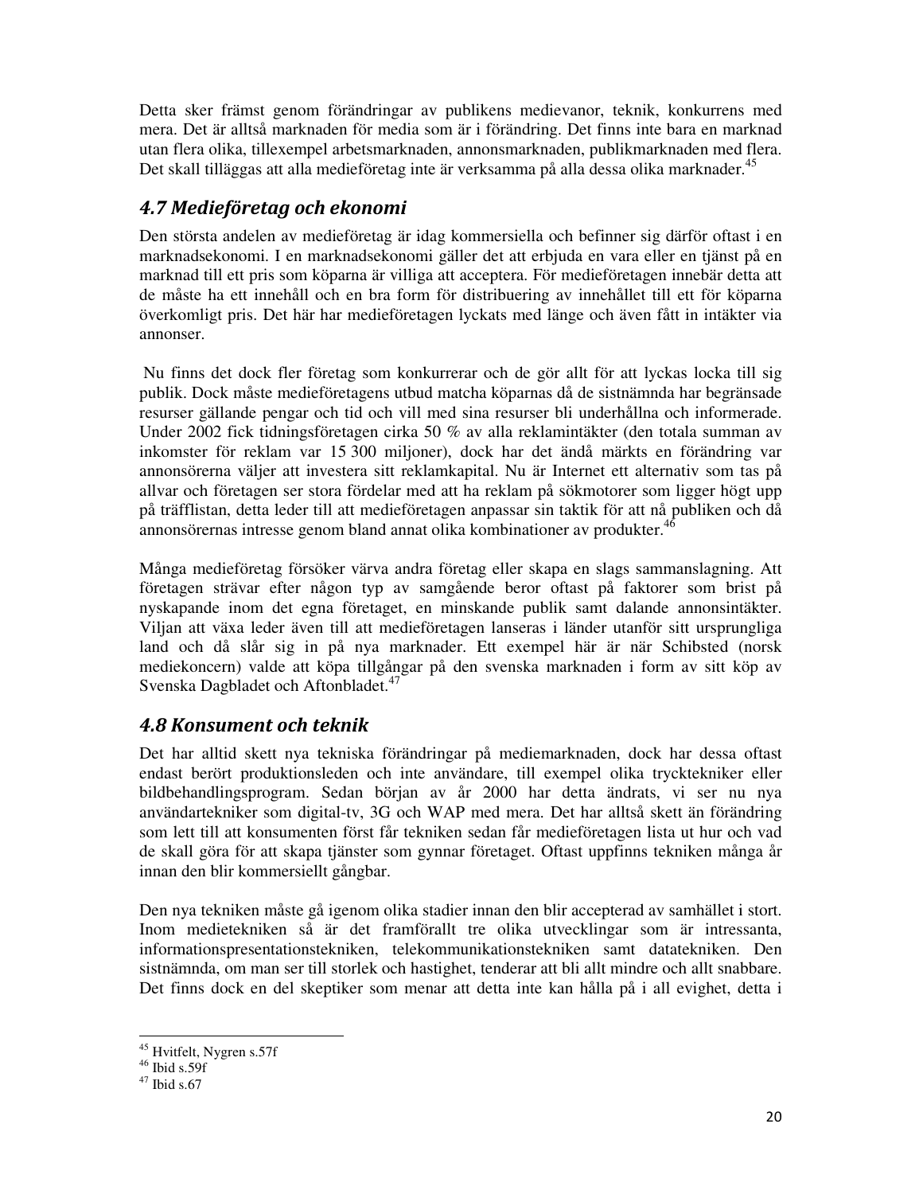Detta sker främst genom förändringar av publikens medievanor, teknik, konkurrens med mera. Det är alltså marknaden för media som är i förändring. Det finns inte bara en marknad utan flera olika, tillexempel arbetsmarknaden, annonsmarknaden, publikmarknaden med flera. Det skall tilläggas att alla medieföretag inte är verksamma på alla dessa olika marknader.[45]

## 4.7 Medieföretag och ekonomi

Den största andelen av medieföretag är idag kommersiella och befinner sig därför oftast i en marknadsekonomi. I en marknadsekonomi gäller det att erbjuda en vara eller en tjänst på en marknad till ett pris som köparna är villiga att acceptera. För medieföretagen innebär detta att de måste ha ett innehåll och en bra form för distribuering av innehållet till ett för köparna överkomligt pris. Det här har medieföretagen lyckats med länge och även fått in intäkter via annonser.

Nu finns det dock fler företag som konkurrerar och de gör allt för att lyckas locka till sig publik. Dock måste medieföretagens utbud matcha köparnas då de sistnämnda har begränsade resurser gällande pengar och tid och vill med sina resurser bli underhållna och informerade. Under 2002 fick tidningsföretagen cirka 50 % av alla reklamintäkter (den totala summan av inkomster för reklam var 15 300 miljoner), dock har det ändå märkts en förändring var annonsörerna väljer att investera sitt reklamkapital. Nu är Internet ett alternativ som tas på allvar och företagen ser stora fördelar med att ha reklam på sökmotorer som ligger högt upp på träfflistan, detta leder till att medieföretagen anpassar sin taktik för att nå publiken och då annonsörernas intresse genom bland annat olika kombinationer av produkter.[46]

Många medieföretag försöker värva andra företag eller skapa en slags sammanslagning. Att företagen strävar efter någon typ av samgående beror oftast på faktorer som brist på nyskapande inom det egna företaget, en minskande publik samt dalande annonsintäkter. Viljan att växa leder även till att medieföretagen lanseras i länder utanför sitt ursprungliga land och då slår sig in på nya marknader. Ett exempel här är när Schibsted (norsk mediekoncern) valde att köpa tillgångar på den svenska marknaden i form av sitt köp av Svenska Dagbladet och Aftonbladet.[47]

## 4.8 Konsument och teknik

Det har alltid skett nya tekniska förändringar på mediemarknaden, dock har dessa oftast endast berört produktionsleden och inte användare, till exempel olika trycktekniker eller bildbehandlingsprogram. Sedan början av år 2000 har detta ändrats, vi ser nu nya användartekniker som digital-tv, 3G och WAP med mera. Det har alltså skett än förändring som lett till att konsumenten först får tekniken sedan får medieföretagen lista ut hur och vad de skall göra för att skapa tjänster som gynnar företaget. Oftast uppfinns tekniken många år innan den blir kommersiellt gångbar.

Den nya tekniken måste gå igenom olika stadier innan den blir accepterad av samhället i stort. Inom medietekniken så är det framförallt tre olika utvecklingar som är intressanta, informationspresentationstekniken, telekommunikationstekniken samt datatekniken. Den sistnämnda, om man ser till storlek och hastighet, tenderar att bli allt mindre och allt snabbare. Det finns dock en del skeptiker som menar att detta inte kan hålla på i all evighet, detta i

---

[45] Hvitfelt, Nygren s.57f
[46] Ibid s.59f
[47] Ibid s.67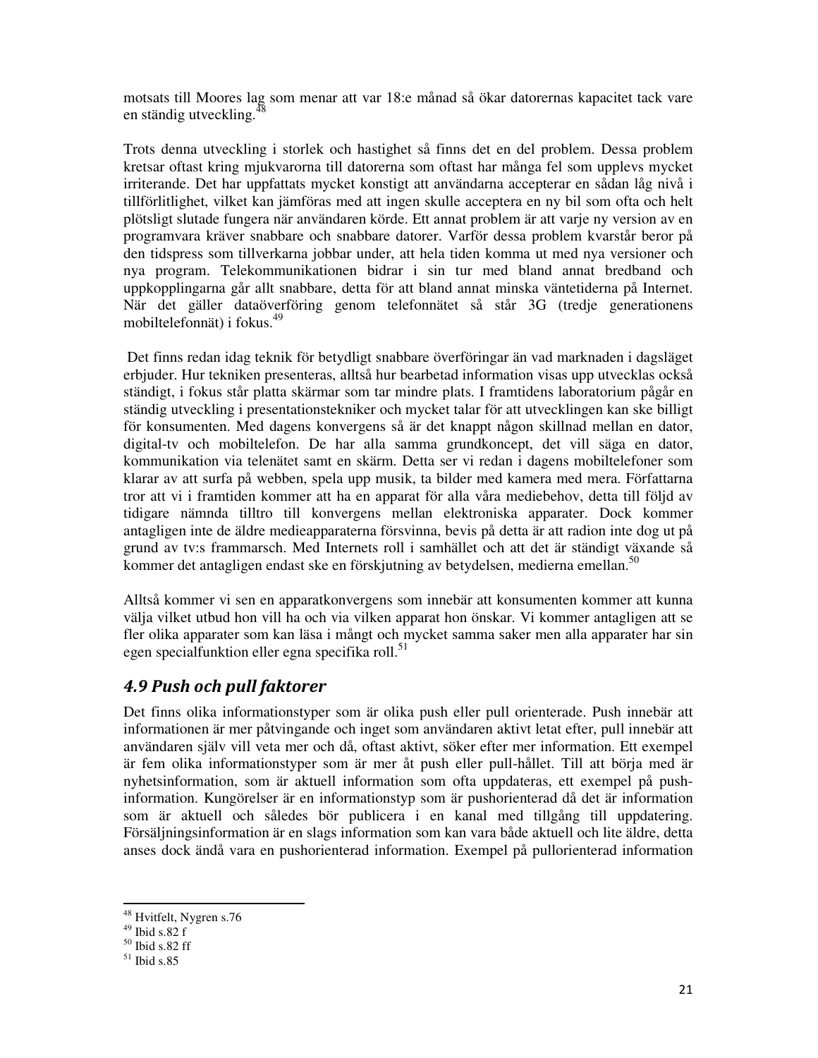motsats till Moores lag som menar att var 18:e månad så ökar datorernas kapacitet tack vare en ständig utveckling.[48]

Trots denna utveckling i storlek och hastighet så finns det en del problem. Dessa problem kretsar oftast kring mjukvarorna till datorerna som oftast har många fel som upplevs mycket irriterande. Det har uppfattats mycket konstigt att användarna accepterar en sådan låg nivå i tillförlitlighet, vilket kan jämföras med att ingen skulle acceptera en ny bil som ofta och helt plötsligt slutade fungera när användaren körde. Ett annat problem är att varje ny version av en programvara kräver snabbare och snabbare datorer. Varför dessa problem kvarstår beror på den tidspress som tillverkarna jobbar under, att hela tiden komma ut med nya versioner och nya program. Telekommunikationen bidrar i sin tur med bland annat bredband och uppkopplingarna går allt snabbare, detta för att bland annat minska väntetiderna på Internet. När det gäller dataöverföring genom telefonnätet så står 3G (tredje generationens mobiltelefonnät) i fokus.[49]

Det finns redan idag teknik för betydligt snabbare överföringar än vad marknaden i dagsläget erbjuder. Hur tekniken presenteras, alltså hur bearbetad information visas upp utvecklas också ständigt, i fokus står platta skärmar som tar mindre plats. I framtidens laboratorium pågår en ständig utveckling i presentationstekniker och mycket talar för att utvecklingen kan ske billigt för konsumenten. Med dagens konvergens så är det knappt någon skillnad mellan en dator, digital-tv och mobiltelefon. De har alla samma grundkoncept, det vill säga en dator, kommunikation via telenätet samt en skärm. Detta ser vi redan i dagens mobiltelefoner som klarar av att surfa på webben, spela upp musik, ta bilder med kamera med mera. Författarna tror att vi i framtiden kommer att ha en apparat för alla våra mediebehov, detta till följd av tidigare nämnda tilltro till konvergens mellan elektroniska apparater. Dock kommer antagligen inte de äldre medieapparaterna försvinna, bevis på detta är att radion inte dog ut på grund av tv:s frammarsch. Med Internets roll i samhället och att det är ständigt växande så kommer det antagligen endast ske en förskjutning av betydelsen, medierna emellan.[50]

Alltså kommer vi sen en apparatkonvergens som innebär att konsumenten kommer att kunna välja vilket utbud hon vill ha och via vilken apparat hon önskar. Vi kommer antagligen att se fler olika apparater som kan läsa i mångt och mycket samma saker men alla apparater har sin egen specialfunktion eller egna specifika roll.[51]

## *4.9 Push och pull faktorer*

Det finns olika informationstyper som är olika push eller pull orienterade. Push innebär att informationen är mer påtvingande och inget som användaren aktivt letat efter, pull innebär att användaren själv vill veta mer och då, oftast aktivt, söker efter mer information. Ett exempel är fem olika informationstyper som är mer åt push eller pull-hållet. Till att börja med är nyhetsinformation, som är aktuell information som ofta uppdateras, ett exempel på push-information. Kungörelser är en informationstyp som är pushorienterad då det är information som är aktuell och således bör publicera i en kanal med tillgång till uppdatering. Försäljningsinformation är en slags information som kan vara både aktuell och lite äldre, detta anses dock ändå vara en pushorienterad information. Exempel på pullorienterad information

---

[48] Hvitfelt, Nygren s.76
[49] Ibid s.82 f
[50] Ibid s.82 ff
[51] Ibid s.85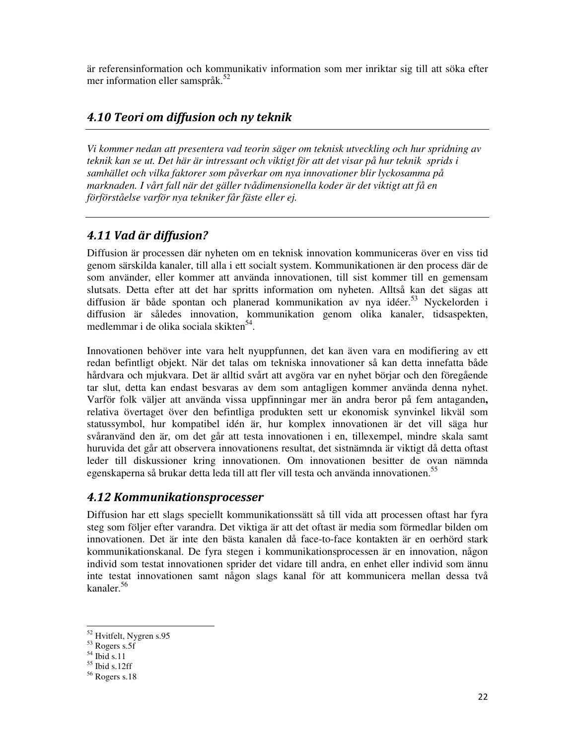är referensinformation och kommunikativ information som mer inriktar sig till att söka efter mer information eller samspråk.[52]

## 4.10 Teori om diffusion och ny teknik

*Vi kommer nedan att presentera vad teorin säger om teknisk utveckling och hur spridning av teknik kan se ut. Det här är intressant och viktigt för att det visar på hur teknik sprids i samhället och vilka faktorer som påverkar om nya innovationer blir lyckosamma på marknaden. I vårt fall när det gäller tvådimensionella koder är det viktigt att få en förförståelse varför nya tekniker får fäste eller ej.*

## 4.11 Vad är diffusion?

Diffusion är processen där nyheten om en teknisk innovation kommuniceras över en viss tid genom särskilda kanaler, till alla i ett socialt system. Kommunikationen är den process där de som använder, eller kommer att använda innovationen, till sist kommer till en gemensam slutsats. Detta efter att det har spritts information om nyheten. Alltså kan det sägas att diffusion är både spontan och planerad kommunikation av nya idéer.[53] Nyckelorden i diffusion är således innovation, kommunikation genom olika kanaler, tidsaspekten, medlemmar i de olika sociala skikten[54].

Innovationen behöver inte vara helt nyuppfunnen, det kan även vara en modifiering av ett redan befintligt objekt. När det talas om tekniska innovationer så kan detta innefatta både hårdvara och mjukvara. Det är alltid svårt att avgöra var en nyhet börjar och den föregående tar slut, detta kan endast besvaras av dem som antagligen kommer använda denna nyhet. Varför folk väljer att använda vissa uppfinningar mer än andra beror på fem antaganden**,** relativa övertaget över den befintliga produkten sett ur ekonomisk synvinkel likväl som statussymbol, hur kompatibel idén är, hur komplex innovationen är det vill säga hur svåranvänd den är, om det går att testa innovationen i en, tillexempel, mindre skala samt huruvida det går att observera innovationens resultat, det sistnämnda är viktigt då detta oftast leder till diskussioner kring innovationen. Om innovationen besitter de ovan nämnda egenskaperna så brukar detta leda till att fler vill testa och använda innovationen.[55]

## 4.12 Kommunikationsprocesser

Diffusion har ett slags speciellt kommunikationssätt så till vida att processen oftast har fyra steg som följer efter varandra. Det viktiga är att det oftast är media som förmedlar bilden om innovationen. Det är inte den bästa kanalen då face-to-face kontakten är en oerhörd stark kommunikationskanal. De fyra stegen i kommunikationsprocessen är en innovation, någon individ som testat innovationen sprider det vidare till andra, en enhet eller individ som ännu inte testat innovationen samt någon slags kanal för att kommunicera mellan dessa två kanaler.[56]

---

[52] Hvitfelt, Nygren s.95
[53] Rogers s.5f
[54] Ibid s.11
[55] Ibid s.12ff
[56] Rogers s.18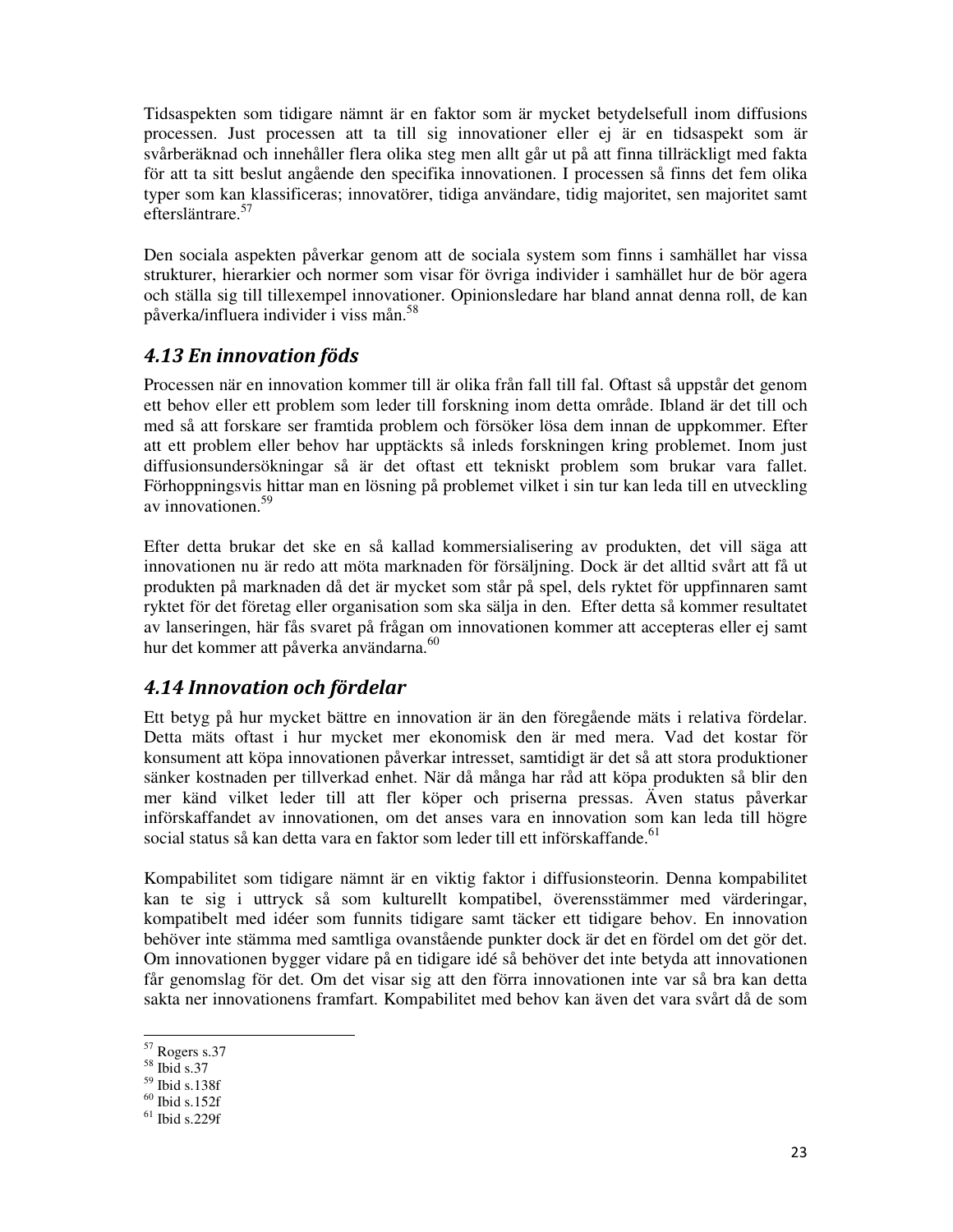Tidsaspekten som tidigare nämnt är en faktor som är mycket betydelsefull inom diffusions processen. Just processen att ta till sig innovationer eller ej är en tidsaspekt som är svårberäknad och innehåller flera olika steg men allt går ut på att finna tillräckligt med fakta för att ta sitt beslut angående den specifika innovationen. I processen så finns det fem olika typer som kan klassificeras; innovatörer, tidiga användare, tidig majoritet, sen majoritet samt eftersläntrare.[57]

Den sociala aspekten påverkar genom att de sociala system som finns i samhället har vissa strukturer, hierarkier och normer som visar för övriga individer i samhället hur de bör agera och ställa sig till tillexempel innovationer. Opinionsledare har bland annat denna roll, de kan påverka/influera individer i viss mån.[58]

## *4.13 En innovation föds*

Processen när en innovation kommer till är olika från fall till fal. Oftast så uppstår det genom ett behov eller ett problem som leder till forskning inom detta område. Ibland är det till och med så att forskare ser framtida problem och försöker lösa dem innan de uppkommer. Efter att ett problem eller behov har upptäckts så inleds forskningen kring problemet. Inom just diffusionsundersökningar så är det oftast ett tekniskt problem som brukar vara fallet. Förhoppningsvis hittar man en lösning på problemet vilket i sin tur kan leda till en utveckling av innovationen.[59]

Efter detta brukar det ske en så kallad kommersialisering av produkten, det vill säga att innovationen nu är redo att möta marknaden för försäljning. Dock är det alltid svårt att få ut produkten på marknaden då det är mycket som står på spel, dels ryktet för uppfinnaren samt ryktet för det företag eller organisation som ska sälja in den. Efter detta så kommer resultatet av lanseringen, här fås svaret på frågan om innovationen kommer att accepteras eller ej samt hur det kommer att påverka användarna.[60]

## *4.14 Innovation och fördelar*

Ett betyg på hur mycket bättre en innovation är än den föregående mäts i relativa fördelar. Detta mäts oftast i hur mycket mer ekonomisk den är med mera. Vad det kostar för konsument att köpa innovationen påverkar intresset, samtidigt är det så att stora produktioner sänker kostnaden per tillverkad enhet. När då många har råd att köpa produkten så blir den mer känd vilket leder till att fler köper och priserna pressas. Även status påverkar införskaffandet av innovationen, om det anses vara en innovation som kan leda till högre social status så kan detta vara en faktor som leder till ett införskaffande.[61]

Kompabilitet som tidigare nämnt är en viktig faktor i diffusionsteorin. Denna kompabilitet kan te sig i uttryck så som kulturellt kompatibel, överensstämmer med värderingar, kompatibelt med idéer som funnits tidigare samt täcker ett tidigare behov. En innovation behöver inte stämma med samtliga ovanstående punkter dock är det en fördel om det gör det. Om innovationen bygger vidare på en tidigare idé så behöver det inte betyda att innovationen får genomslag för det. Om det visar sig att den förra innovationen inte var så bra kan detta sakta ner innovationens framfart. Kompabilitet med behov kan även det vara svårt då de som

---

[57] Rogers s.37
[58] Ibid s.37
[59] Ibid s.138f
[60] Ibid s.152f
[61] Ibid s.229f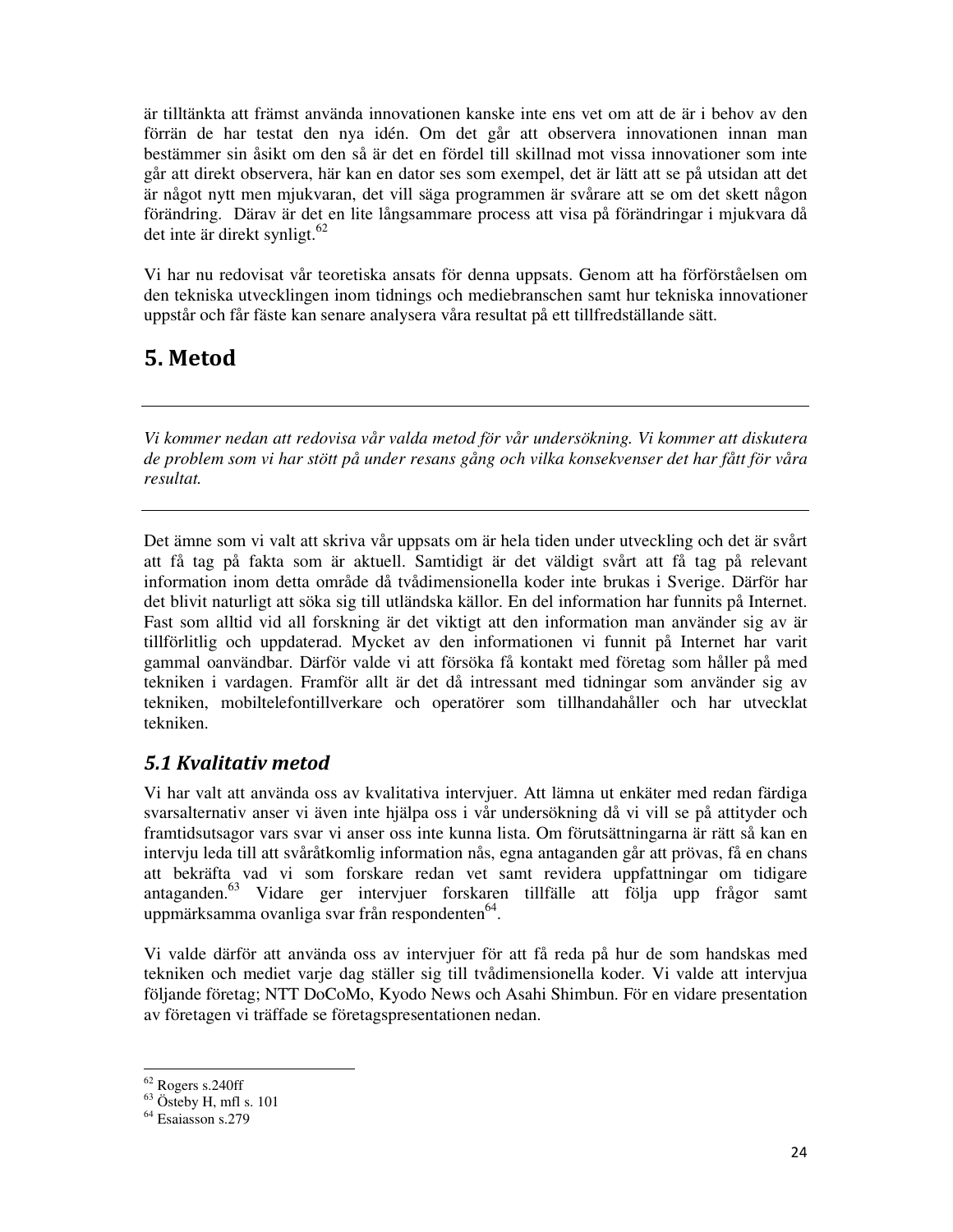är tilltänkta att främst använda innovationen kanske inte ens vet om att de är i behov av den förrän de har testat den nya idén. Om det går att observera innovationen innan man bestämmer sin åsikt om den så är det en fördel till skillnad mot vissa innovationer som inte går att direkt observera, här kan en dator ses som exempel, det är lätt att se på utsidan att det är något nytt men mjukvaran, det vill säga programmen är svårare att se om det skett någon förändring. Därav är det en lite långsammare process att visa på förändringar i mjukvara då det inte är direkt synligt.[62]

Vi har nu redovisat vår teoretiska ansats för denna uppsats. Genom att ha förförståelsen om den tekniska utvecklingen inom tidnings och mediebranschen samt hur tekniska innovationer uppstår och får fäste kan senare analysera våra resultat på ett tillfredställande sätt.

# 5. Metod

---

*Vi kommer nedan att redovisa vår valda metod för vår undersökning. Vi kommer att diskutera de problem som vi har stött på under resans gång och vilka konsekvenser det har fått för våra resultat.*

---

Det ämne som vi valt att skriva vår uppsats om är hela tiden under utveckling och det är svårt att få tag på fakta som är aktuell. Samtidigt är det väldigt svårt att få tag på relevant information inom detta område då tvådimensionella koder inte brukas i Sverige. Därför har det blivit naturligt att söka sig till utländska källor. En del information har funnits på Internet. Fast som alltid vid all forskning är det viktigt att den information man använder sig av är tillförlitlig och uppdaterad. Mycket av den informationen vi funnit på Internet har varit gammal oanvändbar. Därför valde vi att försöka få kontakt med företag som håller på med tekniken i vardagen. Framför allt är det då intressant med tidningar som använder sig av tekniken, mobiltelefontillverkare och operatörer som tillhandahåller och har utvecklat tekniken.

## *5.1 Kvalitativ metod*

Vi har valt att använda oss av kvalitativa intervjuer. Att lämna ut enkäter med redan färdiga svarsalternativ anser vi även inte hjälpa oss i vår undersökning då vi vill se på attityder och framtidsutsagor vars svar vi anser oss inte kunna lista. Om förutsättningarna är rätt så kan en intervju leda till att svåråtkomlig information nås, egna antaganden går att prövas, få en chans att bekräfta vad vi som forskare redan vet samt revidera uppfattningar om tidigare antaganden.[63] Vidare ger intervjuer forskaren tillfälle att följa upp frågor samt uppmärksamma ovanliga svar från respondenten[64].

Vi valde därför att använda oss av intervjuer för att få reda på hur de som handskas med tekniken och mediet varje dag ställer sig till tvådimensionella koder. Vi valde att intervjua följande företag; NTT DoCoMo, Kyodo News och Asahi Shimbun. För en vidare presentation av företagen vi träffade se företagspresentationen nedan.

---

[62] Rogers s.240ff
[63] Östeby H, mfl s. 101
[64] Esaiasson s.279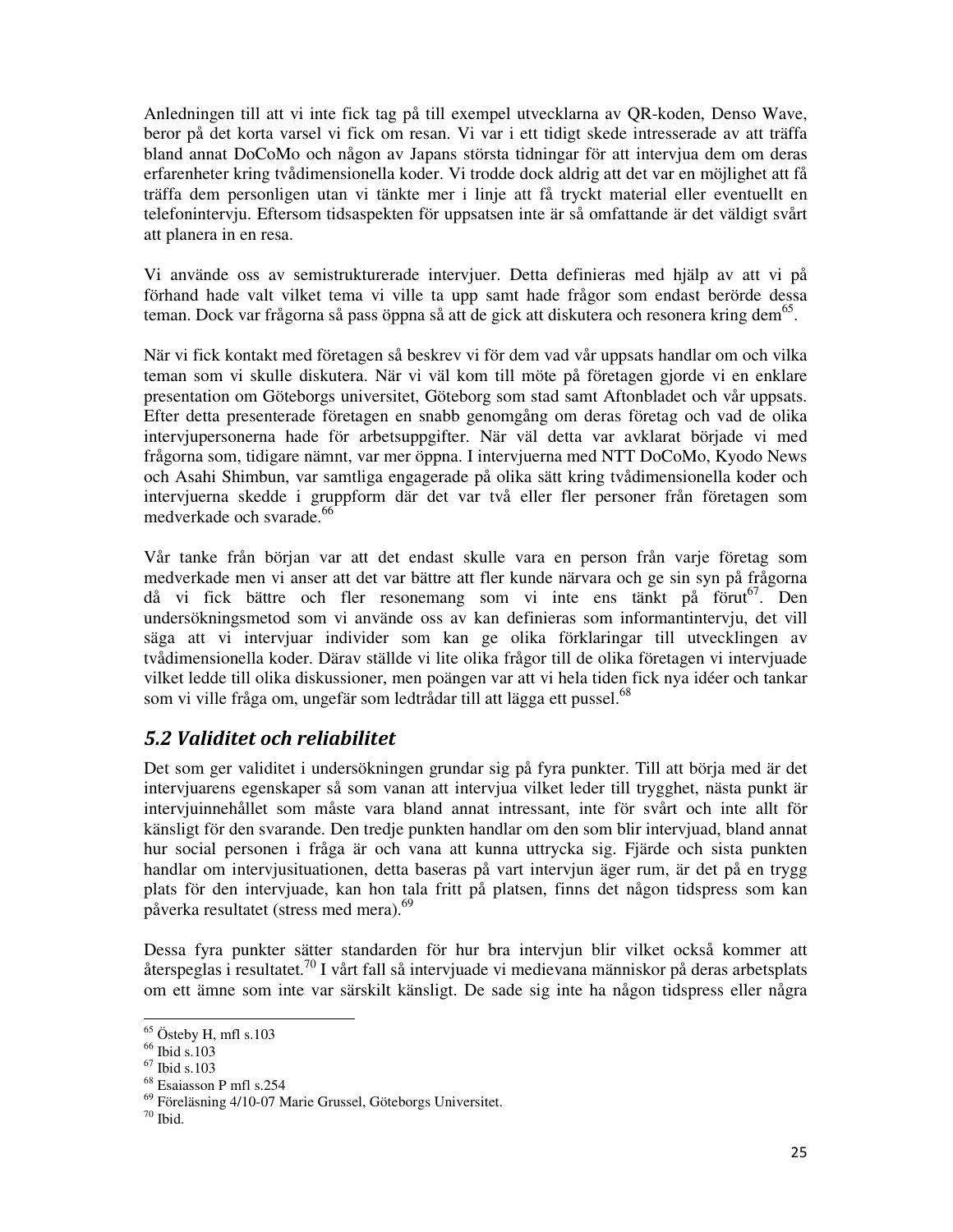Anledningen till att vi inte fick tag på till exempel utvecklarna av QR-koden, Denso Wave, beror på det korta varsel vi fick om resan. Vi var i ett tidigt skede intresserade av att träffa bland annat DoCoMo och någon av Japans största tidningar för att intervjua dem om deras erfarenheter kring tvådimensionella koder. Vi trodde dock aldrig att det var en möjlighet att få träffa dem personligen utan vi tänkte mer i linje att få tryckt material eller eventuellt en telefonintervju. Eftersom tidsaspekten för uppsatsen inte är så omfattande är det väldigt svårt att planera in en resa.

Vi använde oss av semistrukturerade intervjuer. Detta definieras med hjälp av att vi på förhand hade valt vilket tema vi ville ta upp samt hade frågor som endast berörde dessa teman. Dock var frågorna så pass öppna så att de gick att diskutera och resonera kring dem[65].

När vi fick kontakt med företagen så beskrev vi för dem vad vår uppsats handlar om och vilka teman som vi skulle diskutera. När vi väl kom till möte på företagen gjorde vi en enklare presentation om Göteborgs universitet, Göteborg som stad samt Aftonbladet och vår uppsats. Efter detta presenterade företagen en snabb genomgång om deras företag och vad de olika intervjupersonerna hade för arbetsuppgifter. När väl detta var avklarat började vi med frågorna som, tidigare nämnt, var mer öppna. I intervjuerna med NTT DoCoMo, Kyodo News och Asahi Shimbun, var samtliga engagerade på olika sätt kring tvådimensionella koder och intervjuerna skedde i gruppform där det var två eller fler personer från företagen som medverkade och svarade.[66]

Vår tanke från början var att det endast skulle vara en person från varje företag som medverkade men vi anser att det var bättre att fler kunde närvara och ge sin syn på frågorna då vi fick bättre och fler resonemang som vi inte ens tänkt på förut[67]. Den undersökningsmetod som vi använde oss av kan definieras som informantintervju, det vill säga att vi intervjuar individer som kan ge olika förklaringar till utvecklingen av tvådimensionella koder. Därav ställde vi lite olika frågor till de olika företagen vi intervjuade vilket ledde till olika diskussioner, men poängen var att vi hela tiden fick nya idéer och tankar som vi ville fråga om, ungefär som ledtrådar till att lägga ett pussel.[68]

## *5.2 Validitet och reliabilitet*

Det som ger validitet i undersökningen grundar sig på fyra punkter. Till att börja med är det intervjuarens egenskaper så som vanan att intervjua vilket leder till trygghet, nästa punkt är intervjuinnehållet som måste vara bland annat intressant, inte för svårt och inte allt för känsligt för den svarande. Den tredje punkten handlar om den som blir intervjuad, bland annat hur social personen i fråga är och vana att kunna uttrycka sig. Fjärde och sista punkten handlar om intervjusituationen, detta baseras på vart intervjun äger rum, är det på en trygg plats för den intervjuade, kan hon tala fritt på platsen, finns det någon tidspress som kan påverka resultatet (stress med mera).[69]

Dessa fyra punkter sätter standarden för hur bra intervjun blir vilket också kommer att återspeglas i resultatet.[70] I vårt fall så intervjuade vi medievana människor på deras arbetsplats om ett ämne som inte var särskilt känsligt. De sade sig inte ha någon tidspress eller några

---

[65] Östeby H, mfl s.103
[66] Ibid s.103
[67] Ibid s.103
[68] Esaiasson P mfl s.254
[69] Föreläsning 4/10-07 Marie Grussel, Göteborgs Universitet.
[70] Ibid.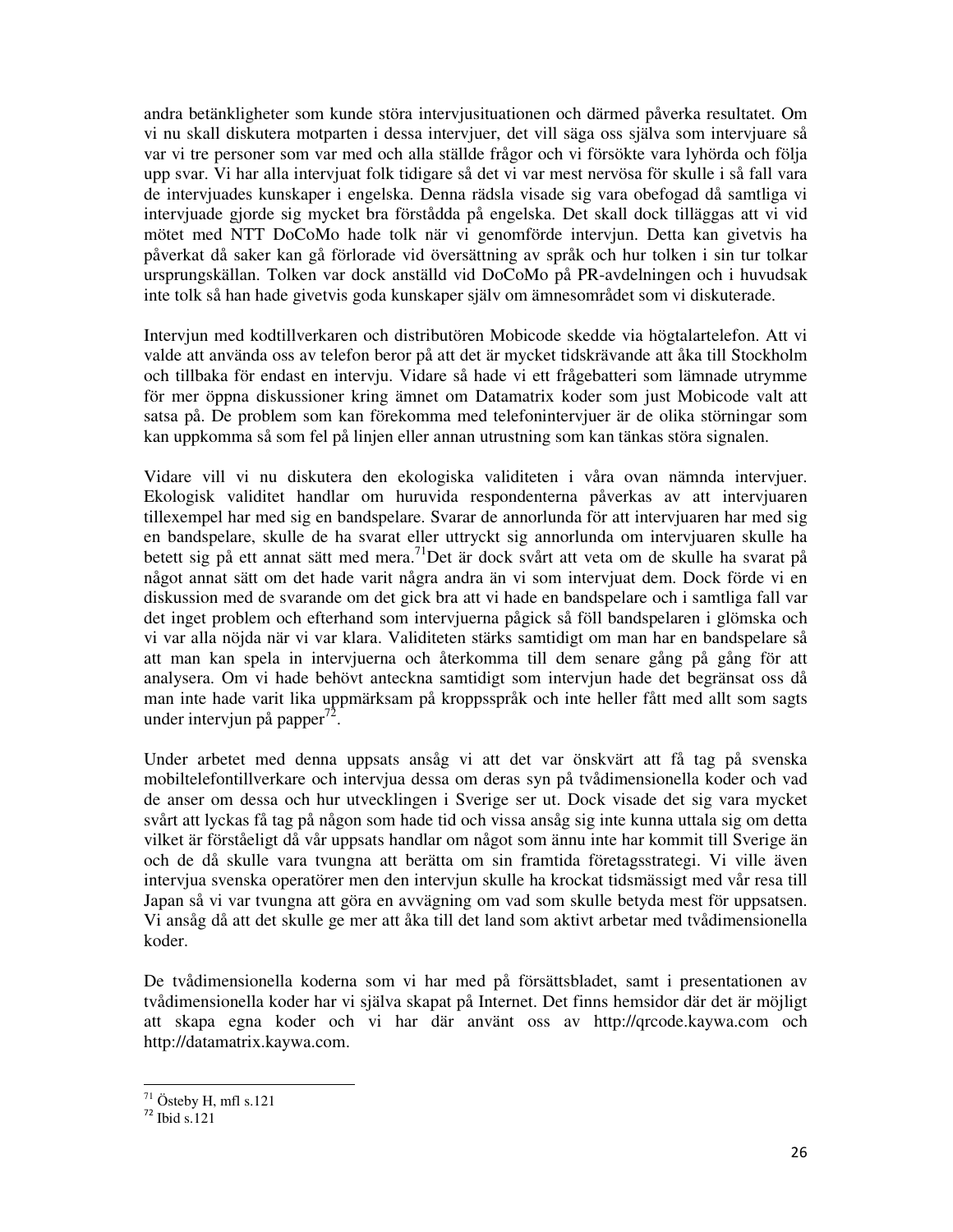andra betänkligheter som kunde störa intervjusituationen och därmed påverka resultatet. Om vi nu skall diskutera motparten i dessa intervjuer, det vill säga oss själva som intervjuare så var vi tre personer som var med och alla ställde frågor och vi försökte vara lyhörda och följa upp svar. Vi har alla intervjuat folk tidigare så det vi var mest nervösa för skulle i så fall vara de intervjuades kunskaper i engelska. Denna rädsla visade sig vara obefogad då samtliga vi intervjuade gjorde sig mycket bra förstådda på engelska. Det skall dock tilläggas att vi vid mötet med NTT DoCoMo hade tolk när vi genomförde intervjun. Detta kan givetvis ha påverkat då saker kan gå förlorade vid översättning av språk och hur tolken i sin tur tolkar ursprungskällan. Tolken var dock anställd vid DoCoMo på PR-avdelningen och i huvudsak inte tolk så han hade givetvis goda kunskaper själv om ämnesområdet som vi diskuterade.

Intervjun med kodtillverkaren och distributören Mobicode skedde via högtalartelefon. Att vi valde att använda oss av telefon beror på att det är mycket tidskrävande att åka till Stockholm och tillbaka för endast en intervju. Vidare så hade vi ett frågebatteri som lämnade utrymme för mer öppna diskussioner kring ämnet om Datamatrix koder som just Mobicode valt att satsa på. De problem som kan förekomma med telefonintervjuer är de olika störningar som kan uppkomma så som fel på linjen eller annan utrustning som kan tänkas störa signalen.

Vidare vill vi nu diskutera den ekologiska validiteten i våra ovan nämnda intervjuer. Ekologisk validitet handlar om huruvida respondenterna påverkas av att intervjuaren tillexempel har med sig en bandspelare. Svarar de annorlunda för att intervjuaren har med sig en bandspelare, skulle de ha svarat eller uttryckt sig annorlunda om intervjuaren skulle ha betett sig på ett annat sätt med mera.[71]Det är dock svårt att veta om de skulle ha svarat på något annat sätt om det hade varit några andra än vi som intervjuat dem. Dock förde vi en diskussion med de svarande om det gick bra att vi hade en bandspelare och i samtliga fall var det inget problem och efterhand som intervjuerna pågick så föll bandspelaren i glömska och vi var alla nöjda när vi var klara. Validiteten stärks samtidigt om man har en bandspelare så att man kan spela in intervjuerna och återkomma till dem senare gång på gång för att analysera. Om vi hade behövt anteckna samtidigt som intervjun hade det begränsat oss då man inte hade varit lika uppmärksam på kroppsspråk och inte heller fått med allt som sagts under intervjun på papper[72].

Under arbetet med denna uppsats ansåg vi att det var önskvärt att få tag på svenska mobiltelefontillverkare och intervjua dessa om deras syn på tvådimensionella koder och vad de anser om dessa och hur utvecklingen i Sverige ser ut. Dock visade det sig vara mycket svårt att lyckas få tag på någon som hade tid och vissa ansåg sig inte kunna uttala sig om detta vilket är förståeligt då vår uppsats handlar om något som ännu inte har kommit till Sverige än och de då skulle vara tvungna att berätta om sin framtida företagsstrategi. Vi ville även intervjua svenska operatörer men den intervjun skulle ha krockat tidsmässigt med vår resa till Japan så vi var tvungna att göra en avvägning om vad som skulle betyda mest för uppsatsen. Vi ansåg då att det skulle ge mer att åka till det land som aktivt arbetar med tvådimensionella koder.

De tvådimensionella koderna som vi har med på försättsbladet, samt i presentationen av tvådimensionella koder har vi själva skapat på Internet. Det finns hemsidor där det är möjligt att skapa egna koder och vi har där använt oss av http://qrcode.kaywa.com och http://datamatrix.kaywa.com.

---

[71] Östeby H, mfl s.121

[72] Ibid s.121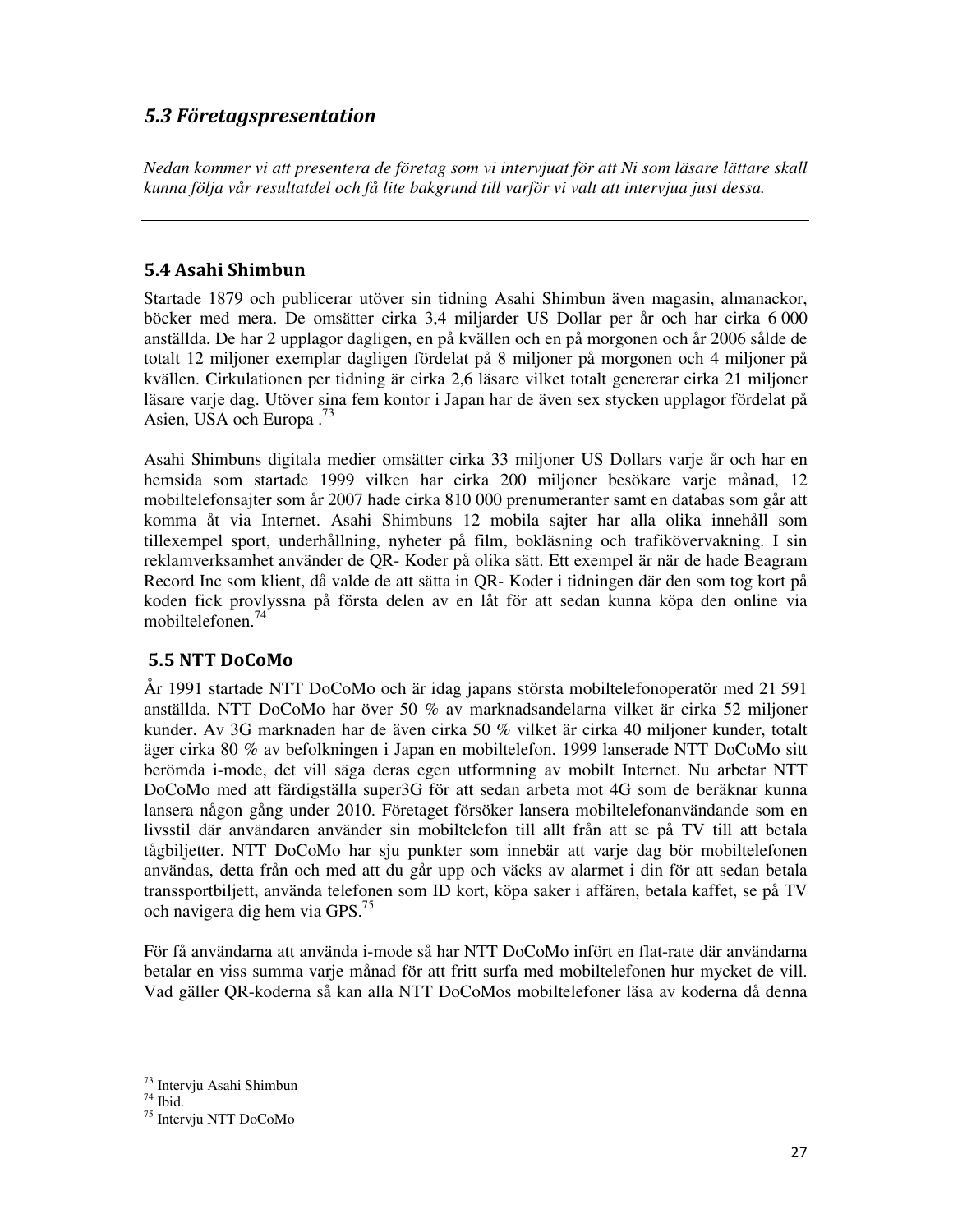## *5.3 Företagspresentation*

*Nedan kommer vi att presentera de företag som vi intervjuat för att Ni som läsare lättare skall kunna följa vår resultatdel och få lite bakgrund till varför vi valt att intervjua just dessa.*

### 5.4 Asahi Shimbun

Startade 1879 och publicerar utöver sin tidning Asahi Shimbun även magasin, almanackor, böcker med mera. De omsätter cirka 3,4 miljarder US Dollar per år och har cirka 6 000 anställda. De har 2 upplagor dagligen, en på kvällen och en på morgonen och år 2006 sålde de totalt 12 miljoner exemplar dagligen fördelat på 8 miljoner på morgonen och 4 miljoner på kvällen. Cirkulationen per tidning är cirka 2,6 läsare vilket totalt genererar cirka 21 miljoner läsare varje dag. Utöver sina fem kontor i Japan har de även sex stycken upplagor fördelat på Asien, USA och Europa .[73]

Asahi Shimbuns digitala medier omsätter cirka 33 miljoner US Dollars varje år och har en hemsida som startade 1999 vilken har cirka 200 miljoner besökare varje månad, 12 mobiltelefonsajter som år 2007 hade cirka 810 000 prenumeranter samt en databas som går att komma åt via Internet. Asahi Shimbuns 12 mobila sajter har alla olika innehåll som tillexempel sport, underhållning, nyheter på film, bokläsning och trafikövervakning. I sin reklamverksamhet använder de QR- Koder på olika sätt. Ett exempel är när de hade Beagram Record Inc som klient, då valde de att sätta in QR- Koder i tidningen där den som tog kort på koden fick provlyssna på första delen av en låt för att sedan kunna köpa den online via mobiltelefonen.[74]

### 5.5 NTT DoCoMo

År 1991 startade NTT DoCoMo och är idag japans största mobiltelefonoperatör med 21 591 anställda. NTT DoCoMo har över 50 % av marknadsandelarna vilket är cirka 52 miljoner kunder. Av 3G marknaden har de även cirka 50 % vilket är cirka 40 miljoner kunder, totalt äger cirka 80 % av befolkningen i Japan en mobiltelefon. 1999 lanserade NTT DoCoMo sitt berömda i-mode, det vill säga deras egen utformning av mobilt Internet. Nu arbetar NTT DoCoMo med att färdigställa super3G för att sedan arbeta mot 4G som de beräknar kunna lansera någon gång under 2010. Företaget försöker lansera mobiltelefonanvändande som en livsstil där användaren använder sin mobiltelefon till allt från att se på TV till att betala tågbiljetter. NTT DoCoMo har sju punkter som innebär att varje dag bör mobiltelefonen användas, detta från och med att du går upp och väcks av alarmet i din för att sedan betala transsportbiljett, använda telefonen som ID kort, köpa saker i affären, betala kaffet, se på TV och navigera dig hem via GPS.[75]

För få användarna att använda i-mode så har NTT DoCoMo infört en flat-rate där användarna betalar en viss summa varje månad för att fritt surfa med mobiltelefonen hur mycket de vill. Vad gäller QR-koderna så kan alla NTT DoCoMos mobiltelefoner läsa av koderna då denna

---

[73] Intervju Asahi Shimbun

[74] Ibid.

[75] Intervju NTT DoCoMo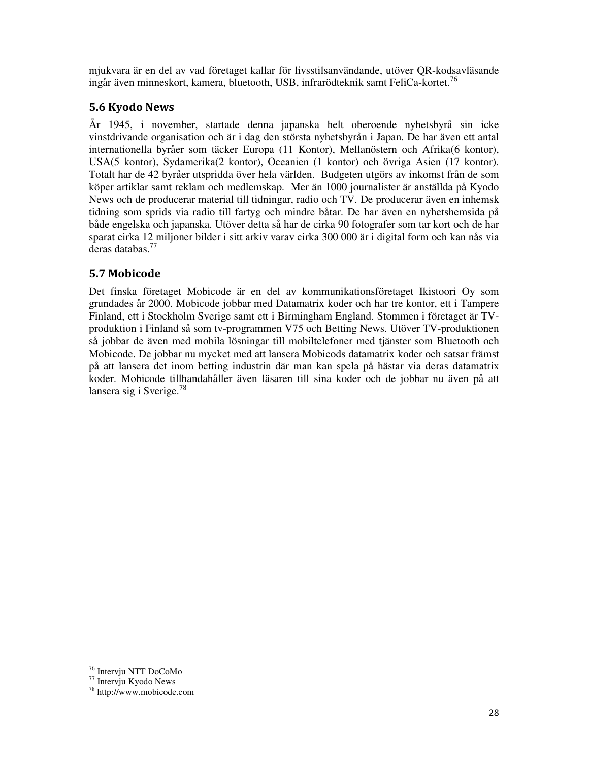mjukvara är en del av vad företaget kallar för livsstilsanvändande, utöver QR-kodsavläsande ingår även minneskort, kamera, bluetooth, USB, infrarödteknik samt FeliCa-kortet.[76]

## 5.6 Kyodo News

År 1945, i november, startade denna japanska helt oberoende nyhetsbyrå sin icke vinstdrivande organisation och är i dag den största nyhetsbyrån i Japan. De har även ett antal internationella byråer som täcker Europa (11 Kontor), Mellanöstern och Afrika(6 kontor), USA(5 kontor), Sydamerika(2 kontor), Oceanien (1 kontor) och övriga Asien (17 kontor). Totalt har de 42 byråer utspridda över hela världen. Budgeten utgörs av inkomst från de som köper artiklar samt reklam och medlemskap. Mer än 1000 journalister är anställda på Kyodo News och de producerar material till tidningar, radio och TV. De producerar även en inhemsk tidning som sprids via radio till fartyg och mindre båtar. De har även en nyhetshemsida på både engelska och japanska. Utöver detta så har de cirka 90 fotografer som tar kort och de har sparat cirka 12 miljoner bilder i sitt arkiv varav cirka 300 000 är i digital form och kan nås via deras databas.[77]

## 5.7 Mobicode

Det finska företaget Mobicode är en del av kommunikationsföretaget Ikistoori Oy som grundades år 2000. Mobicode jobbar med Datamatrix koder och har tre kontor, ett i Tampere Finland, ett i Stockholm Sverige samt ett i Birmingham England. Stommen i företaget är TV-produktion i Finland så som tv-programmen V75 och Betting News. Utöver TV-produktionen så jobbar de även med mobila lösningar till mobiltelefoner med tjänster som Bluetooth och Mobicode. De jobbar nu mycket med att lansera Mobicods datamatrix koder och satsar främst på att lansera det inom betting industrin där man kan spela på hästar via deras datamatrix koder. Mobicode tillhandahåller även läsaren till sina koder och de jobbar nu även på att lansera sig i Sverige.[78]

---

[76] Intervju NTT DoCoMo
[77] Intervju Kyodo News
[78] http://www.mobicode.com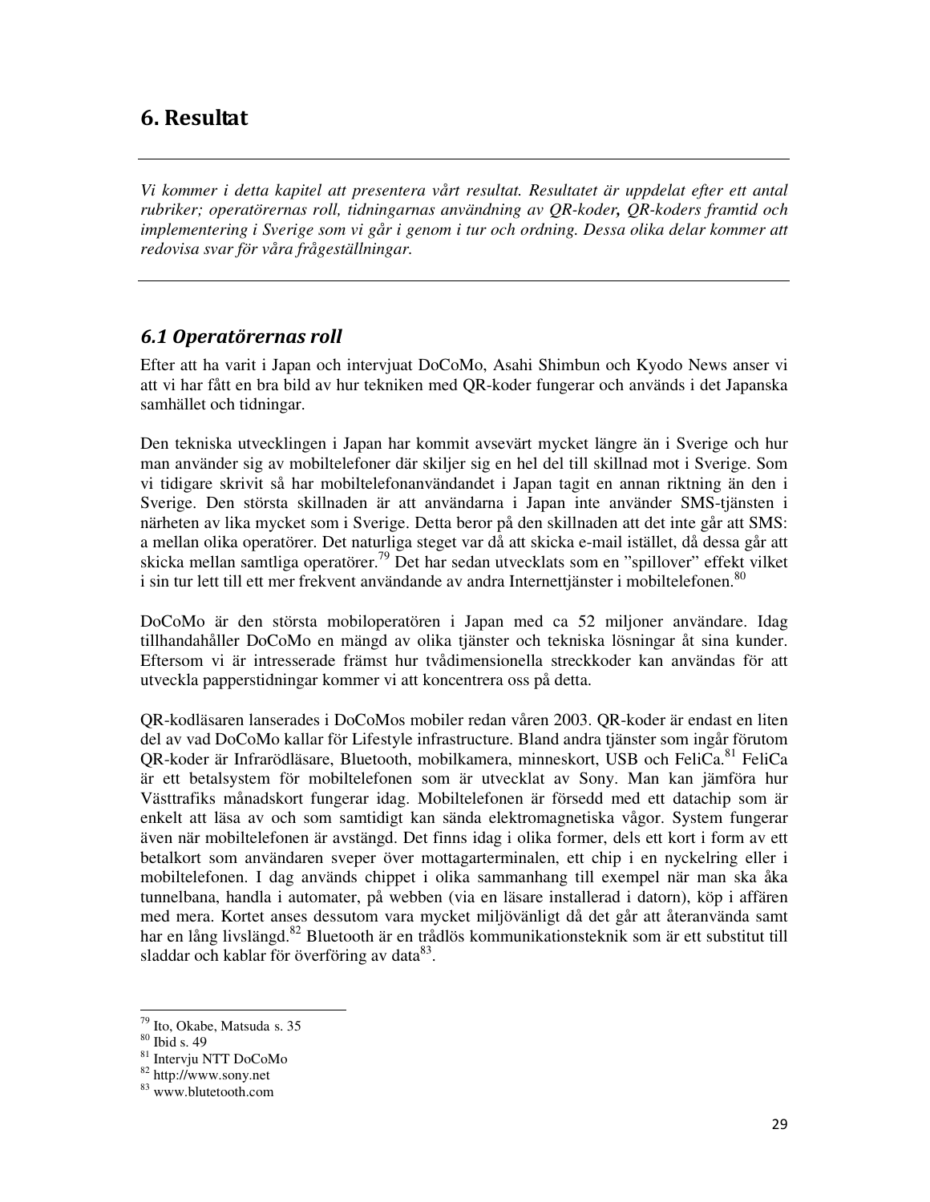## 6. Resultat

*Vi kommer i detta kapitel att presentera vårt resultat. Resultatet är uppdelat efter ett antal rubriker; operatörernas roll, tidningarnas användning av QR-koder, QR-koders framtid och implementering i Sverige som vi går i genom i tur och ordning. Dessa olika delar kommer att redovisa svar för våra frågeställningar.*

### 6.1 Operatörernas roll

Efter att ha varit i Japan och intervjuat DoCoMo, Asahi Shimbun och Kyodo News anser vi att vi har fått en bra bild av hur tekniken med QR-koder fungerar och används i det Japanska samhället och tidningar.

Den tekniska utvecklingen i Japan har kommit avsevärt mycket längre än i Sverige och hur man använder sig av mobiltelefoner där skiljer sig en hel del till skillnad mot i Sverige. Som vi tidigare skrivit så har mobiltelefonanvändandet i Japan tagit en annan riktning än den i Sverige. Den största skillnaden är att användarna i Japan inte använder SMS-tjänsten i närheten av lika mycket som i Sverige. Detta beror på den skillnaden att det inte går att SMS: a mellan olika operatörer. Det naturliga steget var då att skicka e-mail istället, då dessa går att skicka mellan samtliga operatörer.[79] Det har sedan utvecklats som en "spillover" effekt vilket i sin tur lett till ett mer frekvent användande av andra Internettjänster i mobiltelefonen.[80]

DoCoMo är den största mobiloperatören i Japan med ca 52 miljoner användare. Idag tillhandahåller DoCoMo en mängd av olika tjänster och tekniska lösningar åt sina kunder. Eftersom vi är intresserade främst hur tvådimensionella streckkoder kan användas för att utveckla papperstidningar kommer vi att koncentrera oss på detta.

QR-kodläsaren lanserades i DoCoMos mobiler redan våren 2003. QR-koder är endast en liten del av vad DoCoMo kallar för Lifestyle infrastructure. Bland andra tjänster som ingår förutom QR-koder är Infrarödläsare, Bluetooth, mobilkamera, minneskort, USB och FeliCa.[81] FeliCa är ett betalsystem för mobiltelefonen som är utvecklat av Sony. Man kan jämföra hur Västtrafiks månadskort fungerar idag. Mobiltelefonen är försedd med ett datachip som är enkelt att läsa av och som samtidigt kan sända elektromagnetiska vågor. System fungerar även när mobiltelefonen är avstängd. Det finns idag i olika former, dels ett kort i form av ett betalkort som användaren sveper över mottagarterminalen, ett chip i en nyckelring eller i mobiltelefonen. I dag används chippet i olika sammanhang till exempel när man ska åka tunnelbana, handla i automater, på webben (via en läsare installerad i datorn), köp i affären med mera. Kortet anses dessutom vara mycket miljövänligt då det går att återanvända samt har en lång livslängd.[82] Bluetooth är en trådlös kommunikationsteknik som är ett substitut till sladdar och kablar för överföring av data[83].

---

[79] Ito, Okabe, Matsuda s. 35
[80] Ibid s. 49
[81] Intervju NTT DoCoMo
[82] http://www.sony.net
[83] www.blutetooth.com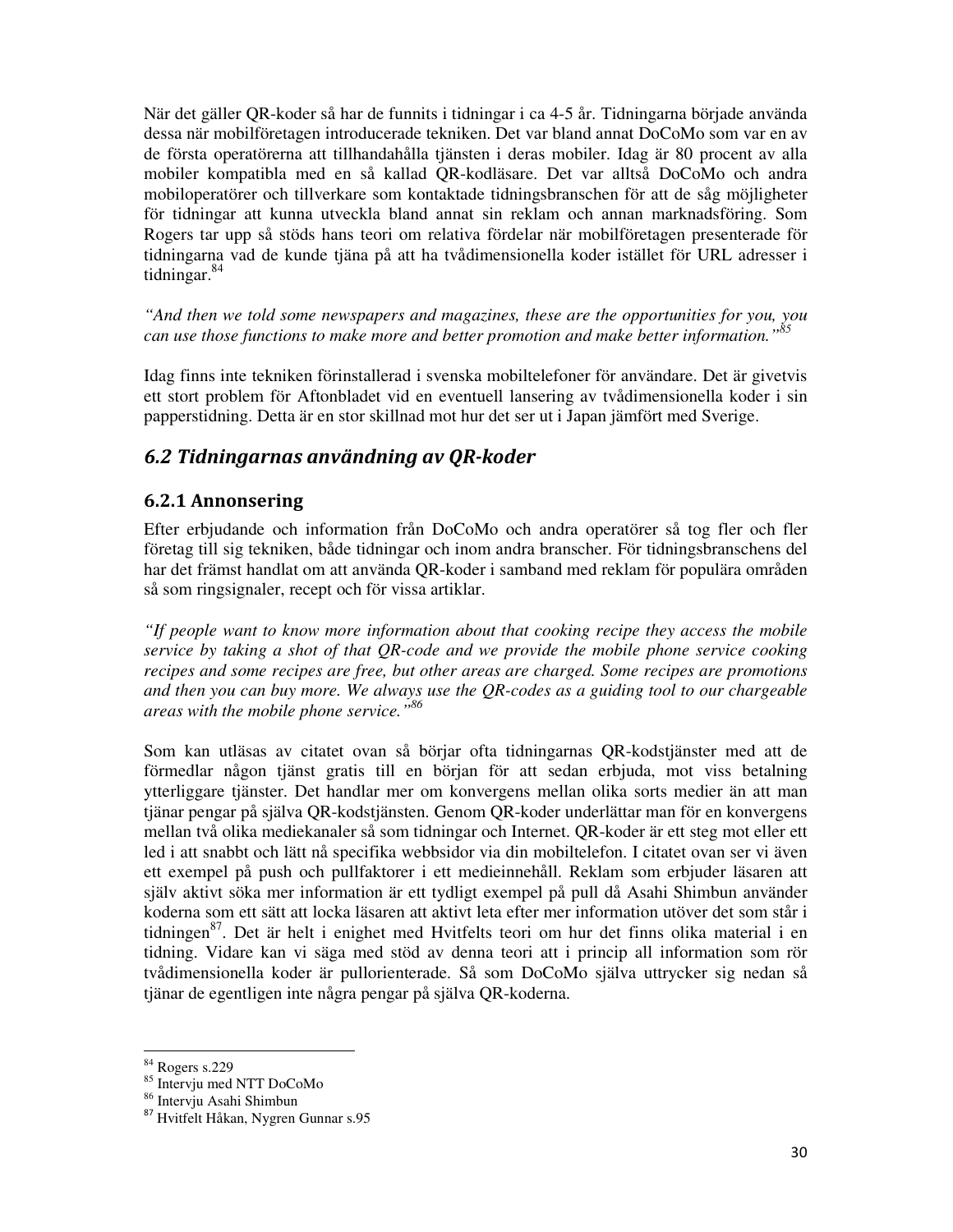När det gäller QR-koder så har de funnits i tidningar i ca 4-5 år. Tidningarna började använda dessa när mobilföretagen introducerade tekniken. Det var bland annat DoCoMo som var en av de första operatörerna att tillhandahålla tjänsten i deras mobiler. Idag är 80 procent av alla mobiler kompatibla med en så kallad QR-kodläsare. Det var alltså DoCoMo och andra mobiloperatörer och tillverkare som kontaktade tidningsbranschen för att de såg möjligheter för tidningar att kunna utveckla bland annat sin reklam och annan marknadsföring. Som Rogers tar upp så stöds hans teori om relativa fördelar när mobilföretagen presenterade för tidningarna vad de kunde tjäna på att ha tvådimensionella koder istället för URL adresser i tidningar.[84]

*"And then we told some newspapers and magazines, these are the opportunities for you, you can use those functions to make more and better promotion and make better information."*[85]

Idag finns inte tekniken förinstallerad i svenska mobiltelefoner för användare. Det är givetvis ett stort problem för Aftonbladet vid en eventuell lansering av tvådimensionella koder i sin papperstidning. Detta är en stor skillnad mot hur det ser ut i Japan jämfört med Sverige.

## 6.2 Tidningarnas användning av QR-koder

### 6.2.1 Annonsering

Efter erbjudande och information från DoCoMo och andra operatörer så tog fler och fler företag till sig tekniken, både tidningar och inom andra branscher. För tidningsbranschens del har det främst handlat om att använda QR-koder i samband med reklam för populära områden så som ringsignaler, recept och för vissa artiklar.

*"If people want to know more information about that cooking recipe they access the mobile service by taking a shot of that QR-code and we provide the mobile phone service cooking recipes and some recipes are free, but other areas are charged. Some recipes are promotions and then you can buy more. We always use the QR-codes as a guiding tool to our chargeable areas with the mobile phone service."*[86]

Som kan utläsas av citatet ovan så börjar ofta tidningarnas QR-kodstjänster med att de förmedlar någon tjänst gratis till en början för att sedan erbjuda, mot viss betalning ytterliggare tjänster. Det handlar mer om konvergens mellan olika sorts medier än att man tjänar pengar på själva QR-kodstjänsten. Genom QR-koder underlättar man för en konvergens mellan två olika mediekanaler så som tidningar och Internet. QR-koder är ett steg mot eller ett led i att snabbt och lätt nå specifika webbsidor via din mobiltelefon. I citatet ovan ser vi även ett exempel på push och pullfaktorer i ett medieinnehåll. Reklam som erbjuder läsaren att själv aktivt söka mer information är ett tydligt exempel på pull då Asahi Shimbun använder koderna som ett sätt att locka läsaren att aktivt leta efter mer information utöver det som står i tidningen[87]. Det är helt i enighet med Hvitfelts teori om hur det finns olika material i en tidning. Vidare kan vi säga med stöd av denna teori att i princip all information som rör tvådimensionella koder är pullorienterade. Så som DoCoMo själva uttrycker sig nedan så tjänar de egentligen inte några pengar på själva QR-koderna.

---

[84] Rogers s.229

[85] Intervju med NTT DoCoMo

[86] Intervju Asahi Shimbun

[87] Hvitfelt Håkan, Nygren Gunnar s.95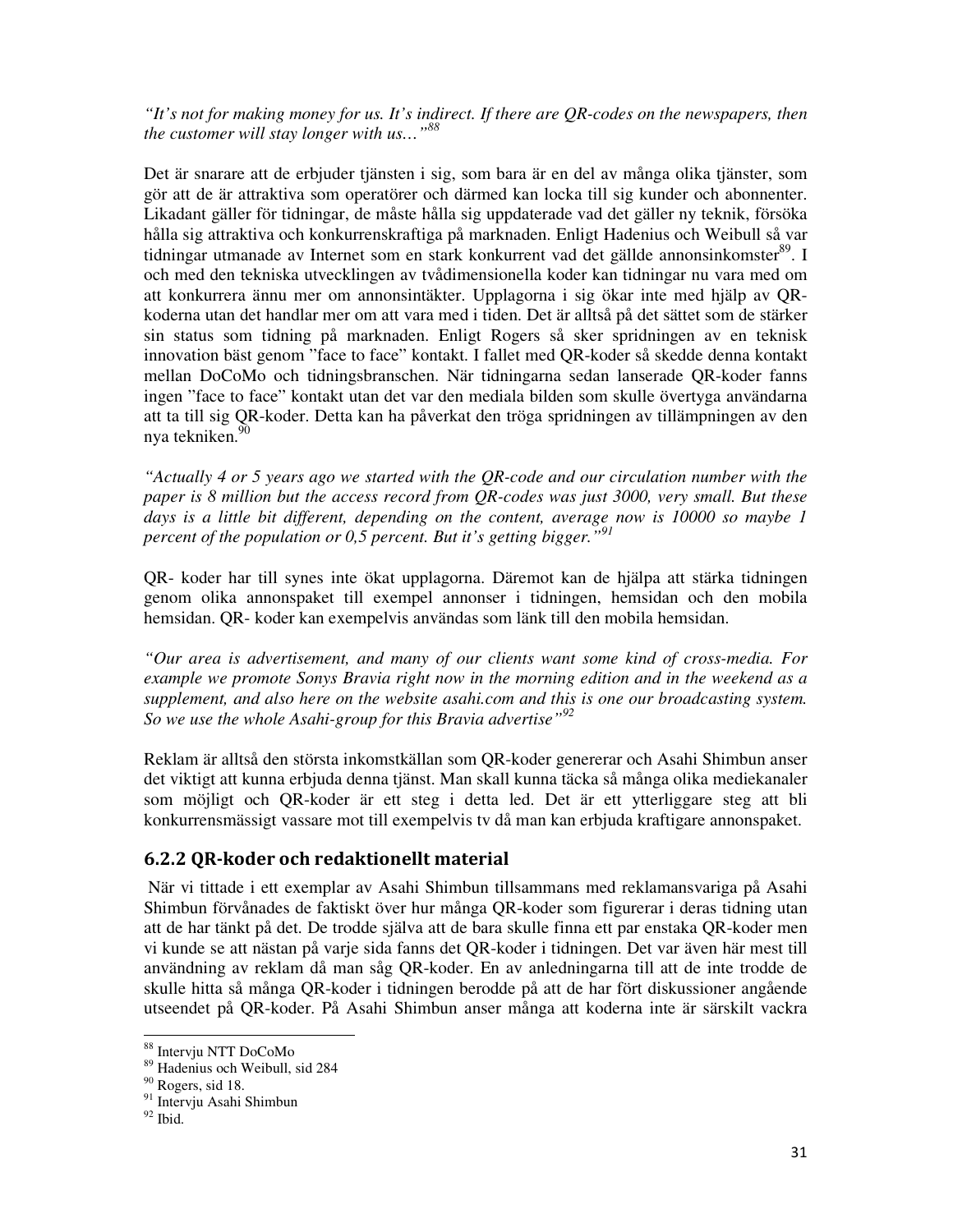*"It's not for making money for us. It's indirect. If there are QR-codes on the newspapers, then the customer will stay longer with us…"*[88]

Det är snarare att de erbjuder tjänsten i sig, som bara är en del av många olika tjänster, som gör att de är attraktiva som operatörer och därmed kan locka till sig kunder och abonnenter. Likadant gäller för tidningar, de måste hålla sig uppdaterade vad det gäller ny teknik, försöka hålla sig attraktiva och konkurrenskraftiga på marknaden. Enligt Hadenius och Weibull så var tidningar utmanade av Internet som en stark konkurrent vad det gällde annonsinkomster[89]. I och med den tekniska utvecklingen av tvådimensionella koder kan tidningar nu vara med om att konkurrera ännu mer om annonsintäkter. Upplagorna i sig ökar inte med hjälp av QR-koderna utan det handlar mer om att vara med i tiden. Det är alltså på det sättet som de stärker sin status som tidning på marknaden. Enligt Rogers så sker spridningen av en teknisk innovation bäst genom "face to face" kontakt. I fallet med QR-koder så skedde denna kontakt mellan DoCoMo och tidningsbranschen. När tidningarna sedan lanserade QR-koder fanns ingen "face to face" kontakt utan det var den mediala bilden som skulle övertyga användarna att ta till sig QR-koder. Detta kan ha påverkat den tröga spridningen av tillämpningen av den nya tekniken.[90]

*"Actually 4 or 5 years ago we started with the QR-code and our circulation number with the paper is 8 million but the access record from QR-codes was just 3000, very small. But these days is a little bit different, depending on the content, average now is 10000 so maybe 1 percent of the population or 0,5 percent. But it's getting bigger."*[91]

QR- koder har till synes inte ökat upplagorna. Däremot kan de hjälpa att stärka tidningen genom olika annonspaket till exempel annonser i tidningen, hemsidan och den mobila hemsidan. QR- koder kan exempelvis användas som länk till den mobila hemsidan.

*"Our area is advertisement, and many of our clients want some kind of cross-media. For example we promote Sonys Bravia right now in the morning edition and in the weekend as a supplement, and also here on the website asahi.com and this is one our broadcasting system. So we use the whole Asahi-group for this Bravia advertise"*[92]

Reklam är alltså den största inkomstkällan som QR-koder genererar och Asahi Shimbun anser det viktigt att kunna erbjuda denna tjänst. Man skall kunna täcka så många olika mediekanaler som möjligt och QR-koder är ett steg i detta led. Det är ett ytterliggare steg att bli konkurrensmässigt vassare mot till exempelvis tv då man kan erbjuda kraftigare annonspaket.

### 6.2.2 QR-koder och redaktionellt material

När vi tittade i ett exemplar av Asahi Shimbun tillsammans med reklamansvariga på Asahi Shimbun förvånades de faktiskt över hur många QR-koder som figurerar i deras tidning utan att de har tänkt på det. De trodde själva att de bara skulle finna ett par enstaka QR-koder men vi kunde se att nästan på varje sida fanns det QR-koder i tidningen. Det var även här mest till användning av reklam då man såg QR-koder. En av anledningarna till att de inte trodde de skulle hitta så många QR-koder i tidningen berodde på att de har fört diskussioner angående utseendet på QR-koder. På Asahi Shimbun anser många att koderna inte är särskilt vackra

---

[88] Intervju NTT DoCoMo
[89] Hadenius och Weibull, sid 284
[90] Rogers, sid 18.
[91] Intervju Asahi Shimbun
[92] Ibid.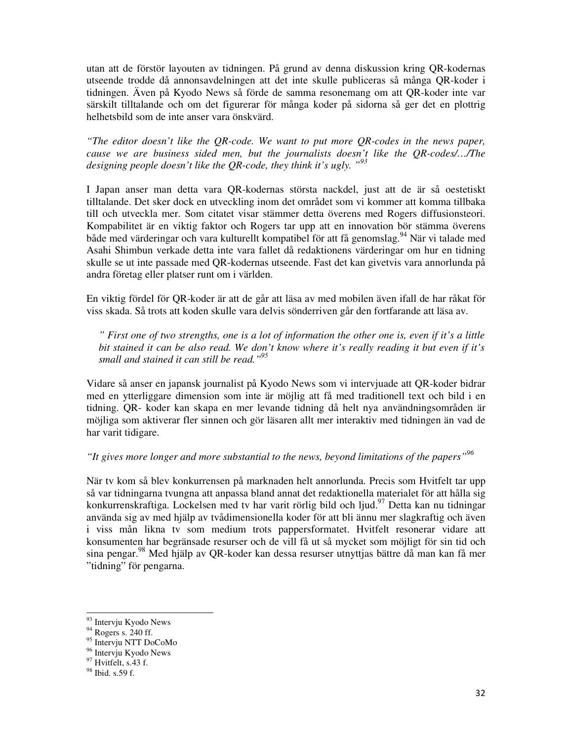utan att de förstör layouten av tidningen. På grund av denna diskussion kring QR-kodernas utseende trodde då annonsavdelningen att det inte skulle publiceras så många QR-koder i tidningen. Även på Kyodo News så förde de samma resonemang om att QR-koder inte var särskilt tilltalande och om det figurerar för många koder på sidorna så ger det en plottrig helhetsbild som de inte anser vara önskvärd.

*"The editor doesn't like the QR-code. We want to put more QR-codes in the news paper, cause we are business sided men, but the journalists doesn't like the QR-codes/…/The designing people doesn't like the QR-code, they think it's ugly. "*[93]

I Japan anser man detta vara QR-kodernas största nackdel, just att de är så oestetiskt tilltalande. Det sker dock en utveckling inom området som vi kommer att komma tillbaka till och utveckla mer. Som citatet visar stämmer detta överens med Rogers diffusionsteori. Kompabilitet är en viktig faktor och Rogers tar upp att en innovation bör stämma överens både med värderingar och vara kulturellt kompatibel för att få genomslag.[94] När vi talade med Asahi Shimbun verkade detta inte vara fallet då redaktionens värderingar om hur en tidning skulle se ut inte passade med QR-kodernas utseende. Fast det kan givetvis vara annorlunda på andra företag eller platser runt om i världen.

En viktig fördel för QR-koder är att de går att läsa av med mobilen även ifall de har råkat för viss skada. Så trots att koden skulle vara delvis sönderriven går den fortfarande att läsa av.

> *" First one of two strengths, one is a lot of information the other one is, even if it's a little bit stained it can be also read. We don't know where it's really reading it but even if it's small and stained it can still be read."*[95]

Vidare så anser en japansk journalist på Kyodo News som vi intervjuade att QR-koder bidrar med en ytterliggare dimension som inte är möjlig att få med traditionell text och bild i en tidning. QR- koder kan skapa en mer levande tidning då helt nya användningsområden är möjliga som aktiverar fler sinnen och gör läsaren allt mer interaktiv med tidningen än vad de har varit tidigare.

*"It gives more longer and more substantial to the news, beyond limitations of the papers"*[96]

När tv kom så blev konkurrensen på marknaden helt annorlunda. Precis som Hvitfelt tar upp så var tidningarna tvungna att anpassa bland annat det redaktionella materialet för att hålla sig konkurrenskraftiga. Lockelsen med tv har varit rörlig bild och ljud.[97] Detta kan nu tidningar använda sig av med hjälp av tvådimensionella koder för att bli ännu mer slagkraftig och även i viss mån likna tv som medium trots pappersformatet. Hvitfelt resonerar vidare att konsumenten har begränsade resurser och de vill få ut så mycket som möjligt för sin tid och sina pengar.[98] Med hjälp av QR-koder kan dessa resurser utnyttjas bättre då man kan få mer "tidning" för pengarna.

---

[93] Intervju Kyodo News
[94] Rogers s. 240 ff.
[95] Intervju NTT DoCoMo
[96] Intervju Kyodo News
[97] Hvitfelt, s.43 f.
[98] Ibid. s.59 f.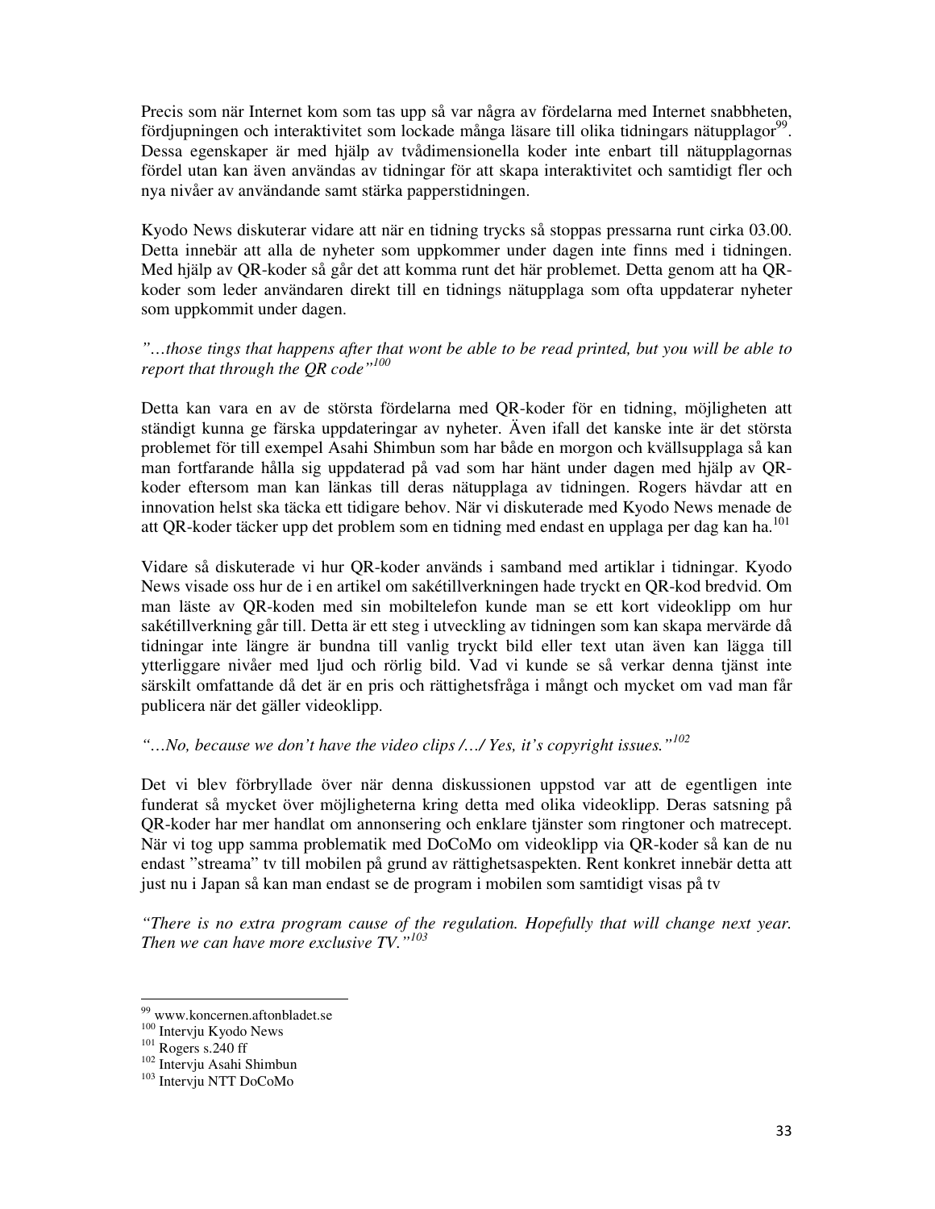Precis som när Internet kom som tas upp så var några av fördelarna med Internet snabbheten, fördjupningen och interaktivitet som lockade många läsare till olika tidningars nätupplagor[99]. Dessa egenskaper är med hjälp av tvådimensionella koder inte enbart till nätupplagornas fördel utan kan även användas av tidningar för att skapa interaktivitet och samtidigt fler och nya nivåer av användande samt stärka papperstidningen.

Kyodo News diskuterar vidare att när en tidning trycks så stoppas pressarna runt cirka 03.00. Detta innebär att alla de nyheter som uppkommer under dagen inte finns med i tidningen. Med hjälp av QR-koder så går det att komma runt det här problemet. Detta genom att ha QR-koder som leder användaren direkt till en tidnings nätupplaga som ofta uppdaterar nyheter som uppkommit under dagen.

*"…those tings that happens after that wont be able to be read printed, but you will be able to report that through the QR code"*[100]

Detta kan vara en av de största fördelarna med QR-koder för en tidning, möjligheten att ständigt kunna ge färska uppdateringar av nyheter. Även ifall det kanske inte är det största problemet för till exempel Asahi Shimbun som har både en morgon och kvällsupplaga så kan man fortfarande hålla sig uppdaterad på vad som har hänt under dagen med hjälp av QR-koder eftersom man kan länkas till deras nätupplaga av tidningen. Rogers hävdar att en innovation helst ska täcka ett tidigare behov. När vi diskuterade med Kyodo News menade de att QR-koder täcker upp det problem som en tidning med endast en upplaga per dag kan ha.[101]

Vidare så diskuterade vi hur QR-koder används i samband med artiklar i tidningar. Kyodo News visade oss hur de i en artikel om sakétillverkningen hade tryckt en QR-kod bredvid. Om man läste av QR-koden med sin mobiltelefon kunde man se ett kort videoklipp om hur sakétillverkning går till. Detta är ett steg i utveckling av tidningen som kan skapa mervärde då tidningar inte längre är bundna till vanlig tryckt bild eller text utan även kan lägga till ytterliggare nivåer med ljud och rörlig bild. Vad vi kunde se så verkar denna tjänst inte särskilt omfattande då det är en pris och rättighetsfråga i mångt och mycket om vad man får publicera när det gäller videoklipp.

*"…No, because we don't have the video clips /…/ Yes, it's copyright issues."*[102]

Det vi blev förbryllade över när denna diskussionen uppstod var att de egentligen inte funderat så mycket över möjligheterna kring detta med olika videoklipp. Deras satsning på QR-koder har mer handlat om annonsering och enklare tjänster som ringtoner och matrecept. När vi tog upp samma problematik med DoCoMo om videoklipp via QR-koder så kan de nu endast "streama" tv till mobilen på grund av rättighetsaspekten. Rent konkret innebär detta att just nu i Japan så kan man endast se de program i mobilen som samtidigt visas på tv

*"There is no extra program cause of the regulation. Hopefully that will change next year. Then we can have more exclusive TV."*[103]

---

[99] www.koncernen.aftonbladet.se
[100] Intervju Kyodo News
[101] Rogers s.240 ff
[102] Intervju Asahi Shimbun
[103] Intervju NTT DoCoMo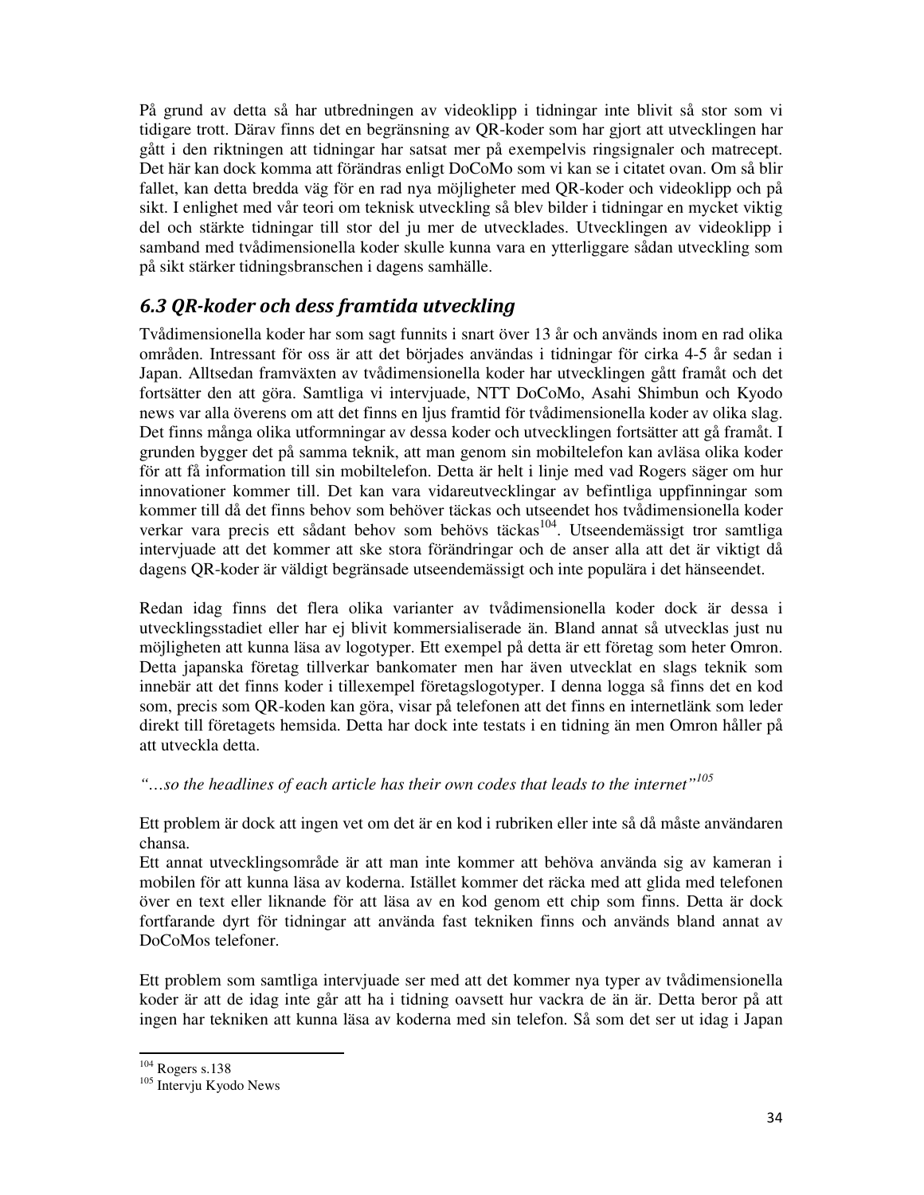På grund av detta så har utbredningen av videoklipp i tidningar inte blivit så stor som vi tidigare trott. Därav finns det en begränsning av QR-koder som har gjort att utvecklingen har gått i den riktningen att tidningar har satsat mer på exempelvis ringsignaler och matrecept. Det här kan dock komma att förändras enligt DoCoMo som vi kan se i citatet ovan. Om så blir fallet, kan detta bredda väg för en rad nya möjligheter med QR-koder och videoklipp och på sikt. I enlighet med vår teori om teknisk utveckling så blev bilder i tidningar en mycket viktig del och stärkte tidningar till stor del ju mer de utvecklades. Utvecklingen av videoklipp i samband med tvådimensionella koder skulle kunna vara en ytterliggare sådan utveckling som på sikt stärker tidningsbranschen i dagens samhälle.

## *6.3 QR-koder och dess framtida utveckling*

Tvådimensionella koder har som sagt funnits i snart över 13 år och används inom en rad olika områden. Intressant för oss är att det började användas i tidningar för cirka 4-5 år sedan i Japan. Alltsedan framväxten av tvådimensionella koder har utvecklingen gått framåt och det fortsätter den att göra. Samtliga vi intervjuade, NTT DoCoMo, Asahi Shimbun och Kyodo news var alla överens om att det finns en ljus framtid för tvådimensionella koder av olika slag. Det finns många olika utformningar av dessa koder och utvecklingen fortsätter att gå framåt. I grunden bygger det på samma teknik, att man genom sin mobiltelefon kan avläsa olika koder för att få information till sin mobiltelefon. Detta är helt i linje med vad Rogers säger om hur innovationer kommer till. Det kan vara vidareutvecklingar av befintliga uppfinningar som kommer till då det finns behov som behöver täckas och utseendet hos tvådimensionella koder verkar vara precis ett sådant behov som behövs täckas[104]. Utseendemässigt tror samtliga intervjuade att det kommer att ske stora förändringar och de anser alla att det är viktigt då dagens QR-koder är väldigt begränsade utseendemässigt och inte populära i det hänseendet.

Redan idag finns det flera olika varianter av tvådimensionella koder dock är dessa i utvecklingsstadiet eller har ej blivit kommersialiserade än. Bland annat så utvecklas just nu möjligheten att kunna läsa av logotyper. Ett exempel på detta är ett företag som heter Omron. Detta japanska företag tillverkar bankomater men har även utvecklat en slags teknik som innebär att det finns koder i tillexempel företagslogotyper. I denna logga så finns det en kod som, precis som QR-koden kan göra, visar på telefonen att det finns en internetlänk som leder direkt till företagets hemsida. Detta har dock inte testats i en tidning än men Omron håller på att utveckla detta.

*"…so the headlines of each article has their own codes that leads to the internet"*[105]

Ett problem är dock att ingen vet om det är en kod i rubriken eller inte så då måste användaren chansa.
Ett annat utvecklingsområde är att man inte kommer att behöva använda sig av kameran i mobilen för att kunna läsa av koderna. Istället kommer det räcka med att glida med telefonen över en text eller liknande för att läsa av en kod genom ett chip som finns. Detta är dock fortfarande dyrt för tidningar att använda fast tekniken finns och används bland annat av DoCoMos telefoner.

Ett problem som samtliga intervjuade ser med att det kommer nya typer av tvådimensionella koder är att de idag inte går att ha i tidning oavsett hur vackra de än är. Detta beror på att ingen har tekniken att kunna läsa av koderna med sin telefon. Så som det ser ut idag i Japan

---

[104] Rogers s.138
[105] Intervju Kyodo News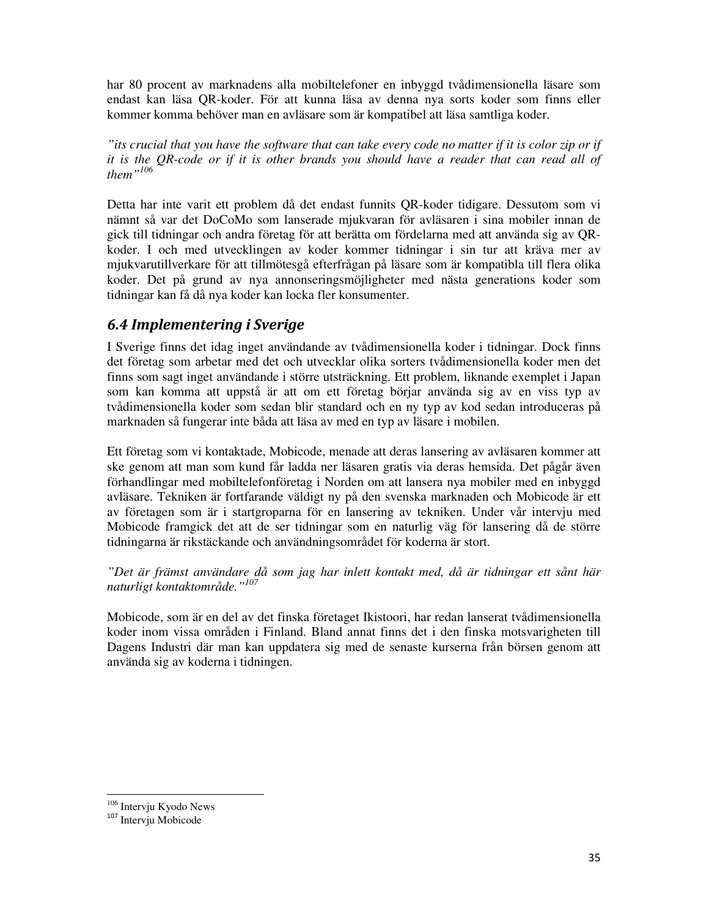har 80 procent av marknadens alla mobiltelefoner en inbyggd tvådimensionella läsare som endast kan läsa QR-koder. För att kunna läsa av denna nya sorts koder som finns eller kommer komma behöver man en avläsare som är kompatibel att läsa samtliga koder.

*”its crucial that you have the software that can take every code no matter if it is color zip or if it is the QR-code or if it is other brands you should have a reader that can read all of them”*[106]

Detta har inte varit ett problem då det endast funnits QR-koder tidigare. Dessutom som vi nämnt så var det DoCoMo som lanserade mjukvaran för avläsaren i sina mobiler innan de gick till tidningar och andra företag för att berätta om fördelarna med att använda sig av QR-koder. I och med utvecklingen av koder kommer tidningar i sin tur att kräva mer av mjukvarutillverkare för att tillmötesgå efterfrågan på läsare som är kompatibla till flera olika koder. Det på grund av nya annonseringsmöjligheter med nästa generations koder som tidningar kan få då nya koder kan locka fler konsumenter.

## 6.4 Implementering i Sverige

I Sverige finns det idag inget användande av tvådimensionella koder i tidningar. Dock finns det företag som arbetar med det och utvecklar olika sorters tvådimensionella koder men det finns som sagt inget användande i större utsträckning. Ett problem, liknande exemplet i Japan som kan komma att uppstå är att om ett företag börjar använda sig av en viss typ av tvådimensionella koder som sedan blir standard och en ny typ av kod sedan introduceras på marknaden så fungerar inte båda att läsa av med en typ av läsare i mobilen.

Ett företag som vi kontaktade, Mobicode, menade att deras lansering av avläsaren kommer att ske genom att man som kund får ladda ner läsaren gratis via deras hemsida. Det pågår även förhandlingar med mobiltelefonföretag i Norden om att lansera nya mobiler med en inbyggd avläsare. Tekniken är fortfarande väldigt ny på den svenska marknaden och Mobicode är ett av företagen som är i startgroparna för en lansering av tekniken. Under vår intervju med Mobicode framgick det att de ser tidningar som en naturlig väg för lansering då de större tidningarna är rikstäckande och användningsområdet för koderna är stort.

*”Det är främst användare då som jag har inlett kontakt med, då är tidningar ett sånt här naturligt kontaktområde.”*[107]

Mobicode, som är en del av det finska företaget Ikistoori, har redan lanserat tvådimensionella koder inom vissa områden i Finland. Bland annat finns det i den finska motsvarigheten till Dagens Industri där man kan uppdatera sig med de senaste kurserna från börsen genom att använda sig av koderna i tidningen.

[106] Intervju Kyodo News
[107] Intervju Mobicode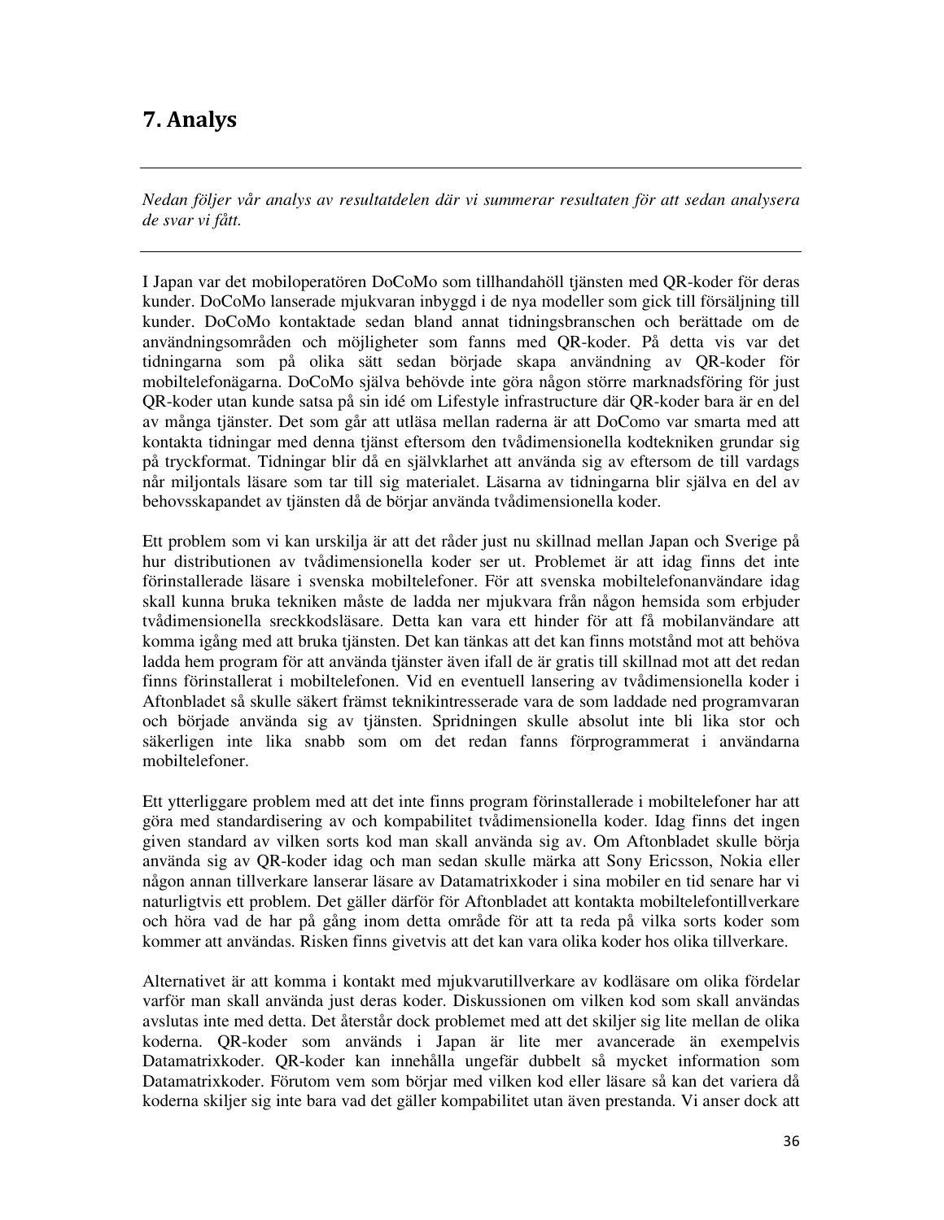# 7. Analys

---

*Nedan följer vår analys av resultatdelen där vi summerar resultaten för att sedan analysera de svar vi fått.*

---

I Japan var det mobiloperatören DoCoMo som tillhandahöll tjänsten med QR-koder för deras kunder. DoCoMo lanserade mjukvaran inbyggd i de nya modeller som gick till försäljning till kunder. DoCoMo kontaktade sedan bland annat tidningsbranschen och berättade om de användningsområden och möjligheter som fanns med QR-koder. På detta vis var det tidningarna som på olika sätt sedan började skapa användning av QR-koder för mobiltelefonägarna. DoCoMo själva behövde inte göra någon större marknadsföring för just QR-koder utan kunde satsa på sin idé om Lifestyle infrastructure där QR-koder bara är en del av många tjänster. Det som går att utläsa mellan raderna är att DoComo var smarta med att kontakta tidningar med denna tjänst eftersom den tvådimensionella kodtekniken grundar sig på tryckformat. Tidningar blir då en självklarhet att använda sig av eftersom de till vardags når miljontals läsare som tar till sig materialet. Läsarna av tidningarna blir själva en del av behovsskapandet av tjänsten då de börjar använda tvådimensionella koder.

Ett problem som vi kan urskilja är att det råder just nu skillnad mellan Japan och Sverige på hur distributionen av tvådimensionella koder ser ut. Problemet är att idag finns det inte förinstallerade läsare i svenska mobiltelefoner. För att svenska mobiltelefonanvändare idag skall kunna bruka tekniken måste de ladda ner mjukvara från någon hemsida som erbjuder tvådimensionella sreckkodsläsare. Detta kan vara ett hinder för att få mobilanvändare att komma igång med att bruka tjänsten. Det kan tänkas att det kan finns motstånd mot att behöva ladda hem program för att använda tjänster även ifall de är gratis till skillnad mot att det redan finns förinstallerat i mobiltelefonen. Vid en eventuell lansering av tvådimensionella koder i Aftonbladet så skulle säkert främst teknikintresserade vara de som laddade ned programvaran och började använda sig av tjänsten. Spridningen skulle absolut inte bli lika stor och säkerligen inte lika snabb som om det redan fanns förprogrammerat i användarna mobiltelefoner.

Ett ytterliggare problem med att det inte finns program förinstallerade i mobiltelefoner har att göra med standardisering av och kompabilitet tvådimensionella koder. Idag finns det ingen given standard av vilken sorts kod man skall använda sig av. Om Aftonbladet skulle börja använda sig av QR-koder idag och man sedan skulle märka att Sony Ericsson, Nokia eller någon annan tillverkare lanserar läsare av Datamatrixkoder i sina mobiler en tid senare har vi naturligtvis ett problem. Det gäller därför för Aftonbladet att kontakta mobiltelefontillverkare och höra vad de har på gång inom detta område för att ta reda på vilka sorts koder som kommer att användas. Risken finns givetvis att det kan vara olika koder hos olika tillverkare.

Alternativet är att komma i kontakt med mjukvarutillverkare av kodläsare om olika fördelar varför man skall använda just deras koder. Diskussionen om vilken kod som skall användas avslutas inte med detta. Det återstår dock problemet med att det skiljer sig lite mellan de olika koderna. QR-koder som används i Japan är lite mer avancerade än exempelvis Datamatrixkoder. QR-koder kan innehålla ungefär dubbelt så mycket information som Datamatrixkoder. Förutom vem som börjar med vilken kod eller läsare så kan det variera då koderna skiljer sig inte bara vad det gäller kompabilitet utan även prestanda. Vi anser dock att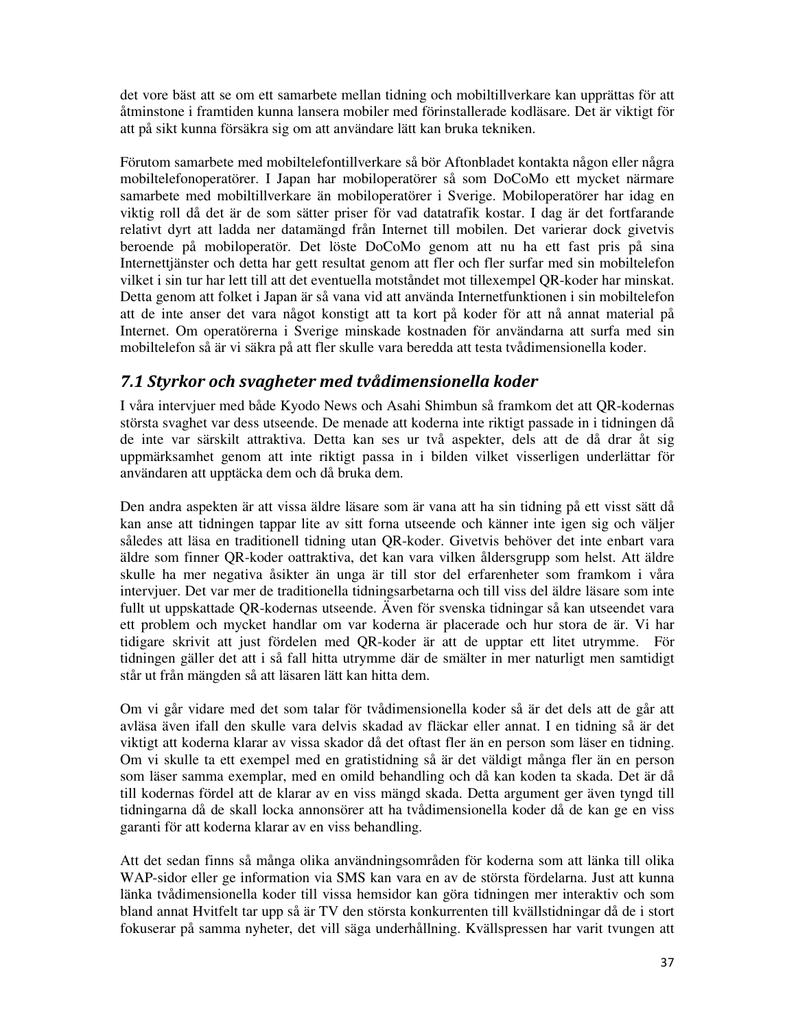det vore bäst att se om ett samarbete mellan tidning och mobiltillverkare kan upprättas för att åtminstone i framtiden kunna lansera mobiler med förinstallerade kodläsare. Det är viktigt för att på sikt kunna försäkra sig om att användare lätt kan bruka tekniken.

Förutom samarbete med mobiltelefontillverkare så bör Aftonbladet kontakta någon eller några mobiltelefonoperatörer. I Japan har mobiloperatörer så som DoCoMo ett mycket närmare samarbete med mobiltillverkare än mobiloperatörer i Sverige. Mobiloperatörer har idag en viktig roll då det är de som sätter priser för vad datatrafik kostar. I dag är det fortfarande relativt dyrt att ladda ner datamängd från Internet till mobilen. Det varierar dock givetvis beroende på mobiloperatör. Det löste DoCoMo genom att nu ha ett fast pris på sina Internettjänster och detta har gett resultat genom att fler och fler surfar med sin mobiltelefon vilket i sin tur har lett till att det eventuella motståndet mot tillexempel QR-koder har minskat. Detta genom att folket i Japan är så vana vid att använda Internetfunktionen i sin mobiltelefon att de inte anser det vara något konstigt att ta kort på koder för att nå annat material på Internet. Om operatörerna i Sverige minskade kostnaden för användarna att surfa med sin mobiltelefon så är vi säkra på att fler skulle vara beredda att testa tvådimensionella koder.

## 7.1 Styrkor och svagheter med tvådimensionella koder

I våra intervjuer med både Kyodo News och Asahi Shimbun så framkom det att QR-kodernas största svaghet var dess utseende. De menade att koderna inte riktigt passade in i tidningen då de inte var särskilt attraktiva. Detta kan ses ur två aspekter, dels att de då drar åt sig uppmärksamhet genom att inte riktigt passa in i bilden vilket visserligen underlättar för användaren att upptäcka dem och då bruka dem.

Den andra aspekten är att vissa äldre läsare som är vana att ha sin tidning på ett visst sätt då kan anse att tidningen tappar lite av sitt forna utseende och känner inte igen sig och väljer således att läsa en traditionell tidning utan QR-koder. Givetvis behöver det inte enbart vara äldre som finner QR-koder oattraktiva, det kan vara vilken åldersgrupp som helst. Att äldre skulle ha mer negativa åsikter än unga är till stor del erfarenheter som framkom i våra intervjuer. Det var mer de traditionella tidningsarbetarna och till viss del äldre läsare som inte fullt ut uppskattade QR-kodernas utseende. Även för svenska tidningar så kan utseendet vara ett problem och mycket handlar om var koderna är placerade och hur stora de är. Vi har tidigare skrivit att just fördelen med QR-koder är att de upptar ett litet utrymme. För tidningen gäller det att i så fall hitta utrymme där de smälter in mer naturligt men samtidigt står ut från mängden så att läsaren lätt kan hitta dem.

Om vi går vidare med det som talar för tvådimensionella koder så är det dels att de går att avläsa även ifall den skulle vara delvis skadad av fläckar eller annat. I en tidning så är det viktigt att koderna klarar av vissa skador då det oftast fler än en person som läser en tidning. Om vi skulle ta ett exempel med en gratistidning så är det väldigt många fler än en person som läser samma exemplar, med en omild behandling och då kan koden ta skada. Det är då till kodernas fördel att de klarar av en viss mängd skada. Detta argument ger även tyngd till tidningarna då de skall locka annonsörer att ha tvådimensionella koder då de kan ge en viss garanti för att koderna klarar av en viss behandling.

Att det sedan finns så många olika användningsområden för koderna som att länka till olika WAP-sidor eller ge information via SMS kan vara en av de största fördelarna. Just att kunna länka tvådimensionella koder till vissa hemsidor kan göra tidningen mer interaktiv och som bland annat Hvitfelt tar upp så är TV den största konkurrenten till kvällstidningar då de i stort fokuserar på samma nyheter, det vill säga underhållning. Kvällspressen har varit tvungen att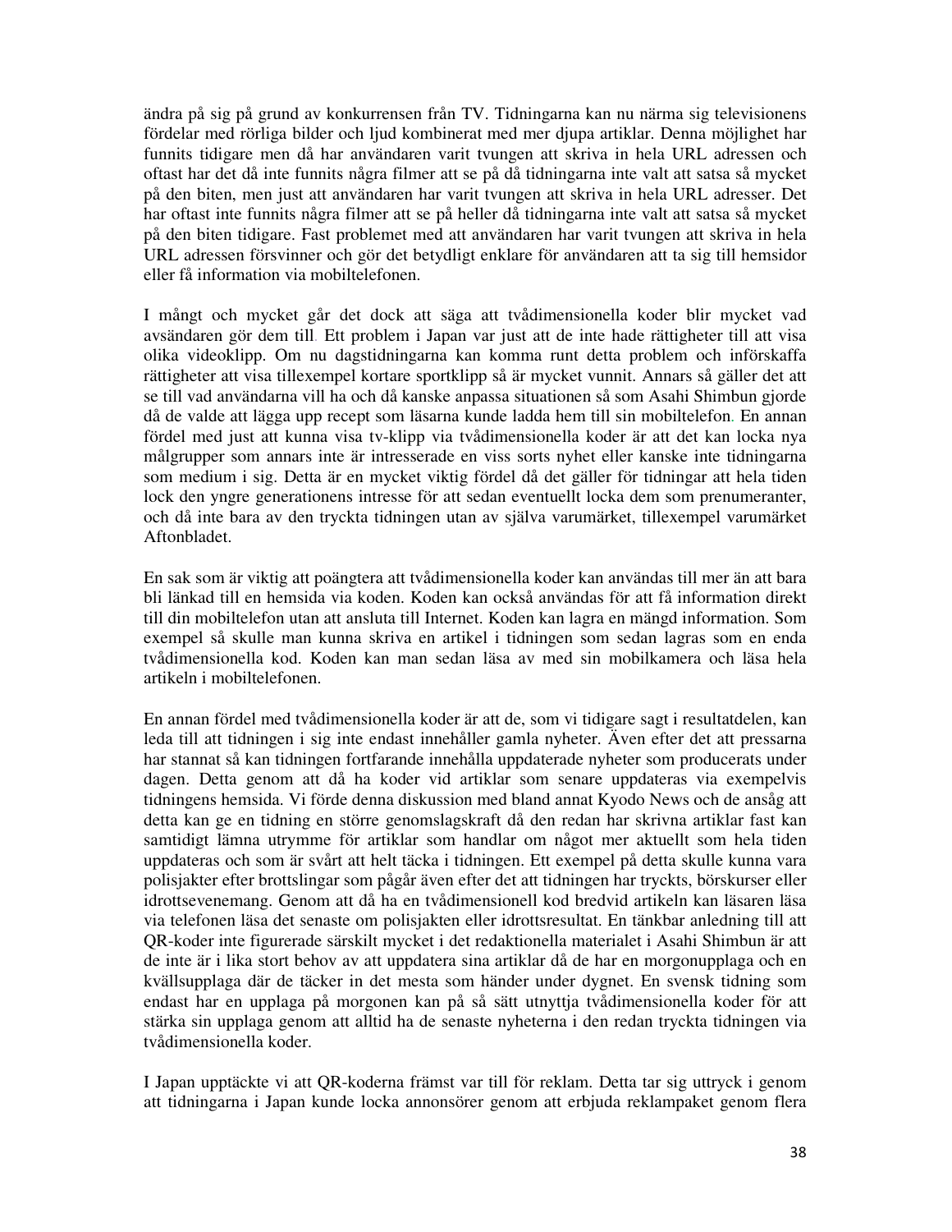ändra på sig på grund av konkurrensen från TV. Tidningarna kan nu närma sig televisionens fördelar med rörliga bilder och ljud kombinerat med mer djupa artiklar. Denna möjlighet har funnits tidigare men då har användaren varit tvungen att skriva in hela URL adressen och oftast har det då inte funnits några filmer att se på då tidningarna inte valt att satsa så mycket på den biten, men just att användaren har varit tvungen att skriva in hela URL adresser. Det har oftast inte funnits några filmer att se på heller då tidningarna inte valt att satsa så mycket på den biten tidigare. Fast problemet med att användaren har varit tvungen att skriva in hela URL adressen försvinner och gör det betydligt enklare för användaren att ta sig till hemsidor eller få information via mobiltelefonen.

I mångt och mycket går det dock att säga att tvådimensionella koder blir mycket vad avsändaren gör dem till. Ett problem i Japan var just att de inte hade rättigheter till att visa olika videoklipp. Om nu dagstidningarna kan komma runt detta problem och införskaffa rättigheter att visa tillexempel kortare sportklipp så är mycket vunnit. Annars så gäller det att se till vad användarna vill ha och då kanske anpassa situationen så som Asahi Shimbun gjorde då de valde att lägga upp recept som läsarna kunde ladda hem till sin mobiltelefon. En annan fördel med just att kunna visa tv-klipp via tvådimensionella koder är att det kan locka nya målgrupper som annars inte är intresserade en viss sorts nyhet eller kanske inte tidningarna som medium i sig. Detta är en mycket viktig fördel då det gäller för tidningar att hela tiden lock den yngre generationens intresse för att sedan eventuellt locka dem som prenumeranter, och då inte bara av den tryckta tidningen utan av själva varumärket, tillexempel varumärket Aftonbladet.

En sak som är viktig att poängtera att tvådimensionella koder kan användas till mer än att bara bli länkad till en hemsida via koden. Koden kan också användas för att få information direkt till din mobiltelefon utan att ansluta till Internet. Koden kan lagra en mängd information. Som exempel så skulle man kunna skriva en artikel i tidningen som sedan lagras som en enda tvådimensionella kod. Koden kan man sedan läsa av med sin mobilkamera och läsa hela artikeln i mobiltelefonen.

En annan fördel med tvådimensionella koder är att de, som vi tidigare sagt i resultatdelen, kan leda till att tidningen i sig inte endast innehåller gamla nyheter. Även efter det att pressarna har stannat så kan tidningen fortfarande innehålla uppdaterade nyheter som producerats under dagen. Detta genom att då ha koder vid artiklar som senare uppdateras via exempelvis tidningens hemsida. Vi förde denna diskussion med bland annat Kyodo News och de ansåg att detta kan ge en tidning en större genomslagskraft då den redan har skrivna artiklar fast kan samtidigt lämna utrymme för artiklar som handlar om något mer aktuellt som hela tiden uppdateras och som är svårt att helt täcka i tidningen. Ett exempel på detta skulle kunna vara polisjakter efter brottslingar som pågår även efter det att tidningen har tryckts, börskurser eller idrottsevenemang. Genom att då ha en tvådimensionell kod bredvid artikeln kan läsaren läsa via telefonen läsa det senaste om polisjakten eller idrottsresultat. En tänkbar anledning till att QR-koder inte figurerade särskilt mycket i det redaktionella materialet i Asahi Shimbun är att de inte är i lika stort behov av att uppdatera sina artiklar då de har en morgonupplaga och en kvällsupplaga där de täcker in det mesta som händer under dygnet. En svensk tidning som endast har en upplaga på morgonen kan på så sätt utnyttja tvådimensionella koder för att stärka sin upplaga genom att alltid ha de senaste nyheterna i den redan tryckta tidningen via tvådimensionella koder.

I Japan upptäckte vi att QR-koderna främst var till för reklam. Detta tar sig uttryck i genom att tidningarna i Japan kunde locka annonsörer genom att erbjuda reklampaket genom flera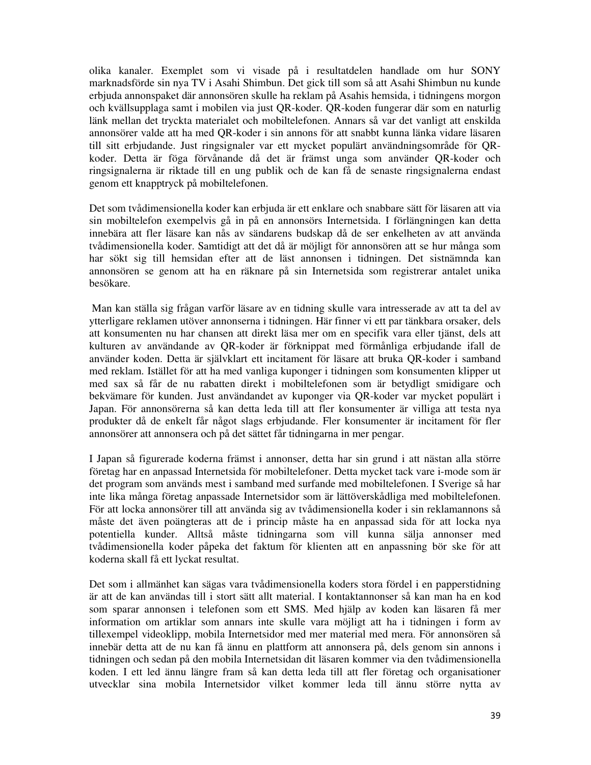olika kanaler. Exemplet som vi visade på i resultatdelen handlade om hur SONY marknadsförde sin nya TV i Asahi Shimbun. Det gick till som så att Asahi Shimbun nu kunde erbjuda annonspaket där annonsören skulle ha reklam på Asahis hemsida, i tidningens morgon och kvällsupplaga samt i mobilen via just QR-koder. QR-koden fungerar där som en naturlig länk mellan det tryckta materialet och mobiltelefonen. Annars så var det vanligt att enskilda annonsörer valde att ha med QR-koder i sin annons för att snabbt kunna länka vidare läsaren till sitt erbjudande. Just ringsignaler var ett mycket populärt användningsområde för QR-koder. Detta är föga förvånande då det är främst unga som använder QR-koder och ringsignalerna är riktade till en ung publik och de kan få de senaste ringsignalerna endast genom ett knapptryck på mobiltelefonen.

Det som tvådimensionella koder kan erbjuda är ett enklare och snabbare sätt för läsaren att via sin mobiltelefon exempelvis gå in på en annonsörs Internetsida. I förlängningen kan detta innebära att fler läsare kan nås av sändarens budskap då de ser enkelheten av att använda tvådimensionella koder. Samtidigt att det då är möjligt för annonsören att se hur många som har sökt sig till hemsidan efter att de läst annonsen i tidningen. Det sistnämnda kan annonsören se genom att ha en räknare på sin Internetsida som registrerar antalet unika besökare.

Man kan ställa sig frågan varför läsare av en tidning skulle vara intresserade av att ta del av ytterligare reklamen utöver annonserna i tidningen. Här finner vi ett par tänkbara orsaker, dels att konsumenten nu har chansen att direkt läsa mer om en specifik vara eller tjänst, dels att kulturen av användande av QR-koder är förknippat med förmånliga erbjudande ifall de använder koden. Detta är självklart ett incitament för läsare att bruka QR-koder i samband med reklam. Istället för att ha med vanliga kuponger i tidningen som konsumenten klipper ut med sax så får de nu rabatten direkt i mobiltelefonen som är betydligt smidigare och bekvämare för kunden. Just användandet av kuponger via QR-koder var mycket populärt i Japan. För annonsörerna så kan detta leda till att fler konsumenter är villiga att testa nya produkter då de enkelt får något slags erbjudande. Fler konsumenter är incitament för fler annonsörer att annonsera och på det sättet får tidningarna in mer pengar.

I Japan så figurerade koderna främst i annonser, detta har sin grund i att nästan alla större företag har en anpassad Internetsida för mobiltelefoner. Detta mycket tack vare i-mode som är det program som används mest i samband med surfande med mobiltelefonen. I Sverige så har inte lika många företag anpassade Internetsidor som är lättöverskådliga med mobiltelefonen. För att locka annonsörer till att använda sig av tvådimensionella koder i sin reklamannons så måste det även poängteras att de i princip måste ha en anpassad sida för att locka nya potentiella kunder. Alltså måste tidningarna som vill kunna sälja annonser med tvådimensionella koder påpeka det faktum för klienten att en anpassning bör ske för att koderna skall få ett lyckat resultat.

Det som i allmänhet kan sägas vara tvådimensionella koders stora fördel i en papperstidning är att de kan användas till i stort sätt allt material. I kontaktannonser så kan man ha en kod som sparar annonsen i telefonen som ett SMS. Med hjälp av koden kan läsaren få mer information om artiklar som annars inte skulle vara möjligt att ha i tidningen i form av tillexempel videoklipp, mobila Internetsidor med mer material med mera. För annonsören så innebär detta att de nu kan få ännu en plattform att annonsera på, dels genom sin annons i tidningen och sedan på den mobila Internetsidan dit läsaren kommer via den tvådimensionella koden. I ett led ännu längre fram så kan detta leda till att fler företag och organisationer utvecklar sina mobila Internetsidor vilket kommer leda till ännu större nytta av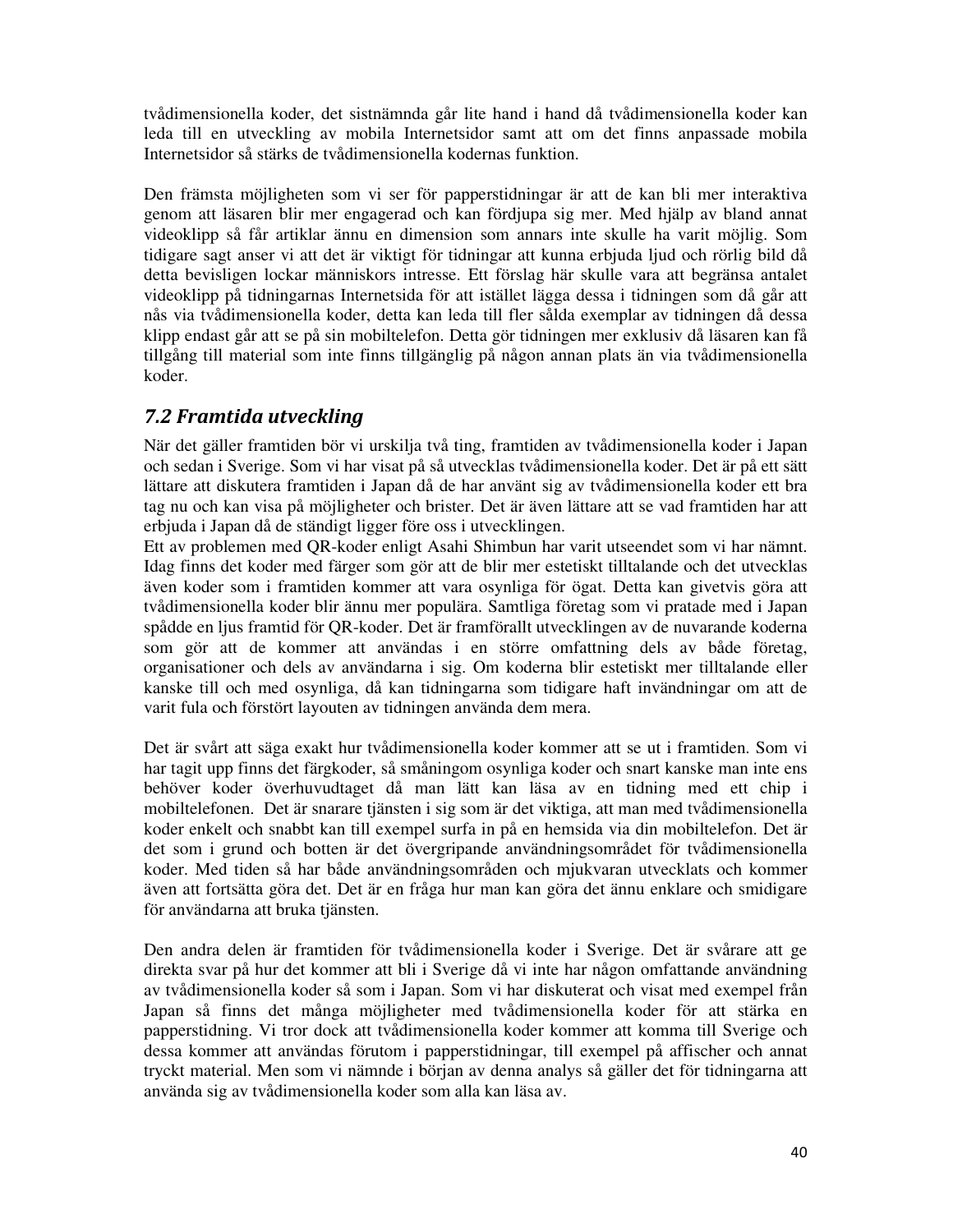tvådimensionella koder, det sistnämnda går lite hand i hand då tvådimensionella koder kan leda till en utveckling av mobila Internetsidor samt att om det finns anpassade mobila Internetsidor så stärks de tvådimensionella kodernas funktion.

Den främsta möjligheten som vi ser för papperstidningar är att de kan bli mer interaktiva genom att läsaren blir mer engagerad och kan fördjupa sig mer. Med hjälp av bland annat videoklipp så får artiklar ännu en dimension som annars inte skulle ha varit möjlig. Som tidigare sagt anser vi att det är viktigt för tidningar att kunna erbjuda ljud och rörlig bild då detta bevisligen lockar människors intresse. Ett förslag här skulle vara att begränsa antalet videoklipp på tidningarnas Internetsida för att istället lägga dessa i tidningen som då går att nås via tvådimensionella koder, detta kan leda till fler sålda exemplar av tidningen då dessa klipp endast går att se på sin mobiltelefon. Detta gör tidningen mer exklusiv då läsaren kan få tillgång till material som inte finns tillgänglig på någon annan plats än via tvådimensionella koder.

## *7.2 Framtida utveckling*

När det gäller framtiden bör vi urskilja två ting, framtiden av tvådimensionella koder i Japan och sedan i Sverige. Som vi har visat på så utvecklas tvådimensionella koder. Det är på ett sätt lättare att diskutera framtiden i Japan då de har använt sig av tvådimensionella koder ett bra tag nu och kan visa på möjligheter och brister. Det är även lättare att se vad framtiden har att erbjuda i Japan då de ständigt ligger före oss i utvecklingen.
Ett av problemen med QR-koder enligt Asahi Shimbun har varit utseendet som vi har nämnt. Idag finns det koder med färger som gör att de blir mer estetiskt tilltalande och det utvecklas även koder som i framtiden kommer att vara osynliga för ögat. Detta kan givetvis göra att tvådimensionella koder blir ännu mer populära. Samtliga företag som vi pratade med i Japan spådde en ljus framtid för QR-koder. Det är framförallt utvecklingen av de nuvarande koderna som gör att de kommer att användas i en större omfattning dels av både företag, organisationer och dels av användarna i sig. Om koderna blir estetiskt mer tilltalande eller kanske till och med osynliga, då kan tidningarna som tidigare haft invändningar om att de varit fula och förstört layouten av tidningen använda dem mera.

Det är svårt att säga exakt hur tvådimensionella koder kommer att se ut i framtiden. Som vi har tagit upp finns det färgkoder, så småningom osynliga koder och snart kanske man inte ens behöver koder överhuvudtaget då man lätt kan läsa av en tidning med ett chip i mobiltelefonen. Det är snarare tjänsten i sig som är det viktiga, att man med tvådimensionella koder enkelt och snabbt kan till exempel surfa in på en hemsida via din mobiltelefon. Det är det som i grund och botten är det övergripande användningsområdet för tvådimensionella koder. Med tiden så har både användningsområden och mjukvaran utvecklats och kommer även att fortsätta göra det. Det är en fråga hur man kan göra det ännu enklare och smidigare för användarna att bruka tjänsten.

Den andra delen är framtiden för tvådimensionella koder i Sverige. Det är svårare att ge direkta svar på hur det kommer att bli i Sverige då vi inte har någon omfattande användning av tvådimensionella koder så som i Japan. Som vi har diskuterat och visat med exempel från Japan så finns det många möjligheter med tvådimensionella koder för att stärka en papperstidning. Vi tror dock att tvådimensionella koder kommer att komma till Sverige och dessa kommer att användas förutom i papperstidningar, till exempel på affischer och annat tryckt material. Men som vi nämnde i början av denna analys så gäller det för tidningarna att använda sig av tvådimensionella koder som alla kan läsa av.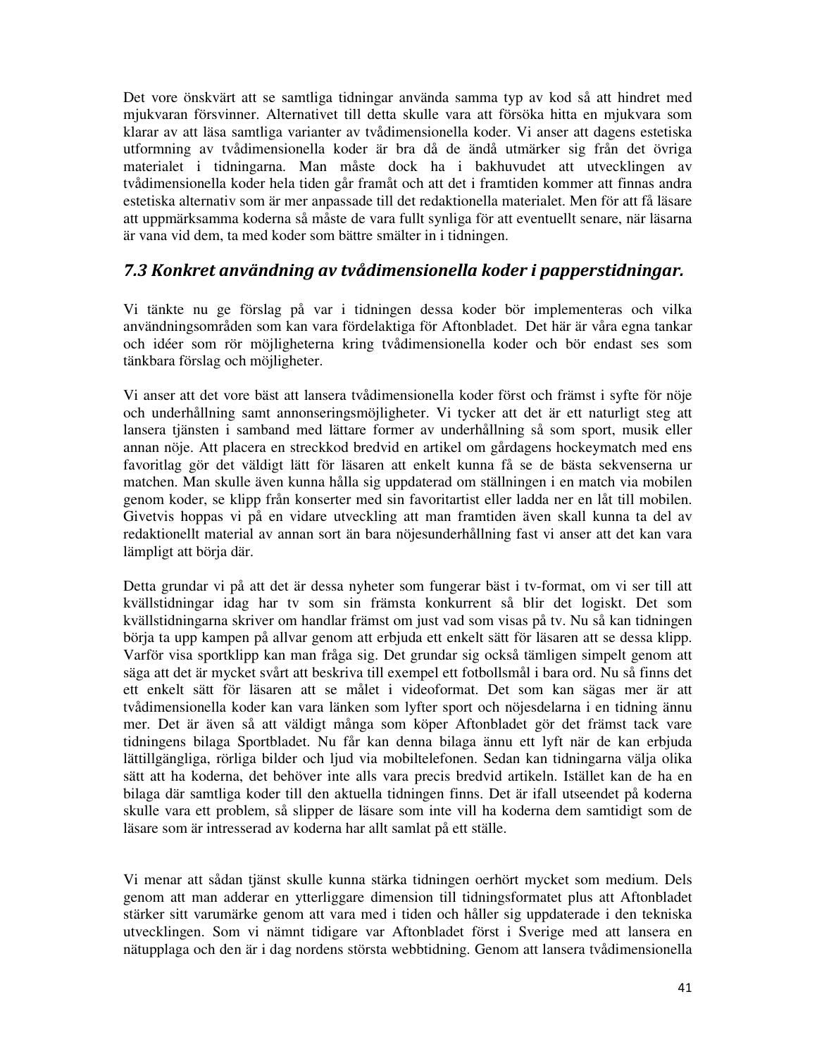Det vore önskvärt att se samtliga tidningar använda samma typ av kod så att hindret med mjukvaran försvinner. Alternativet till detta skulle vara att försöka hitta en mjukvara som klarar av att läsa samtliga varianter av tvådimensionella koder. Vi anser att dagens estetiska utformning av tvådimensionella koder är bra då de ändå utmärker sig från det övriga materialet i tidningarna. Man måste dock ha i bakhuvudet att utvecklingen av tvådimensionella koder hela tiden går framåt och att det i framtiden kommer att finnas andra estetiska alternativ som är mer anpassade till det redaktionella materialet. Men för att få läsare att uppmärksamma koderna så måste de vara fullt synliga för att eventuellt senare, när läsarna är vana vid dem, ta med koder som bättre smälter in i tidningen.

## *7.3 Konkret användning av tvådimensionella koder i papperstidningar.*

Vi tänkte nu ge förslag på var i tidningen dessa koder bör implementeras och vilka användningsområden som kan vara fördelaktiga för Aftonbladet. Det här är våra egna tankar och idéer som rör möjligheterna kring tvådimensionella koder och bör endast ses som tänkbara förslag och möjligheter.

Vi anser att det vore bäst att lansera tvådimensionella koder först och främst i syfte för nöje och underhållning samt annonseringsmöjligheter. Vi tycker att det är ett naturligt steg att lansera tjänsten i samband med lättare former av underhållning så som sport, musik eller annan nöje. Att placera en streckkod bredvid en artikel om gårdagens hockeymatch med ens favoritlag gör det väldigt lätt för läsaren att enkelt kunna få se de bästa sekvenserna ur matchen. Man skulle även kunna hålla sig uppdaterad om ställningen i en match via mobilen genom koder, se klipp från konserter med sin favoritartist eller ladda ner en låt till mobilen. Givetvis hoppas vi på en vidare utveckling att man framtiden även skall kunna ta del av redaktionellt material av annan sort än bara nöjesunderhållning fast vi anser att det kan vara lämpligt att börja där.

Detta grundar vi på att det är dessa nyheter som fungerar bäst i tv-format, om vi ser till att kvällstidningar idag har tv som sin främsta konkurrent så blir det logiskt. Det som kvällstidningarna skriver om handlar främst om just vad som visas på tv. Nu så kan tidningen börja ta upp kampen på allvar genom att erbjuda ett enkelt sätt för läsaren att se dessa klipp. Varför visa sportklipp kan man fråga sig. Det grundar sig också tämligen simpelt genom att säga att det är mycket svårt att beskriva till exempel ett fotbollsmål i bara ord. Nu så finns det ett enkelt sätt för läsaren att se målet i videoformat. Det som kan sägas mer är att tvådimensionella koder kan vara länken som lyfter sport och nöjesdelarna i en tidning ännu mer. Det är även så att väldigt många som köper Aftonbladet gör det främst tack vare tidningens bilaga Sportbladet. Nu får kan denna bilaga ännu ett lyft när de kan erbjuda lättillgängliga, rörliga bilder och ljud via mobiltelefonen. Sedan kan tidningarna välja olika sätt att ha koderna, det behöver inte alls vara precis bredvid artikeln. Istället kan de ha en bilaga där samtliga koder till den aktuella tidningen finns. Det är ifall utseendet på koderna skulle vara ett problem, så slipper de läsare som inte vill ha koderna dem samtidigt som de läsare som är intresserad av koderna har allt samlat på ett ställe.

Vi menar att sådan tjänst skulle kunna stärka tidningen oerhört mycket som medium. Dels genom att man adderar en ytterliggare dimension till tidningsformatet plus att Aftonbladet stärker sitt varumärke genom att vara med i tiden och håller sig uppdaterade i den tekniska utvecklingen. Som vi nämnt tidigare var Aftonbladet först i Sverige med att lansera en nätupplaga och den är i dag nordens största webbtidning. Genom att lansera tvådimensionella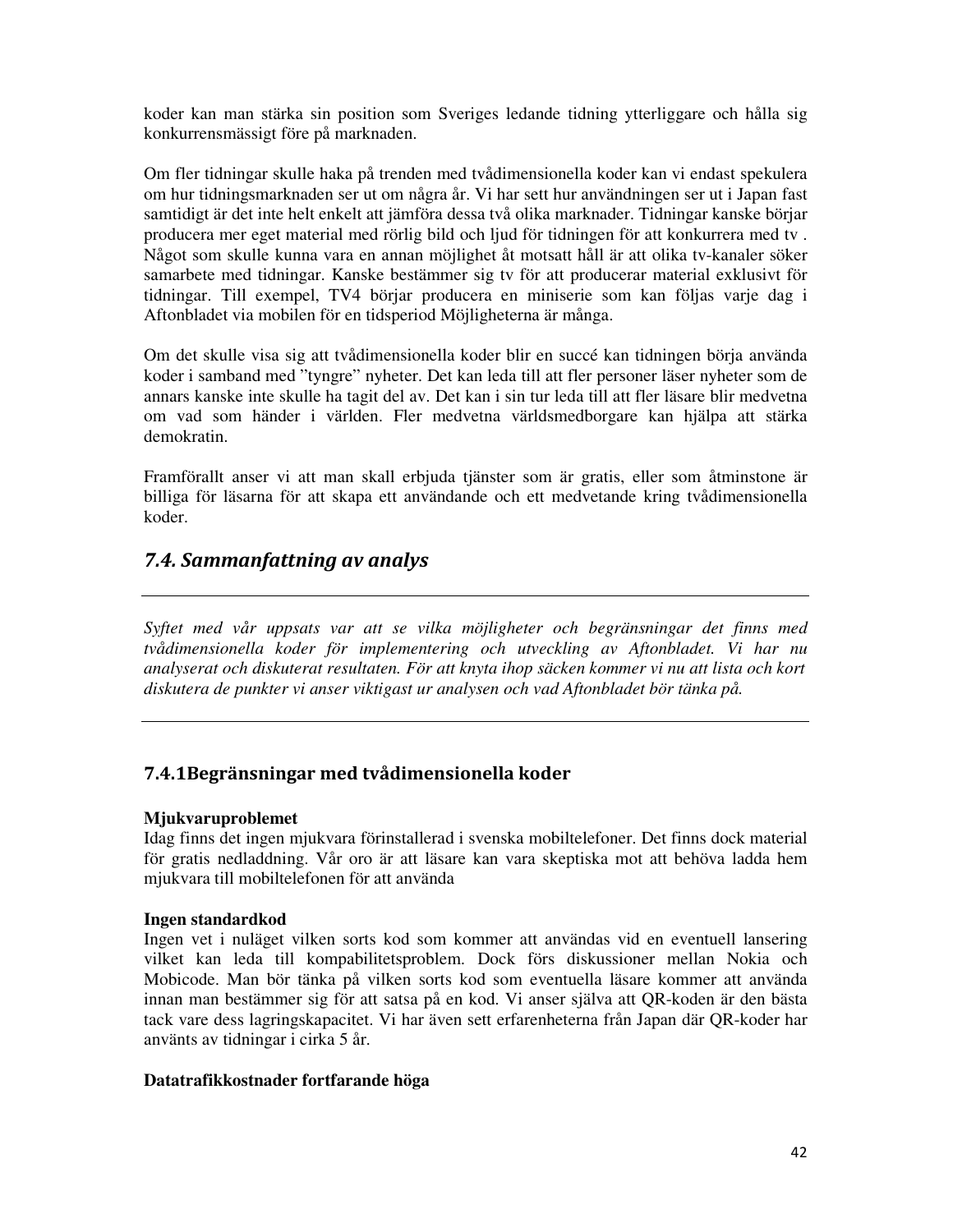koder kan man stärka sin position som Sveriges ledande tidning ytterliggare och hålla sig konkurrensmässigt före på marknaden.

Om fler tidningar skulle haka på trenden med tvådimensionella koder kan vi endast spekulera om hur tidningsmarknaden ser ut om några år. Vi har sett hur användningen ser ut i Japan fast samtidigt är det inte helt enkelt att jämföra dessa två olika marknader. Tidningar kanske börjar producera mer eget material med rörlig bild och ljud för tidningen för att konkurrera med tv . Något som skulle kunna vara en annan möjlighet åt motsatt håll är att olika tv-kanaler söker samarbete med tidningar. Kanske bestämmer sig tv för att producerar material exklusivt för tidningar. Till exempel, TV4 börjar producera en miniserie som kan följas varje dag i Aftonbladet via mobilen för en tidsperiod Möjligheterna är många.

Om det skulle visa sig att tvådimensionella koder blir en succé kan tidningen börja använda koder i samband med "tyngre" nyheter. Det kan leda till att fler personer läser nyheter som de annars kanske inte skulle ha tagit del av. Det kan i sin tur leda till att fler läsare blir medvetna om vad som händer i världen. Fler medvetna världsmedborgare kan hjälpa att stärka demokratin.

Framförallt anser vi att man skall erbjuda tjänster som är gratis, eller som åtminstone är billiga för läsarna för att skapa ett användande och ett medvetande kring tvådimensionella koder.

## *7.4. Sammanfattning av analys*

---

*Syftet med vår uppsats var att se vilka möjligheter och begränsningar det finns med tvådimensionella koder för implementering och utveckling av Aftonbladet. Vi har nu analyserat och diskuterat resultaten. För att knyta ihop säcken kommer vi nu att lista och kort diskutera de punkter vi anser viktigast ur analysen och vad Aftonbladet bör tänka på.*

---

### 7.4.1Begränsningar med tvådimensionella koder

**Mjukvaruproblemet**
Idag finns det ingen mjukvara förinstallerad i svenska mobiltelefoner. Det finns dock material för gratis nedladdning. Vår oro är att läsare kan vara skeptiska mot att behöva ladda hem mjukvara till mobiltelefonen för att använda

**Ingen standardkod**
Ingen vet i nuläget vilken sorts kod som kommer att användas vid en eventuell lansering vilket kan leda till kompabilitetsproblem. Dock förs diskussioner mellan Nokia och Mobicode. Man bör tänka på vilken sorts kod som eventuella läsare kommer att använda innan man bestämmer sig för att satsa på en kod. Vi anser själva att QR-koden är den bästa tack vare dess lagringskapacitet. Vi har även sett erfarenheterna från Japan där QR-koder har använts av tidningar i cirka 5 år.

**Datatrafikkostnader fortfarande höga**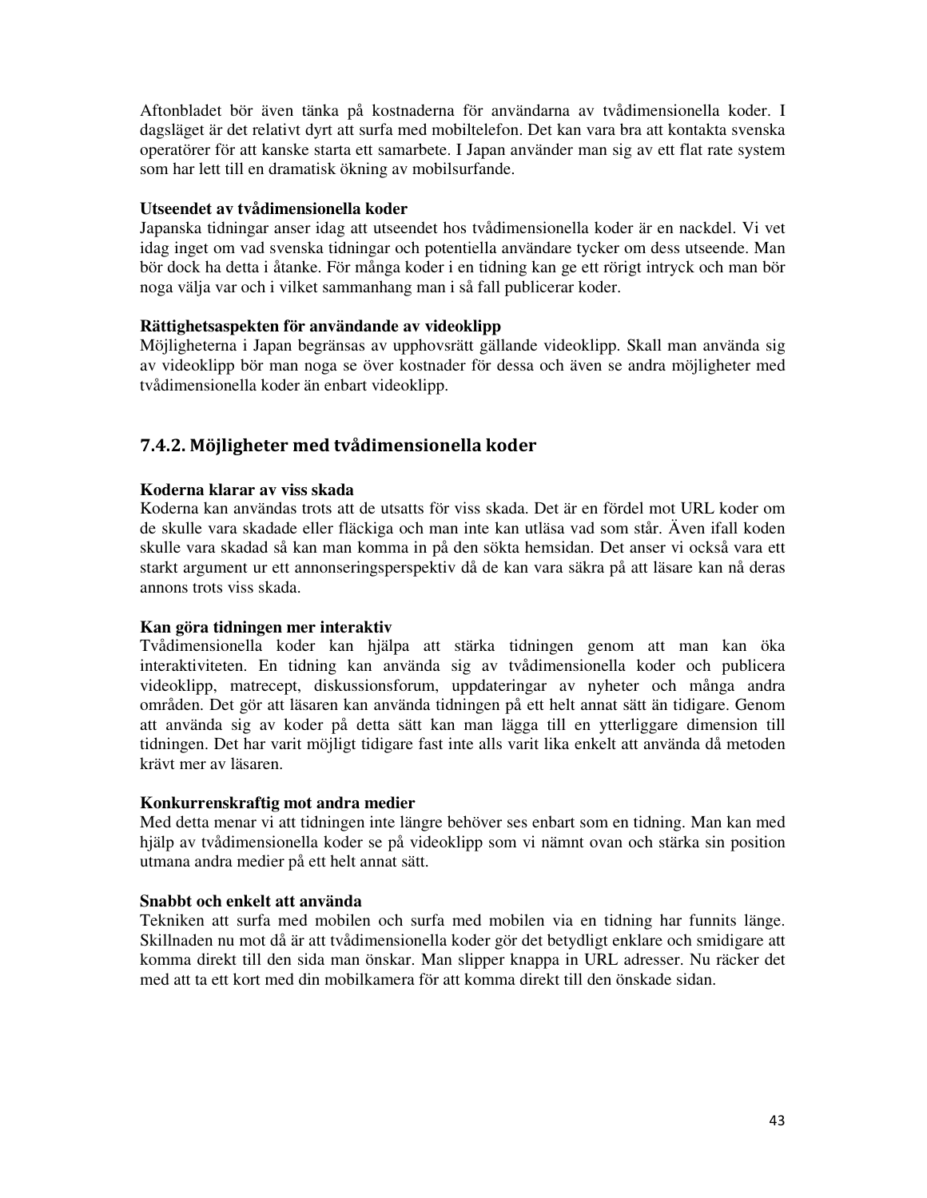Aftonbladet bör även tänka på kostnaderna för användarna av tvådimensionella koder. I dagsläget är det relativt dyrt att surfa med mobiltelefon. Det kan vara bra att kontakta svenska operatörer för att kanske starta ett samarbete. I Japan använder man sig av ett flat rate system som har lett till en dramatisk ökning av mobilsurfande.

**Utseendet av tvådimensionella koder**

Japanska tidningar anser idag att utseendet hos tvådimensionella koder är en nackdel. Vi vet idag inget om vad svenska tidningar och potentiella användare tycker om dess utseende. Man bör dock ha detta i åtanke. För många koder i en tidning kan ge ett rörigt intryck och man bör noga välja var och i vilket sammanhang man i så fall publicerar koder.

**Rättighetsaspekten för användande av videoklipp**

Möjligheterna i Japan begränsas av upphovsrätt gällande videoklipp. Skall man använda sig av videoklipp bör man noga se över kostnader för dessa och även se andra möjligheter med tvådimensionella koder än enbart videoklipp.

### 7.4.2. Möjligheter med tvådimensionella koder

**Koderna klarar av viss skada**

Koderna kan användas trots att de utsatts för viss skada. Det är en fördel mot URL koder om de skulle vara skadade eller fläckiga och man inte kan utläsa vad som står. Även ifall koden skulle vara skadad så kan man komma in på den sökta hemsidan. Det anser vi också vara ett starkt argument ur ett annonseringsperspektiv då de kan vara säkra på att läsare kan nå deras annons trots viss skada.

**Kan göra tidningen mer interaktiv**

Tvådimensionella koder kan hjälpa att stärka tidningen genom att man kan öka interaktiviteten. En tidning kan använda sig av tvådimensionella koder och publicera videoklipp, matrecept, diskussionsforum, uppdateringar av nyheter och många andra områden. Det gör att läsaren kan använda tidningen på ett helt annat sätt än tidigare. Genom att använda sig av koder på detta sätt kan man lägga till en ytterliggare dimension till tidningen. Det har varit möjligt tidigare fast inte alls varit lika enkelt att använda då metoden krävt mer av läsaren.

**Konkurrenskraftig mot andra medier**

Med detta menar vi att tidningen inte längre behöver ses enbart som en tidning. Man kan med hjälp av tvådimensionella koder se på videoklipp som vi nämnt ovan och stärka sin position utmana andra medier på ett helt annat sätt.

**Snabbt och enkelt att använda**

Tekniken att surfa med mobilen och surfa med mobilen via en tidning har funnits länge. Skillnaden nu mot då är att tvådimensionella koder gör det betydligt enklare och smidigare att komma direkt till den sida man önskar. Man slipper knappa in URL adresser. Nu räcker det med att ta ett kort med din mobilkamera för att komma direkt till den önskade sidan.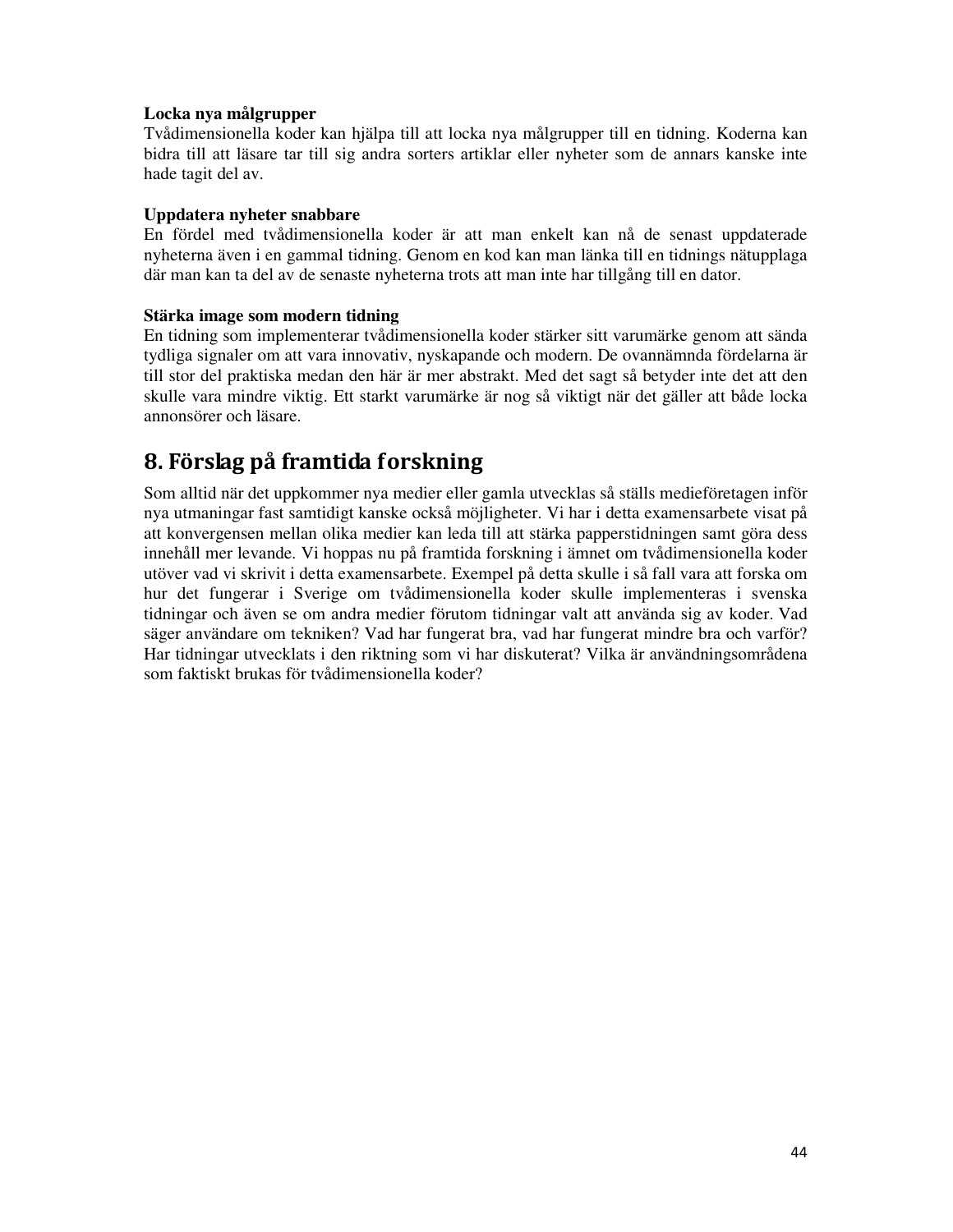**Locka nya målgrupper**

Tvådimensionella koder kan hjälpa till att locka nya målgrupper till en tidning. Koderna kan bidra till att läsare tar till sig andra sorters artiklar eller nyheter som de annars kanske inte hade tagit del av.

**Uppdatera nyheter snabbare**

En fördel med tvådimensionella koder är att man enkelt kan nå de senast uppdaterade nyheterna även i en gammal tidning. Genom en kod kan man länka till en tidnings nätupplaga där man kan ta del av de senaste nyheterna trots att man inte har tillgång till en dator.

**Stärka image som modern tidning**

En tidning som implementerar tvådimensionella koder stärker sitt varumärke genom att sända tydliga signaler om att vara innovativ, nyskapande och modern. De ovannämnda fördelarna är till stor del praktiska medan den här är mer abstrakt. Med det sagt så betyder inte det att den skulle vara mindre viktig. Ett starkt varumärke är nog så viktigt när det gäller att både locka annonsörer och läsare.

# 8. Förslag på framtida forskning

Som alltid när det uppkommer nya medier eller gamla utvecklas så ställs medieföretagen inför nya utmaningar fast samtidigt kanske också möjligheter. Vi har i detta examensarbete visat på att konvergensen mellan olika medier kan leda till att stärka papperstidningen samt göra dess innehåll mer levande. Vi hoppas nu på framtida forskning i ämnet om tvådimensionella koder utöver vad vi skrivit i detta examensarbete. Exempel på detta skulle i så fall vara att forska om hur det fungerar i Sverige om tvådimensionella koder skulle implementeras i svenska tidningar och även se om andra medier förutom tidningar valt att använda sig av koder. Vad säger användare om tekniken? Vad har fungerat bra, vad har fungerat mindre bra och varför? Har tidningar utvecklats i den riktning som vi har diskuterat? Vilka är användningsområdena som faktiskt brukas för tvådimensionella koder?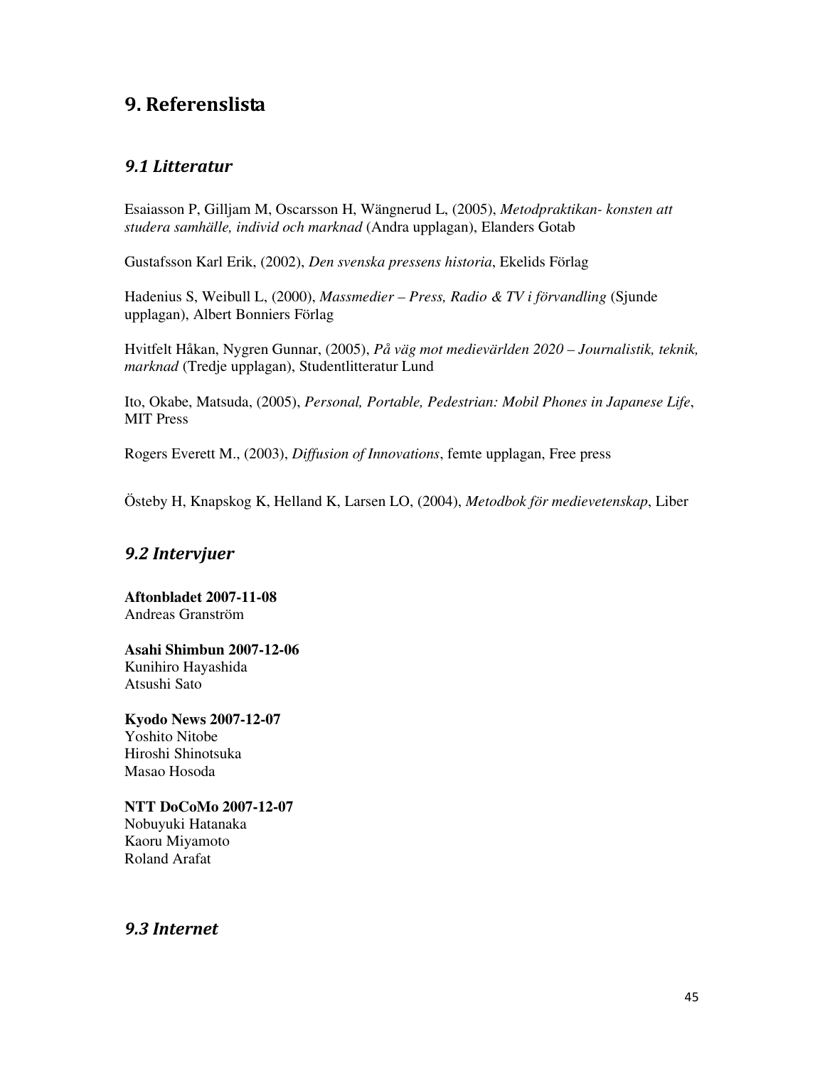# 9. Referenslista

## *9.1 Litteratur*

Esaiasson P, Gilljam M, Oscarsson H, Wängnerud L, (2005), *Metodpraktikan- konsten att studera samhälle, individ och marknad* (Andra upplagan), Elanders Gotab

Gustafsson Karl Erik, (2002), *Den svenska pressens historia*, Ekelids Förlag

Hadenius S, Weibull L, (2000), *Massmedier – Press, Radio & TV i förvandling* (Sjunde upplagan), Albert Bonniers Förlag

Hvitfelt Håkan, Nygren Gunnar, (2005), *På väg mot medievärlden 2020 – Journalistik, teknik, marknad* (Tredje upplagan), Studentlitteratur Lund

Ito, Okabe, Matsuda, (2005), *Personal, Portable, Pedestrian: Mobil Phones in Japanese Life*, MIT Press

Rogers Everett M., (2003), *Diffusion of Innovations*, femte upplagan, Free press

Östeby H, Knapskog K, Helland K, Larsen LO, (2004), *Metodbok för medievetenskap*, Liber

## *9.2 Intervjuer*

**Aftonbladet 2007-11-08**
Andreas Granström

**Asahi Shimbun 2007-12-06**
Kunihiro Hayashida
Atsushi Sato

**Kyodo News 2007-12-07**
Yoshito Nitobe
Hiroshi Shinotsuka
Masao Hosoda

**NTT DoCoMo 2007-12-07**
Nobuyuki Hatanaka
Kaoru Miyamoto
Roland Arafat

## *9.3 Internet*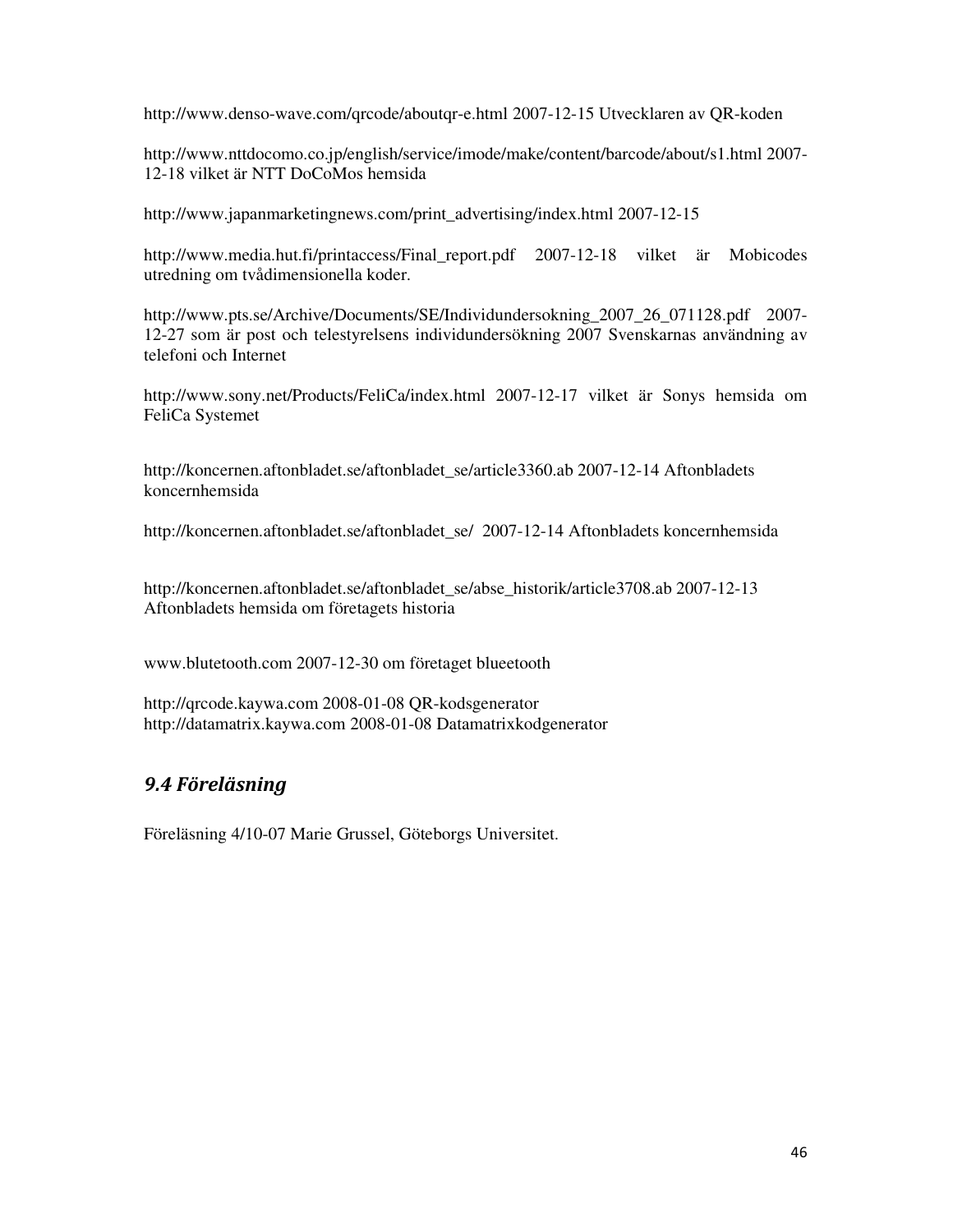http://www.denso-wave.com/qrcode/aboutqr-e.html 2007-12-15 Utvecklaren av QR-koden

http://www.nttdocomo.co.jp/english/service/imode/make/content/barcode/about/s1.html 2007-12-18 vilket är NTT DoCoMos hemsida

http://www.japanmarketingnews.com/print_advertising/index.html 2007-12-15

http://www.media.hut.fi/printaccess/Final_report.pdf 2007-12-18 vilket är Mobicodes utredning om tvådimensionella koder.

http://www.pts.se/Archive/Documents/SE/Individundersokning_2007_26_071128.pdf 2007-12-27 som är post och telestyrelsens individundersökning 2007 Svenskarnas användning av telefoni och Internet

http://www.sony.net/Products/FeliCa/index.html 2007-12-17 vilket är Sonys hemsida om FeliCa Systemet

http://koncernen.aftonbladet.se/aftonbladet_se/article3360.ab 2007-12-14 Aftonbladets koncernhemsida

http://koncernen.aftonbladet.se/aftonbladet_se/ 2007-12-14 Aftonbladets koncernhemsida

http://koncernen.aftonbladet.se/aftonbladet_se/abse_historik/article3708.ab 2007-12-13 Aftonbladets hemsida om företagets historia

www.blutetooth.com 2007-12-30 om företaget blueetooth

http://qrcode.kaywa.com 2008-01-08 QR-kodsgenerator
http://datamatrix.kaywa.com 2008-01-08 Datamatrixkodgenerator

## *9.4 Föreläsning*

Föreläsning 4/10-07 Marie Grussel, Göteborgs Universitet.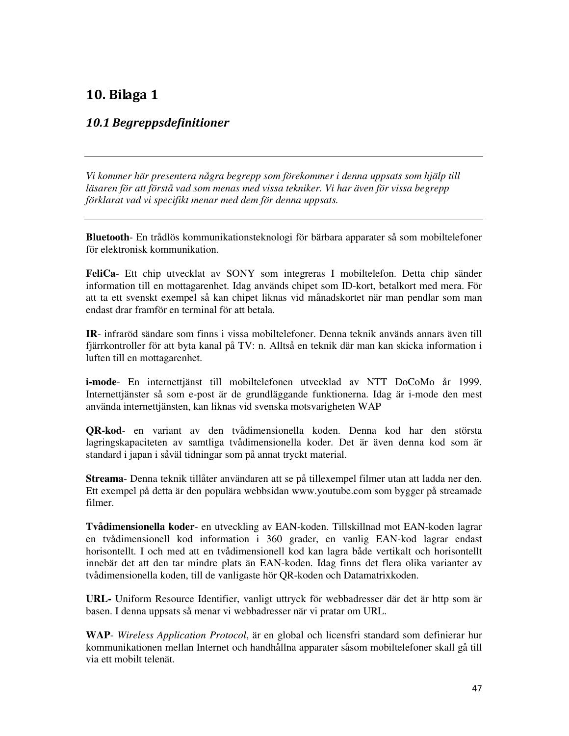# 10. Bilaga 1

## *10.1 Begreppsdefinitioner*

---

*Vi kommer här presentera några begrepp som förekommer i denna uppsats som hjälp till läsaren för att förstå vad som menas med vissa tekniker. Vi har även för vissa begrepp förklarat vad vi specifikt menar med dem för denna uppsats.*

---

**Bluetooth**- En trådlös kommunikationsteknologi för bärbara apparater så som mobiltelefoner för elektronisk kommunikation.

**FeliCa**- Ett chip utvecklat av SONY som integreras I mobiltelefon. Detta chip sänder information till en mottagarenhet. Idag används chipet som ID-kort, betalkort med mera. För att ta ett svenskt exempel så kan chipet liknas vid månadskortet när man pendlar som man endast drar framför en terminal för att betala.

**IR**- infraröd sändare som finns i vissa mobiltelefoner. Denna teknik används annars även till fjärrkontroller för att byta kanal på TV: n. Alltså en teknik där man kan skicka information i luften till en mottagarenhet.

**i-mode**- En internettjänst till mobiltelefonen utvecklad av NTT DoCoMo år 1999. Internettjänster så som e-post är de grundläggande funktionerna. Idag är i-mode den mest använda internettjänsten, kan liknas vid svenska motsvarigheten WAP

**QR-kod**- en variant av den tvådimensionella koden. Denna kod har den största lagringskapaciteten av samtliga tvådimensionella koder. Det är även denna kod som är standard i japan i såväl tidningar som på annat tryckt material.

**Streama**- Denna teknik tillåter användaren att se på tillexempel filmer utan att ladda ner den. Ett exempel på detta är den populära webbsidan www.youtube.com som bygger på streamade filmer.

**Tvådimensionella koder**- en utveckling av EAN-koden. Tillskillnad mot EAN-koden lagrar en tvådimensionell kod information i 360 grader, en vanlig EAN-kod lagrar endast horisontellt. I och med att en tvådimensionell kod kan lagra både vertikalt och horisontellt innebär det att den tar mindre plats än EAN-koden. Idag finns det flera olika varianter av tvådimensionella koden, till de vanligaste hör QR-koden och Datamatrixkoden.

**URL-** Uniform Resource Identifier, vanligt uttryck för webbadresser där det är http som är basen. I denna uppsats så menar vi webbadresser när vi pratar om URL.

**WAP**- *Wireless Application Protocol*, är en global och licensfri standard som definierar hur kommunikationen mellan Internet och handhållna apparater såsom mobiltelefoner skall gå till via ett mobilt telenät.